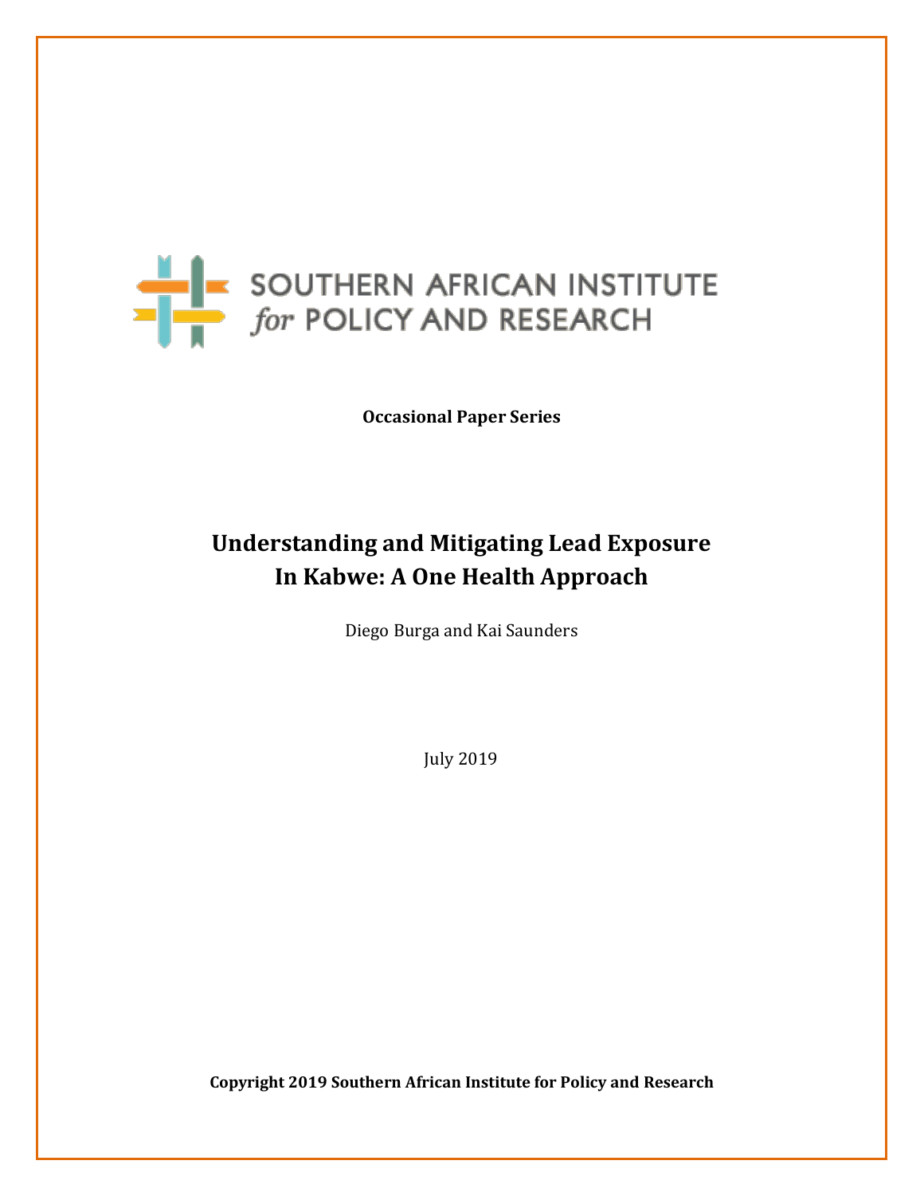SOUTHERN AFRICAN INSTITUTE
*for* POLICY AND RESEARCH

**Occasional Paper Series**

# Understanding and Mitigating Lead Exposure In Kabwe: A One Health Approach

Diego Burga and Kai Saunders

July 2019

**Copyright 2019 Southern African Institute for Policy and Research**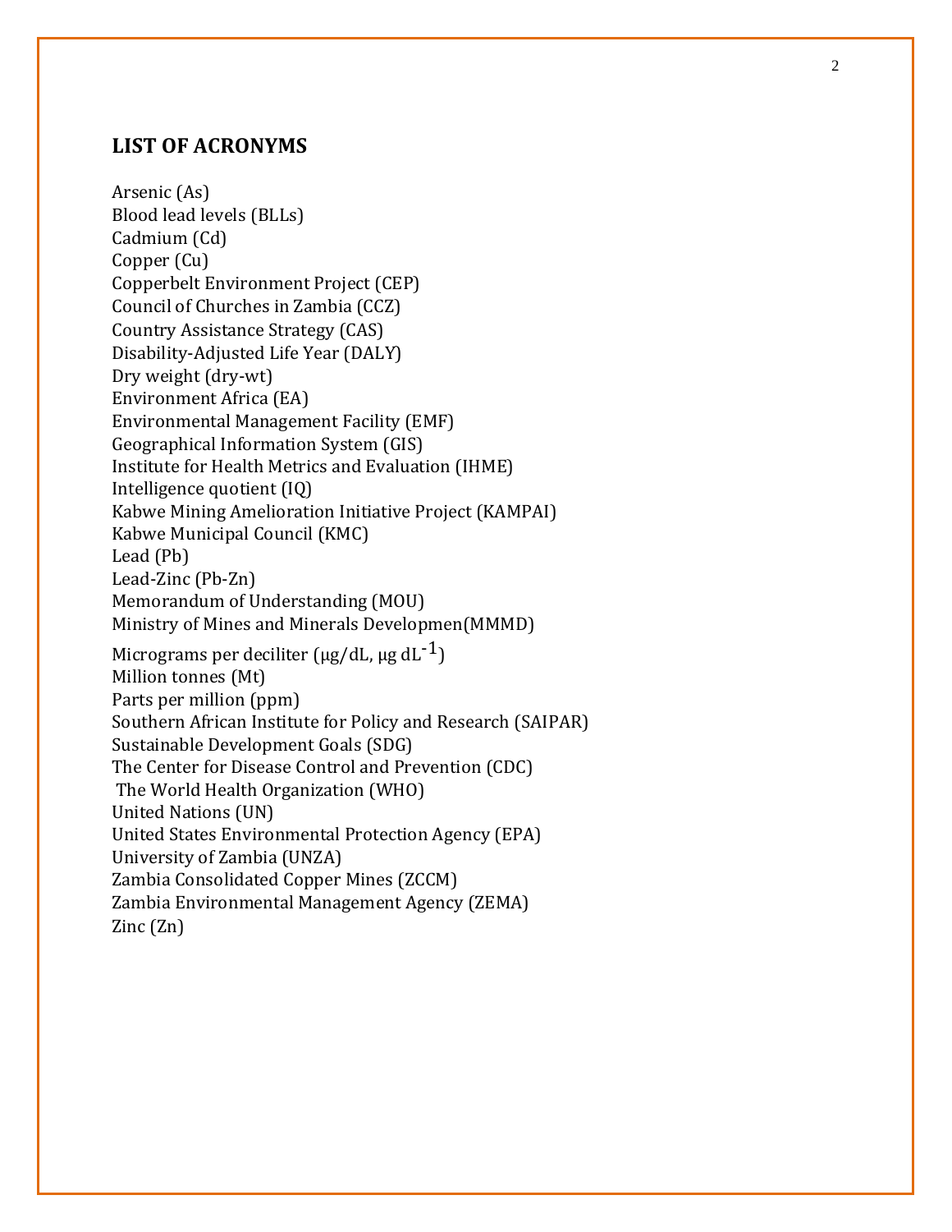## LIST OF ACRONYMS

Arsenic (As)
Blood lead levels (BLLs)
Cadmium (Cd)
Copper (Cu)
Copperbelt Environment Project (CEP)
Council of Churches in Zambia (CCZ)
Country Assistance Strategy (CAS)
Disability-Adjusted Life Year (DALY)
Dry weight (dry-wt)
Environment Africa (EA)
Environmental Management Facility (EMF)
Geographical Information System (GIS)
Institute for Health Metrics and Evaluation (IHME)
Intelligence quotient (IQ)
Kabwe Mining Amelioration Initiative Project (KAMPAI)
Kabwe Municipal Council (KMC)
Lead (Pb)
Lead-Zinc (Pb-Zn)
Memorandum of Understanding (MOU)
Ministry of Mines and Minerals Developmen(MMMD)
Micrograms per deciliter (μg/dL, μg $dL^{-1}$)
Million tonnes (Mt)
Parts per million (ppm)
Southern African Institute for Policy and Research (SAIPAR)
Sustainable Development Goals (SDG)
The Center for Disease Control and Prevention (CDC)
The World Health Organization (WHO)
United Nations (UN)
United States Environmental Protection Agency (EPA)
University of Zambia (UNZA)
Zambia Consolidated Copper Mines (ZCCM)
Zambia Environmental Management Agency (ZEMA)
Zinc (Zn)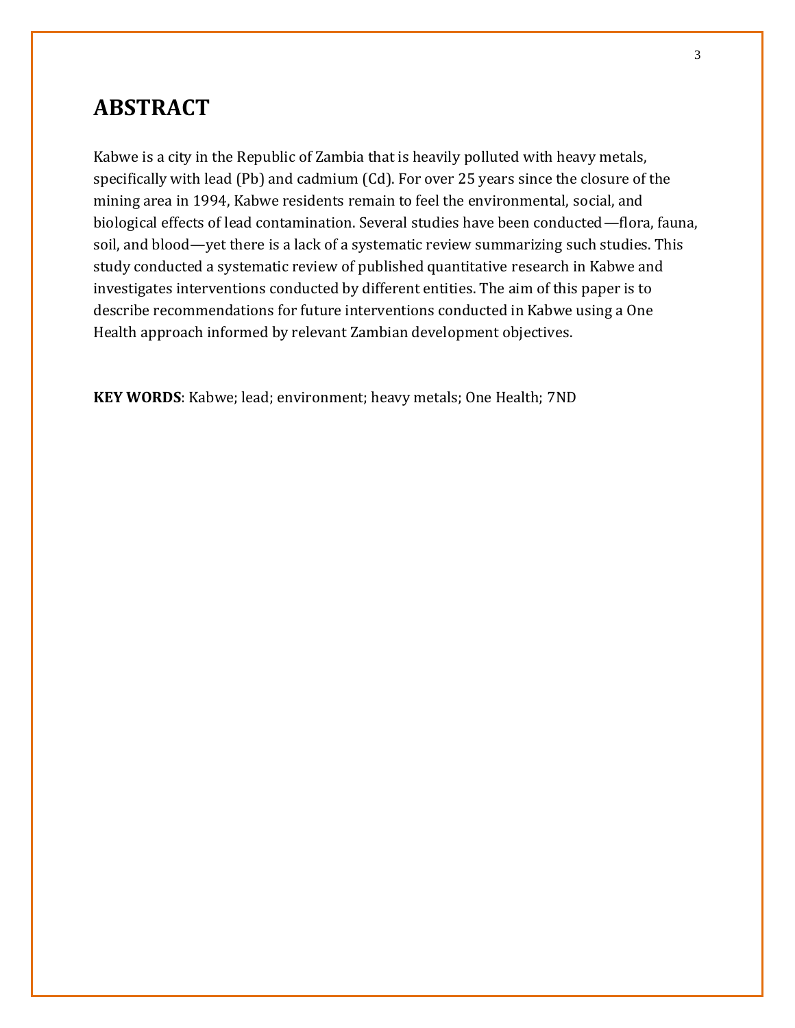# ABSTRACT

Kabwe is a city in the Republic of Zambia that is heavily polluted with heavy metals, specifically with lead (Pb) and cadmium (Cd). For over 25 years since the closure of the mining area in 1994, Kabwe residents remain to feel the environmental, social, and biological effects of lead contamination. Several studies have been conducted—flora, fauna, soil, and blood—yet there is a lack of a systematic review summarizing such studies. This study conducted a systematic review of published quantitative research in Kabwe and investigates interventions conducted by different entities. The aim of this paper is to describe recommendations for future interventions conducted in Kabwe using a One Health approach informed by relevant Zambian development objectives.

**KEY WORDS**: Kabwe; lead; environment; heavy metals; One Health; 7ND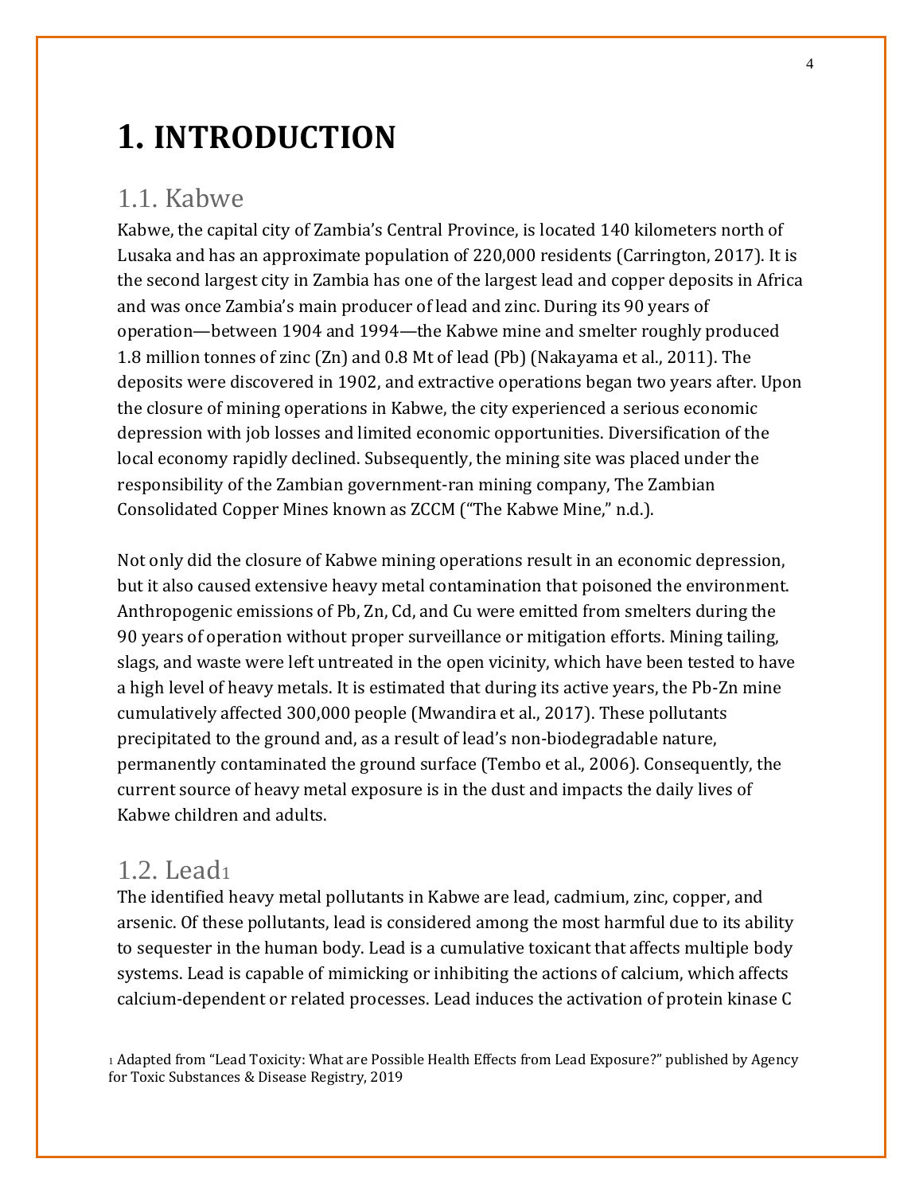# 1. INTRODUCTION

## 1.1. Kabwe

Kabwe, the capital city of Zambia's Central Province, is located 140 kilometers north of Lusaka and has an approximate population of 220,000 residents (Carrington, 2017). It is the second largest city in Zambia has one of the largest lead and copper deposits in Africa and was once Zambia's main producer of lead and zinc. During its 90 years of operation—between 1904 and 1994—the Kabwe mine and smelter roughly produced 1.8 million tonnes of zinc (Zn) and 0.8 Mt of lead (Pb) (Nakayama et al., 2011). The deposits were discovered in 1902, and extractive operations began two years after. Upon the closure of mining operations in Kabwe, the city experienced a serious economic depression with job losses and limited economic opportunities. Diversification of the local economy rapidly declined. Subsequently, the mining site was placed under the responsibility of the Zambian government-ran mining company, The Zambian Consolidated Copper Mines known as ZCCM ("The Kabwe Mine," n.d.).

Not only did the closure of Kabwe mining operations result in an economic depression, but it also caused extensive heavy metal contamination that poisoned the environment. Anthropogenic emissions of Pb, Zn, Cd, and Cu were emitted from smelters during the 90 years of operation without proper surveillance or mitigation efforts. Mining tailing, slags, and waste were left untreated in the open vicinity, which have been tested to have a high level of heavy metals. It is estimated that during its active years, the Pb-Zn mine cumulatively affected 300,000 people (Mwandira et al., 2017). These pollutants precipitated to the ground and, as a result of lead's non-biodegradable nature, permanently contaminated the ground surface (Tembo et al., 2006). Consequently, the current source of heavy metal exposure is in the dust and impacts the daily lives of Kabwe children and adults.

## 1.2. Lead[1]

The identified heavy metal pollutants in Kabwe are lead, cadmium, zinc, copper, and arsenic. Of these pollutants, lead is considered among the most harmful due to its ability to sequester in the human body. Lead is a cumulative toxicant that affects multiple body systems. Lead is capable of mimicking or inhibiting the actions of calcium, which affects calcium-dependent or related processes. Lead induces the activation of protein kinase C

[1] Adapted from "Lead Toxicity: What are Possible Health Effects from Lead Exposure?" published by Agency for Toxic Substances & Disease Registry, 2019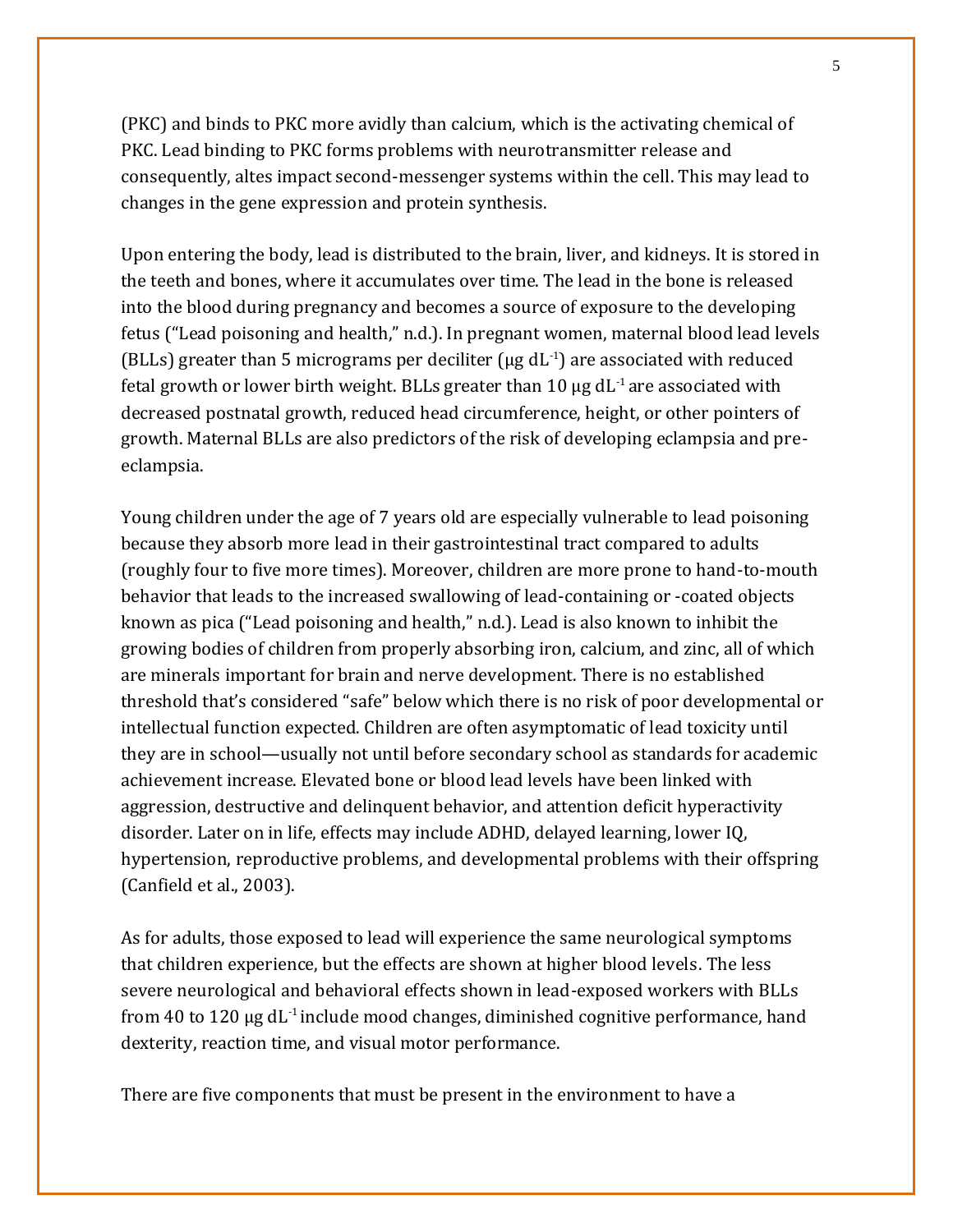(PKC) and binds to PKC more avidly than calcium, which is the activating chemical of PKC. Lead binding to PKC forms problems with neurotransmitter release and consequently, altes impact second-messenger systems within the cell. This may lead to changes in the gene expression and protein synthesis.

Upon entering the body, lead is distributed to the brain, liver, and kidneys. It is stored in the teeth and bones, where it accumulates over time. The lead in the bone is released into the blood during pregnancy and becomes a source of exposure to the developing fetus ("Lead poisoning and health," n.d.). In pregnant women, maternal blood lead levels (BLLs) greater than 5 micrograms per deciliter ($\mu g\ dL^{-1}$) are associated with reduced fetal growth or lower birth weight. BLLs greater than 10 $\mu g\ dL^{-1}$ are associated with decreased postnatal growth, reduced head circumference, height, or other pointers of growth. Maternal BLLs are also predictors of the risk of developing eclampsia and pre-eclampsia.

Young children under the age of 7 years old are especially vulnerable to lead poisoning because they absorb more lead in their gastrointestinal tract compared to adults (roughly four to five more times). Moreover, children are more prone to hand-to-mouth behavior that leads to the increased swallowing of lead-containing or -coated objects known as pica ("Lead poisoning and health," n.d.). Lead is also known to inhibit the growing bodies of children from properly absorbing iron, calcium, and zinc, all of which are minerals important for brain and nerve development. There is no established threshold that's considered "safe" below which there is no risk of poor developmental or intellectual function expected. Children are often asymptomatic of lead toxicity until they are in school—usually not until before secondary school as standards for academic achievement increase. Elevated bone or blood lead levels have been linked with aggression, destructive and delinquent behavior, and attention deficit hyperactivity disorder. Later on in life, effects may include ADHD, delayed learning, lower IQ, hypertension, reproductive problems, and developmental problems with their offspring (Canfield et al., 2003).

As for adults, those exposed to lead will experience the same neurological symptoms that children experience, but the effects are shown at higher blood levels. The less severe neurological and behavioral effects shown in lead-exposed workers with BLLs from 40 to 120 $\mu g\ dL^{-1}$ include mood changes, diminished cognitive performance, hand dexterity, reaction time, and visual motor performance.

There are five components that must be present in the environment to have a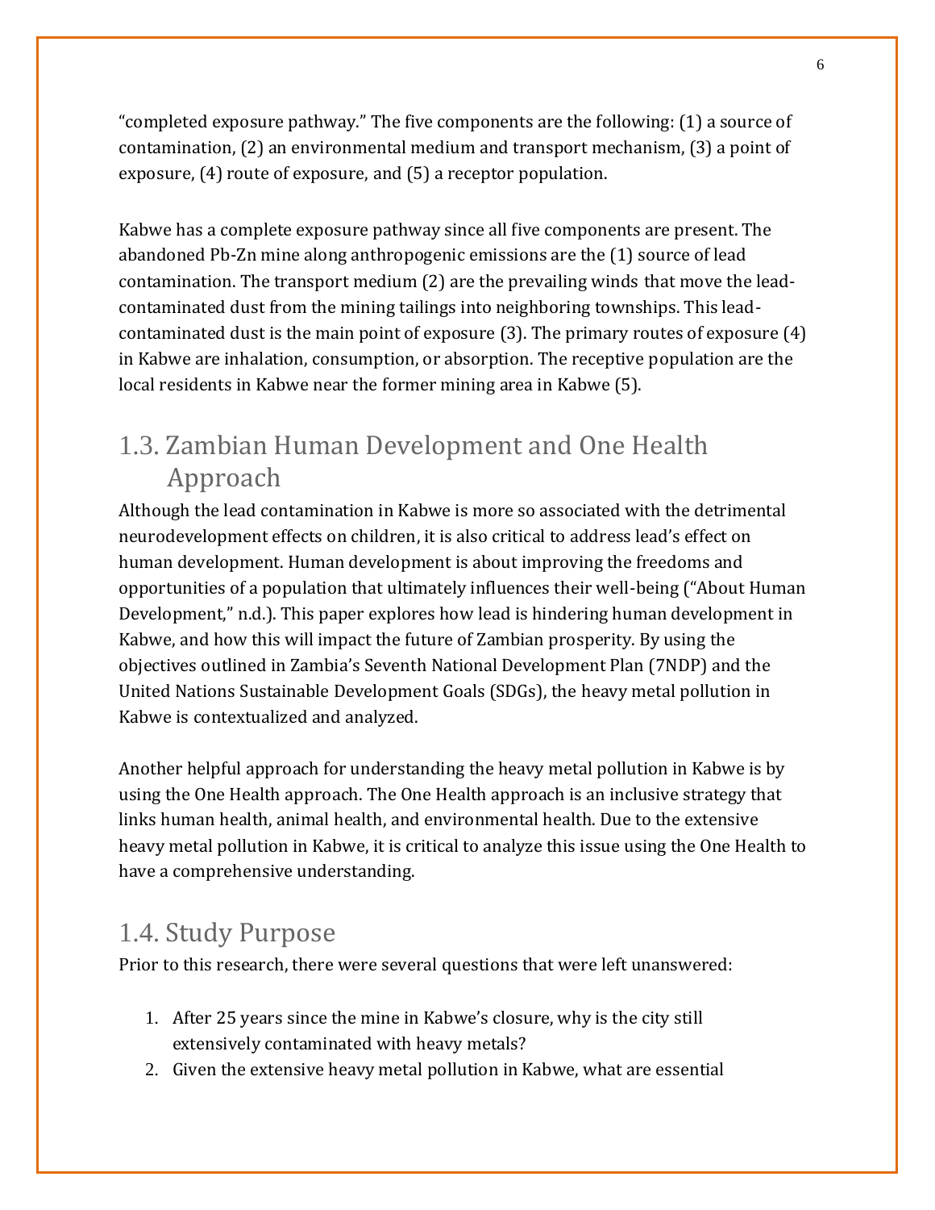"completed exposure pathway." The five components are the following: (1) a source of contamination, (2) an environmental medium and transport mechanism, (3) a point of exposure, (4) route of exposure, and (5) a receptor population.

Kabwe has a complete exposure pathway since all five components are present. The abandoned Pb-Zn mine along anthropogenic emissions are the (1) source of lead contamination. The transport medium (2) are the prevailing winds that move the lead-contaminated dust from the mining tailings into neighboring townships. This lead-contaminated dust is the main point of exposure (3). The primary routes of exposure (4) in Kabwe are inhalation, consumption, or absorption. The receptive population are the local residents in Kabwe near the former mining area in Kabwe (5).

## 1.3. Zambian Human Development and One Health Approach

Although the lead contamination in Kabwe is more so associated with the detrimental neurodevelopment effects on children, it is also critical to address lead's effect on human development. Human development is about improving the freedoms and opportunities of a population that ultimately influences their well-being ("About Human Development," n.d.). This paper explores how lead is hindering human development in Kabwe, and how this will impact the future of Zambian prosperity. By using the objectives outlined in Zambia's Seventh National Development Plan (7NDP) and the United Nations Sustainable Development Goals (SDGs), the heavy metal pollution in Kabwe is contextualized and analyzed.

Another helpful approach for understanding the heavy metal pollution in Kabwe is by using the One Health approach. The One Health approach is an inclusive strategy that links human health, animal health, and environmental health. Due to the extensive heavy metal pollution in Kabwe, it is critical to analyze this issue using the One Health to have a comprehensive understanding.

## 1.4. Study Purpose

Prior to this research, there were several questions that were left unanswered:

1. After 25 years since the mine in Kabwe's closure, why is the city still extensively contaminated with heavy metals?
2. Given the extensive heavy metal pollution in Kabwe, what are essential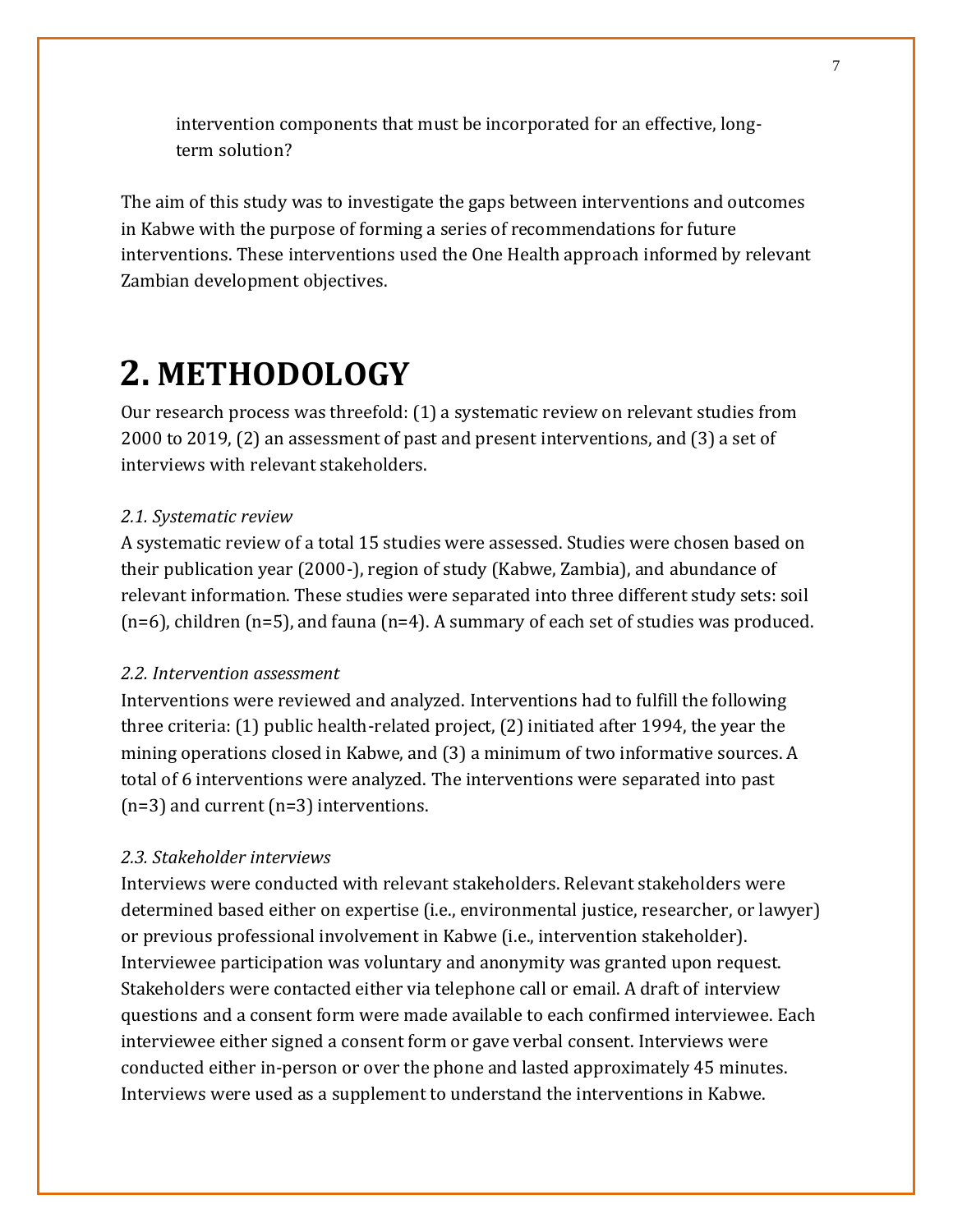intervention components that must be incorporated for an effective, long-term solution?

The aim of this study was to investigate the gaps between interventions and outcomes in Kabwe with the purpose of forming a series of recommendations for future interventions. These interventions used the One Health approach informed by relevant Zambian development objectives.

# 2. METHODOLOGY

Our research process was threefold: (1) a systematic review on relevant studies from 2000 to 2019, (2) an assessment of past and present interventions, and (3) a set of interviews with relevant stakeholders.

### *2.1. Systematic review*

A systematic review of a total 15 studies were assessed. Studies were chosen based on their publication year (2000-), region of study (Kabwe, Zambia), and abundance of relevant information. These studies were separated into three different study sets: soil (n=6), children (n=5), and fauna (n=4). A summary of each set of studies was produced.

### *2.2. Intervention assessment*

Interventions were reviewed and analyzed. Interventions had to fulfill the following three criteria: (1) public health-related project, (2) initiated after 1994, the year the mining operations closed in Kabwe, and (3) a minimum of two informative sources. A total of 6 interventions were analyzed. The interventions were separated into past (n=3) and current (n=3) interventions.

### *2.3. Stakeholder interviews*

Interviews were conducted with relevant stakeholders. Relevant stakeholders were determined based either on expertise (i.e., environmental justice, researcher, or lawyer) or previous professional involvement in Kabwe (i.e., intervention stakeholder). Interviewee participation was voluntary and anonymity was granted upon request. Stakeholders were contacted either via telephone call or email. A draft of interview questions and a consent form were made available to each confirmed interviewee. Each interviewee either signed a consent form or gave verbal consent. Interviews were conducted either in-person or over the phone and lasted approximately 45 minutes. Interviews were used as a supplement to understand the interventions in Kabwe.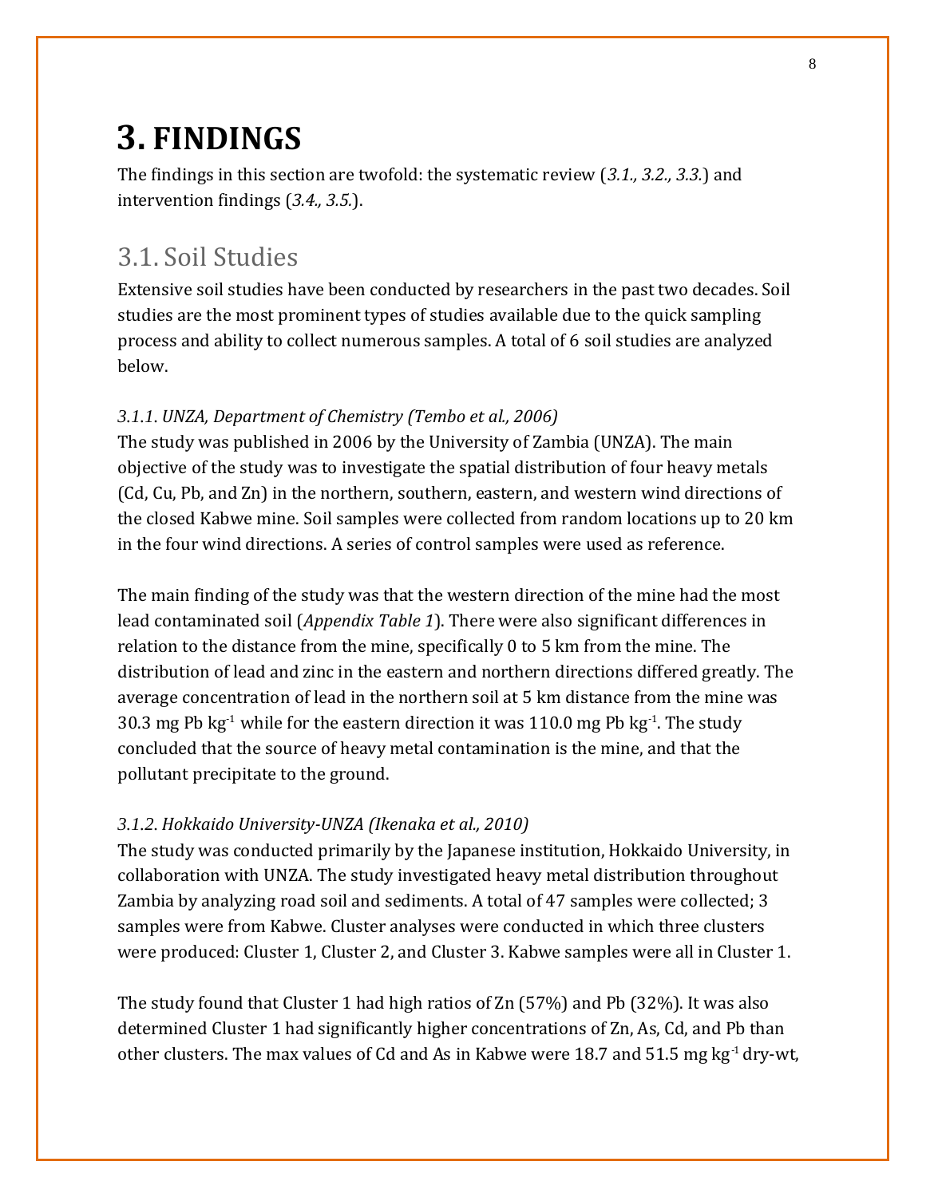# 3. FINDINGS

The findings in this section are twofold: the systematic review (*3.1., 3.2., 3.3.*) and intervention findings (*3.4., 3.5.*).

## 3.1. Soil Studies

Extensive soil studies have been conducted by researchers in the past two decades. Soil studies are the most prominent types of studies available due to the quick sampling process and ability to collect numerous samples. A total of 6 soil studies are analyzed below.

### *3.1.1. UNZA, Department of Chemistry (Tembo et al., 2006)*

The study was published in 2006 by the University of Zambia (UNZA). The main objective of the study was to investigate the spatial distribution of four heavy metals (Cd, Cu, Pb, and Zn) in the northern, southern, eastern, and western wind directions of the closed Kabwe mine. Soil samples were collected from random locations up to 20 km in the four wind directions. A series of control samples were used as reference.

The main finding of the study was that the western direction of the mine had the most lead contaminated soil (*Appendix Table 1*). There were also significant differences in relation to the distance from the mine, specifically 0 to 5 km from the mine. The distribution of lead and zinc in the eastern and northern directions differed greatly. The average concentration of lead in the northern soil at 5 km distance from the mine was 30.3 mg Pb $kg^{-1}$ while for the eastern direction it was 110.0 mg Pb $kg^{-1}$. The study concluded that the source of heavy metal contamination is the mine, and that the pollutant precipitate to the ground.

### *3.1.2. Hokkaido University-UNZA (Ikenaka et al., 2010)*

The study was conducted primarily by the Japanese institution, Hokkaido University, in collaboration with UNZA. The study investigated heavy metal distribution throughout Zambia by analyzing road soil and sediments. A total of 47 samples were collected; 3 samples were from Kabwe. Cluster analyses were conducted in which three clusters were produced: Cluster 1, Cluster 2, and Cluster 3. Kabwe samples were all in Cluster 1.

The study found that Cluster 1 had high ratios of Zn (57%) and Pb (32%). It was also determined Cluster 1 had significantly higher concentrations of Zn, As, Cd, and Pb than other clusters. The max values of Cd and As in Kabwe were 18.7 and 51.5 mg $kg^{-1}$ dry-wt,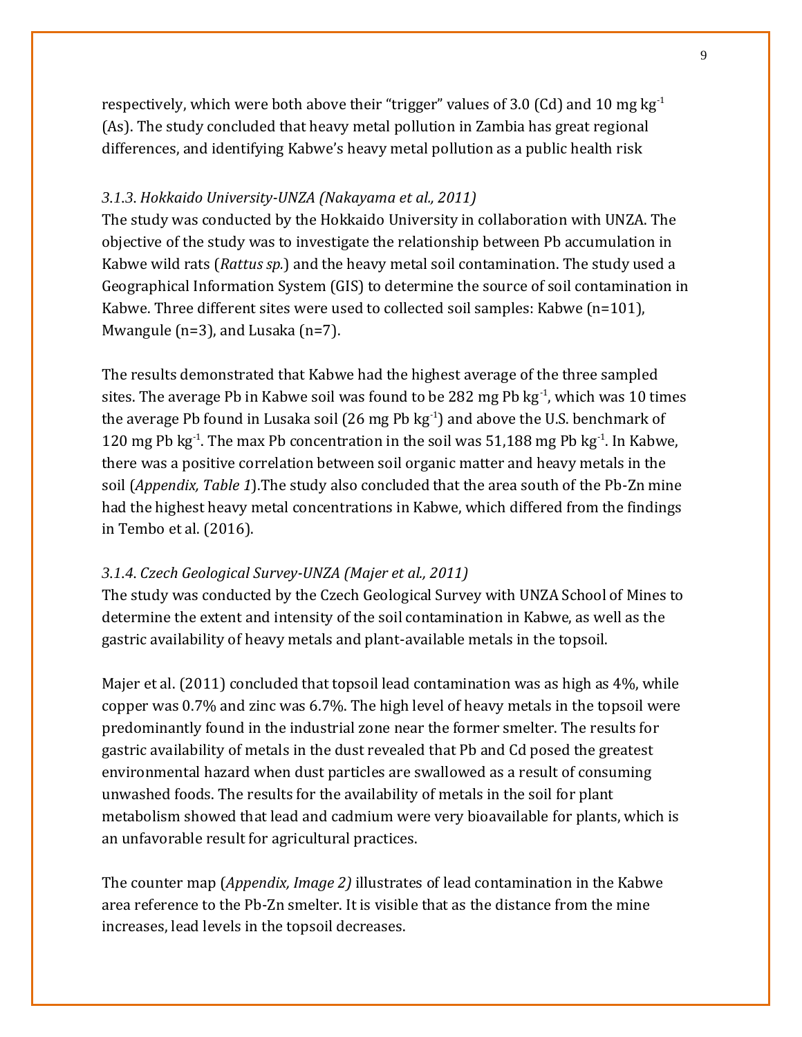respectively, which were both above their "trigger" values of 3.0 (Cd) and 10 mg $kg^{-1}$ (As). The study concluded that heavy metal pollution in Zambia has great regional differences, and identifying Kabwe's heavy metal pollution as a public health risk

### *3.1.3. Hokkaido University-UNZA (Nakayama et al., 2011)*

The study was conducted by the Hokkaido University in collaboration with UNZA. The objective of the study was to investigate the relationship between Pb accumulation in Kabwe wild rats (*Rattus sp.*) and the heavy metal soil contamination. The study used a Geographical Information System (GIS) to determine the source of soil contamination in Kabwe. Three different sites were used to collected soil samples: Kabwe (n=101), Mwangule (n=3), and Lusaka (n=7).

The results demonstrated that Kabwe had the highest average of the three sampled sites. The average Pb in Kabwe soil was found to be 282 mg Pb $kg^{-1}$, which was 10 times the average Pb found in Lusaka soil (26 mg Pb $kg^{-1}$) and above the U.S. benchmark of 120 mg Pb $kg^{-1}$. The max Pb concentration in the soil was 51,188 mg Pb $kg^{-1}$. In Kabwe, there was a positive correlation between soil organic matter and heavy metals in the soil (*Appendix, Table 1*).The study also concluded that the area south of the Pb-Zn mine had the highest heavy metal concentrations in Kabwe, which differed from the findings in Tembo et al. (2016).

### *3.1.4. Czech Geological Survey-UNZA (Majer et al., 2011)*

The study was conducted by the Czech Geological Survey with UNZA School of Mines to determine the extent and intensity of the soil contamination in Kabwe, as well as the gastric availability of heavy metals and plant-available metals in the topsoil.

Majer et al. (2011) concluded that topsoil lead contamination was as high as 4%, while copper was 0.7% and zinc was 6.7%. The high level of heavy metals in the topsoil were predominantly found in the industrial zone near the former smelter. The results for gastric availability of metals in the dust revealed that Pb and Cd posed the greatest environmental hazard when dust particles are swallowed as a result of consuming unwashed foods. The results for the availability of metals in the soil for plant metabolism showed that lead and cadmium were very bioavailable for plants, which is an unfavorable result for agricultural practices.

The counter map (*Appendix, Image 2)* illustrates of lead contamination in the Kabwe area reference to the Pb-Zn smelter. It is visible that as the distance from the mine increases, lead levels in the topsoil decreases.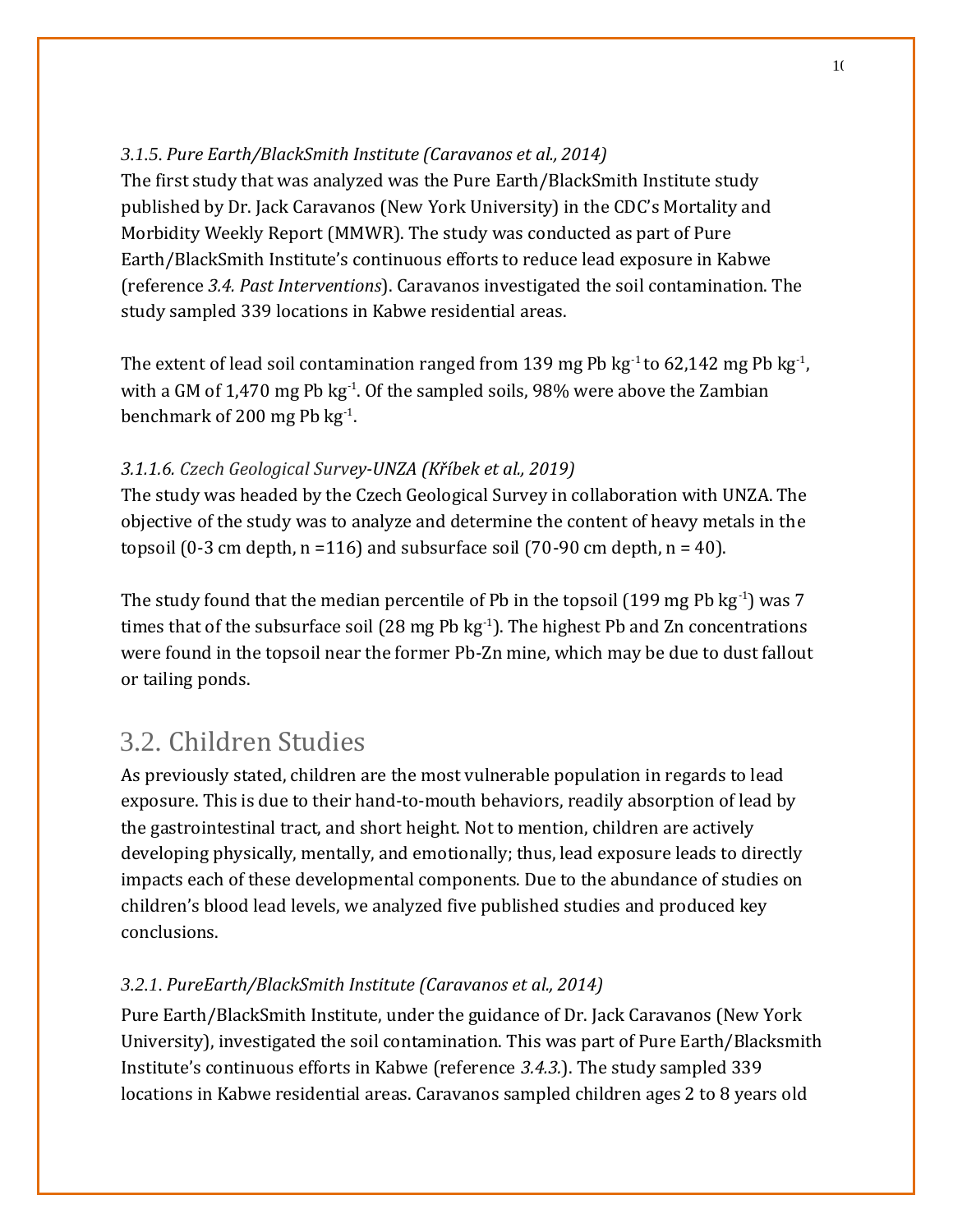#### *3.1.5. Pure Earth/BlackSmith Institute (Caravanos et al., 2014)*

The first study that was analyzed was the Pure Earth/BlackSmith Institute study published by Dr. Jack Caravanos (New York University) in the CDC's Mortality and Morbidity Weekly Report (MMWR). The study was conducted as part of Pure Earth/BlackSmith Institute's continuous efforts to reduce lead exposure in Kabwe (reference *3.4. Past Interventions*). Caravanos investigated the soil contamination. The study sampled 339 locations in Kabwe residential areas.

The extent of lead soil contamination ranged from 139 mg Pb $kg^{-1}$ to 62,142 mg Pb $kg^{-1}$, with a GM of 1,470 mg Pb $kg^{-1}$. Of the sampled soils, 98% were above the Zambian benchmark of 200 mg Pb $kg^{-1}$.

#### *3.1.1.6. Czech Geological Survey-UNZA (Kříbek et al., 2019)*

The study was headed by the Czech Geological Survey in collaboration with UNZA. The objective of the study was to analyze and determine the content of heavy metals in the topsoil (0-3 cm depth, n =116) and subsurface soil (70-90 cm depth, n = 40).

The study found that the median percentile of Pb in the topsoil (199 mg Pb $kg^{-1}$) was 7 times that of the subsurface soil (28 mg Pb $kg^{-1}$). The highest Pb and Zn concentrations were found in the topsoil near the former Pb-Zn mine, which may be due to dust fallout or tailing ponds.

## 3.2. Children Studies

As previously stated, children are the most vulnerable population in regards to lead exposure. This is due to their hand-to-mouth behaviors, readily absorption of lead by the gastrointestinal tract, and short height. Not to mention, children are actively developing physically, mentally, and emotionally; thus, lead exposure leads to directly impacts each of these developmental components. Due to the abundance of studies on children's blood lead levels, we analyzed five published studies and produced key conclusions.

#### *3.2.1. PureEarth/BlackSmith Institute (Caravanos et al., 2014)*

Pure Earth/BlackSmith Institute, under the guidance of Dr. Jack Caravanos (New York University), investigated the soil contamination. This was part of Pure Earth/Blacksmith Institute's continuous efforts in Kabwe (reference *3.4.3.*). The study sampled 339 locations in Kabwe residential areas. Caravanos sampled children ages 2 to 8 years old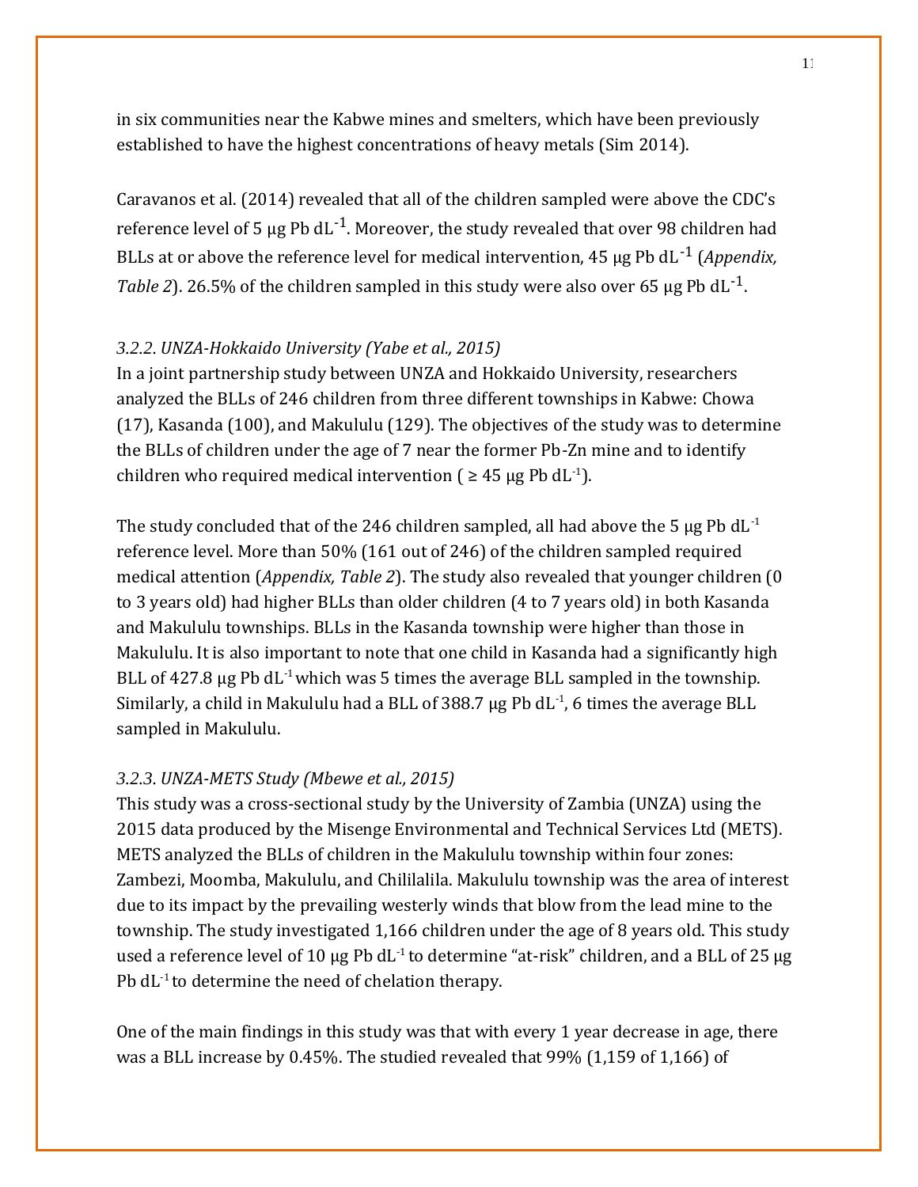in six communities near the Kabwe mines and smelters, which have been previously established to have the highest concentrations of heavy metals (Sim 2014).

Caravanos et al. (2014) revealed that all of the children sampled were above the CDC's reference level of 5 μg Pb $dL^{-1}$. Moreover, the study revealed that over 98 children had BLLs at or above the reference level for medical intervention, 45 μg Pb $dL^{-1}$ (*Appendix, Table 2*). 26.5% of the children sampled in this study were also over 65 μg Pb $dL^{-1}$.

### *3.2.2. UNZA-Hokkaido University (Yabe et al., 2015)*

In a joint partnership study between UNZA and Hokkaido University, researchers analyzed the BLLs of 246 children from three different townships in Kabwe: Chowa (17), Kasanda (100), and Makululu (129). The objectives of the study was to determine the BLLs of children under the age of 7 near the former Pb-Zn mine and to identify children who required medical intervention ( ≥ 45 μg Pb $dL^{-1}$).

The study concluded that of the 246 children sampled, all had above the 5 μg Pb $dL^{-1}$ reference level. More than 50% (161 out of 246) of the children sampled required medical attention (*Appendix, Table 2*). The study also revealed that younger children (0 to 3 years old) had higher BLLs than older children (4 to 7 years old) in both Kasanda and Makululu townships. BLLs in the Kasanda township were higher than those in Makululu. It is also important to note that one child in Kasanda had a significantly high BLL of 427.8 μg Pb $dL^{-1}$ which was 5 times the average BLL sampled in the township. Similarly, a child in Makululu had a BLL of 388.7 μg Pb $dL^{-1}$, 6 times the average BLL sampled in Makululu.

### *3.2.3. UNZA-METS Study (Mbewe et al., 2015)*

This study was a cross-sectional study by the University of Zambia (UNZA) using the 2015 data produced by the Misenge Environmental and Technical Services Ltd (METS). METS analyzed the BLLs of children in the Makululu township within four zones: Zambezi, Moomba, Makululu, and Chililalila. Makululu township was the area of interest due to its impact by the prevailing westerly winds that blow from the lead mine to the township. The study investigated 1,166 children under the age of 8 years old. This study used a reference level of 10 μg Pb $dL^{-1}$ to determine "at-risk" children, and a BLL of 25 μg Pb $dL^{-1}$ to determine the need of chelation therapy.

One of the main findings in this study was that with every 1 year decrease in age, there was a BLL increase by 0.45%. The studied revealed that 99% (1,159 of 1,166) of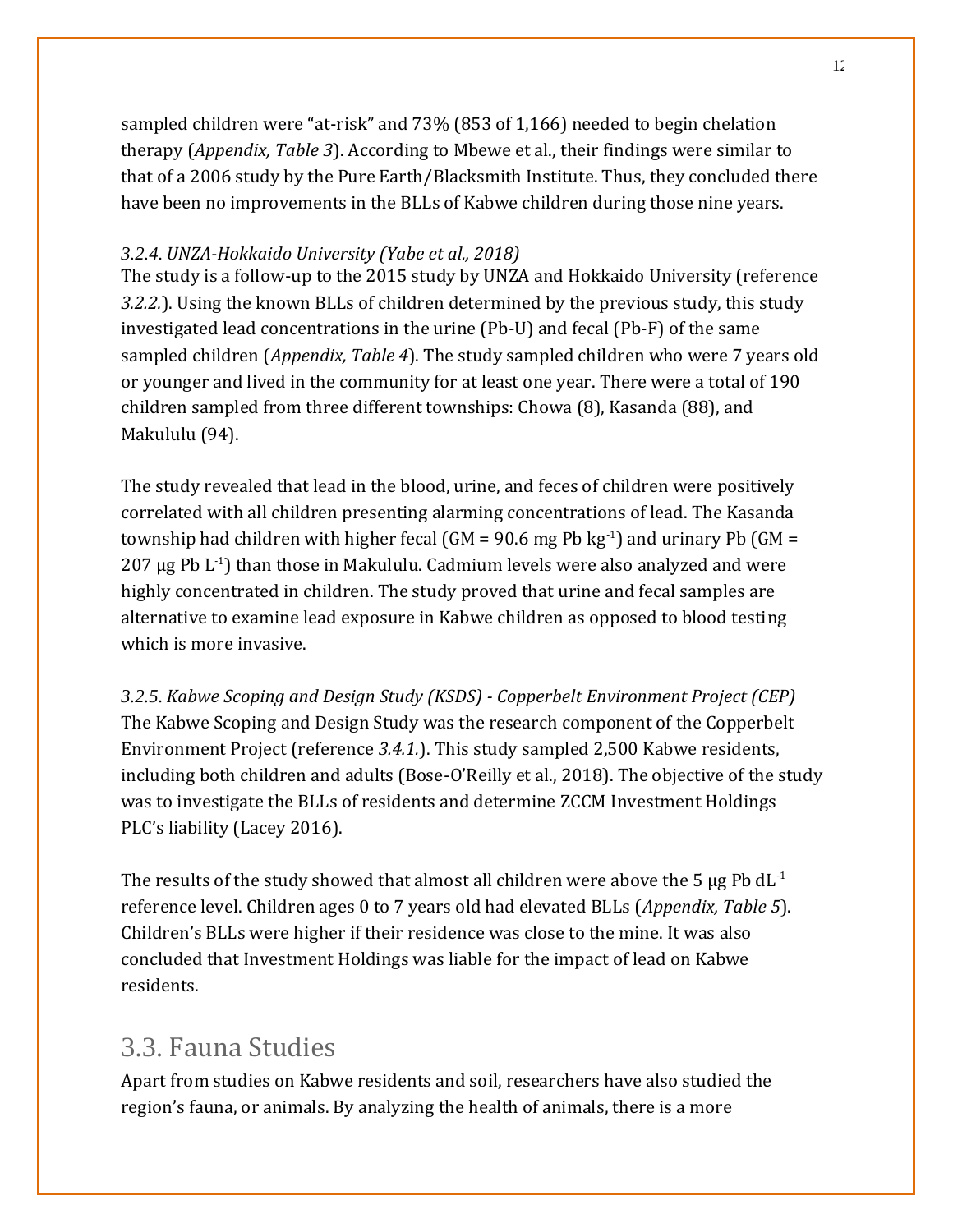sampled children were "at-risk" and 73% (853 of 1,166) needed to begin chelation therapy (*Appendix, Table 3*). According to Mbewe et al., their findings were similar to that of a 2006 study by the Pure Earth/Blacksmith Institute. Thus, they concluded there have been no improvements in the BLLs of Kabwe children during those nine years.

### *3.2.4. UNZA-Hokkaido University (Yabe et al., 2018)*

The study is a follow-up to the 2015 study by UNZA and Hokkaido University (reference *3.2.2.*). Using the known BLLs of children determined by the previous study, this study investigated lead concentrations in the urine (Pb-U) and fecal (Pb-F) of the same sampled children (*Appendix, Table 4*). The study sampled children who were 7 years old or younger and lived in the community for at least one year. There were a total of 190 children sampled from three different townships: Chowa (8), Kasanda (88), and Makululu (94).

The study revealed that lead in the blood, urine, and feces of children were positively correlated with all children presenting alarming concentrations of lead. The Kasanda township had children with higher fecal (GM = 90.6 mg Pb $kg^{-1}$) and urinary Pb (GM = 207 µg Pb $L^{-1}$) than those in Makululu. Cadmium levels were also analyzed and were highly concentrated in children. The study proved that urine and fecal samples are alternative to examine lead exposure in Kabwe children as opposed to blood testing which is more invasive.

### *3.2.5. Kabwe Scoping and Design Study (KSDS) - Copperbelt Environment Project (CEP)*

The Kabwe Scoping and Design Study was the research component of the Copperbelt Environment Project (reference *3.4.1.*). This study sampled 2,500 Kabwe residents, including both children and adults (Bose-O'Reilly et al., 2018). The objective of the study was to investigate the BLLs of residents and determine ZCCM Investment Holdings PLC's liability (Lacey 2016).

The results of the study showed that almost all children were above the 5 µg Pb $dL^{-1}$ reference level. Children ages 0 to 7 years old had elevated BLLs (*Appendix, Table 5*). Children's BLLs were higher if their residence was close to the mine. It was also concluded that Investment Holdings was liable for the impact of lead on Kabwe residents.

## 3.3. Fauna Studies

Apart from studies on Kabwe residents and soil, researchers have also studied the region's fauna, or animals. By analyzing the health of animals, there is a more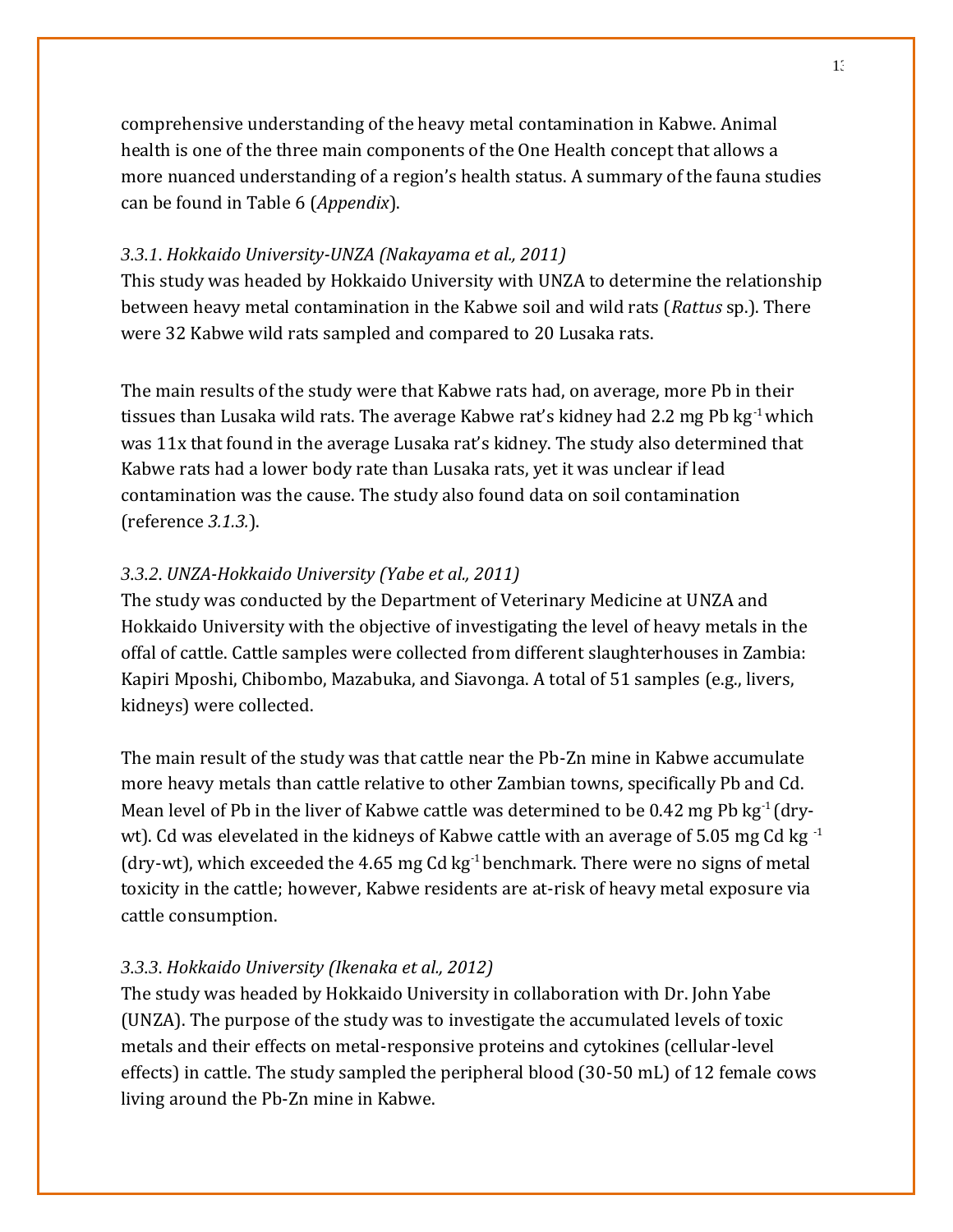comprehensive understanding of the heavy metal contamination in Kabwe. Animal health is one of the three main components of the One Health concept that allows a more nuanced understanding of a region's health status. A summary of the fauna studies can be found in Table 6 (*Appendix*).

### *3.3.1. Hokkaido University-UNZA (Nakayama et al., 2011)*

This study was headed by Hokkaido University with UNZA to determine the relationship between heavy metal contamination in the Kabwe soil and wild rats (*Rattus* sp.). There were 32 Kabwe wild rats sampled and compared to 20 Lusaka rats.

The main results of the study were that Kabwe rats had, on average, more Pb in their tissues than Lusaka wild rats. The average Kabwe rat's kidney had 2.2 mg Pb $kg^{-1}$ which was 11x that found in the average Lusaka rat's kidney. The study also determined that Kabwe rats had a lower body rate than Lusaka rats, yet it was unclear if lead contamination was the cause. The study also found data on soil contamination (reference *3.1.3.*).

### *3.3.2. UNZA-Hokkaido University (Yabe et al., 2011)*

The study was conducted by the Department of Veterinary Medicine at UNZA and Hokkaido University with the objective of investigating the level of heavy metals in the offal of cattle. Cattle samples were collected from different slaughterhouses in Zambia: Kapiri Mposhi, Chibombo, Mazabuka, and Siavonga. A total of 51 samples (e.g., livers, kidneys) were collected.

The main result of the study was that cattle near the Pb-Zn mine in Kabwe accumulate more heavy metals than cattle relative to other Zambian towns, specifically Pb and Cd. Mean level of Pb in the liver of Kabwe cattle was determined to be 0.42 mg Pb $kg^{-1}$ (dry-wt). Cd was elevelated in the kidneys of Kabwe cattle with an average of 5.05 mg Cd $kg^{-1}$ (dry-wt), which exceeded the 4.65 mg Cd $kg^{-1}$ benchmark. There were no signs of metal toxicity in the cattle; however, Kabwe residents are at-risk of heavy metal exposure via cattle consumption.

### *3.3.3. Hokkaido University (Ikenaka et al., 2012)*

The study was headed by Hokkaido University in collaboration with Dr. John Yabe (UNZA). The purpose of the study was to investigate the accumulated levels of toxic metals and their effects on metal-responsive proteins and cytokines (cellular-level effects) in cattle. The study sampled the peripheral blood (30-50 mL) of 12 female cows living around the Pb-Zn mine in Kabwe.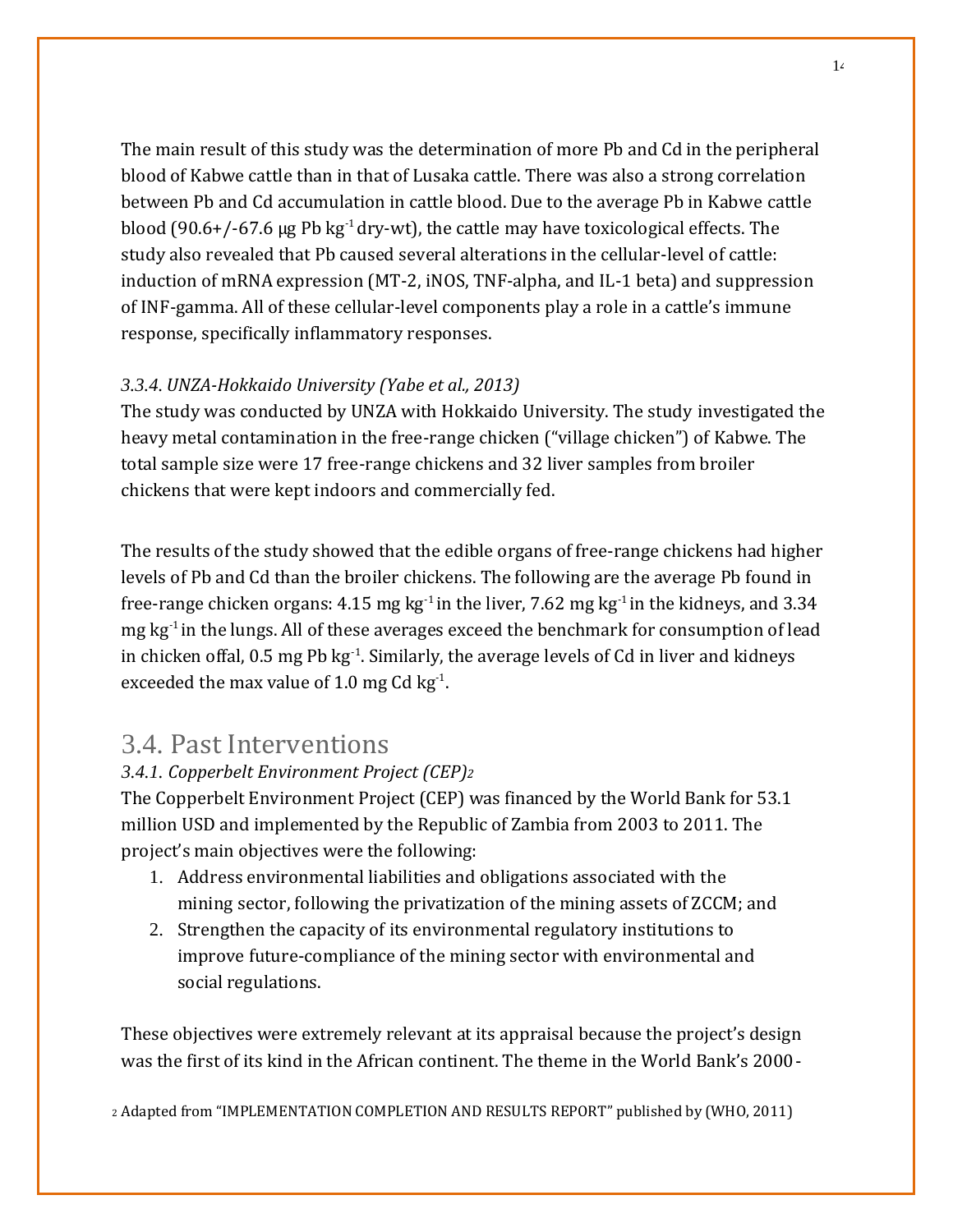The main result of this study was the determination of more Pb and Cd in the peripheral blood of Kabwe cattle than in that of Lusaka cattle. There was also a strong correlation between Pb and Cd accumulation in cattle blood. Due to the average Pb in Kabwe cattle blood (90.6+/-67.6 μg Pb $kg^{-1}$ dry-wt), the cattle may have toxicological effects. The study also revealed that Pb caused several alterations in the cellular-level of cattle: induction of mRNA expression (MT-2, iNOS, TNF-alpha, and IL-1 beta) and suppression of INF-gamma. All of these cellular-level components play a role in a cattle's immune response, specifically inflammatory responses.

#### *3.3.4. UNZA-Hokkaido University (Yabe et al., 2013)*

The study was conducted by UNZA with Hokkaido University. The study investigated the heavy metal contamination in the free-range chicken ("village chicken") of Kabwe. The total sample size were 17 free-range chickens and 32 liver samples from broiler chickens that were kept indoors and commercially fed.

The results of the study showed that the edible organs of free-range chickens had higher levels of Pb and Cd than the broiler chickens. The following are the average Pb found in free-range chicken organs: 4.15 mg $kg^{-1}$ in the liver, 7.62 mg $kg^{-1}$ in the kidneys, and 3.34 mg $kg^{-1}$ in the lungs. All of these averages exceed the benchmark for consumption of lead in chicken offal, 0.5 mg Pb $kg^{-1}$. Similarly, the average levels of Cd in liver and kidneys exceeded the max value of 1.0 mg Cd $kg^{-1}$.

## 3.4. Past Interventions

#### *3.4.1. Copperbelt Environment Project (CEP)*[2]

The Copperbelt Environment Project (CEP) was financed by the World Bank for 53.1 million USD and implemented by the Republic of Zambia from 2003 to 2011. The project's main objectives were the following:

1. Address environmental liabilities and obligations associated with the mining sector, following the privatization of the mining assets of ZCCM; and
2. Strengthen the capacity of its environmental regulatory institutions to improve future-compliance of the mining sector with environmental and social regulations.

These objectives were extremely relevant at its appraisal because the project's design was the first of its kind in the African continent. The theme in the World Bank's 2000-

[2] Adapted from "IMPLEMENTATION COMPLETION AND RESULTS REPORT" published by (WHO, 2011)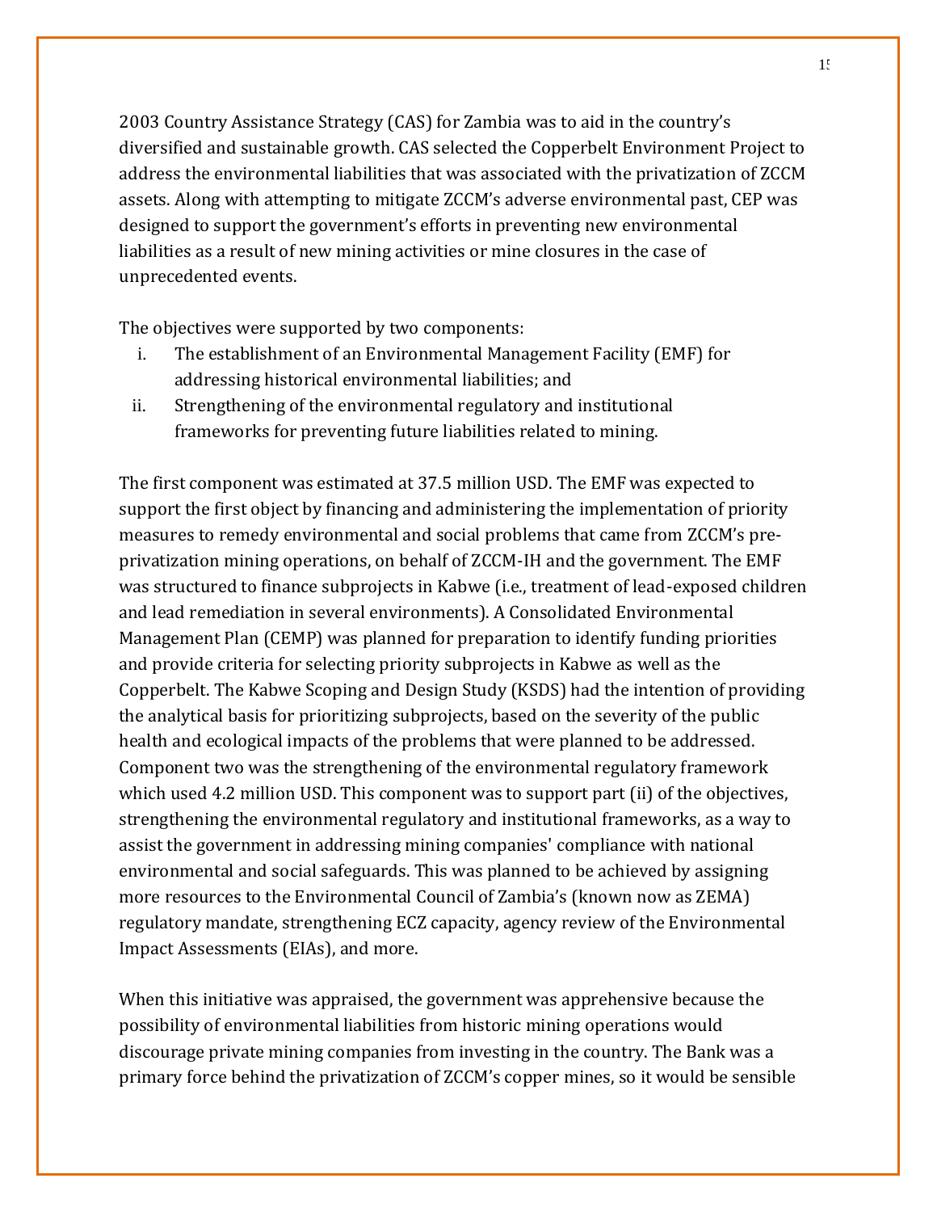2003 Country Assistance Strategy (CAS) for Zambia was to aid in the country's diversified and sustainable growth. CAS selected the Copperbelt Environment Project to address the environmental liabilities that was associated with the privatization of ZCCM assets. Along with attempting to mitigate ZCCM's adverse environmental past, CEP was designed to support the government's efforts in preventing new environmental liabilities as a result of new mining activities or mine closures in the case of unprecedented events.

The objectives were supported by two components:

i. The establishment of an Environmental Management Facility (EMF) for addressing historical environmental liabilities; and
ii. Strengthening of the environmental regulatory and institutional frameworks for preventing future liabilities related to mining.

The first component was estimated at 37.5 million USD. The EMF was expected to support the first object by financing and administering the implementation of priority measures to remedy environmental and social problems that came from ZCCM's pre-privatization mining operations, on behalf of ZCCM-IH and the government. The EMF was structured to finance subprojects in Kabwe (i.e., treatment of lead-exposed children and lead remediation in several environments). A Consolidated Environmental Management Plan (CEMP) was planned for preparation to identify funding priorities and provide criteria for selecting priority subprojects in Kabwe as well as the Copperbelt. The Kabwe Scoping and Design Study (KSDS) had the intention of providing the analytical basis for prioritizing subprojects, based on the severity of the public health and ecological impacts of the problems that were planned to be addressed. Component two was the strengthening of the environmental regulatory framework which used 4.2 million USD. This component was to support part (ii) of the objectives, strengthening the environmental regulatory and institutional frameworks, as a way to assist the government in addressing mining companies' compliance with national environmental and social safeguards. This was planned to be achieved by assigning more resources to the Environmental Council of Zambia's (known now as ZEMA) regulatory mandate, strengthening ECZ capacity, agency review of the Environmental Impact Assessments (EIAs), and more.

When this initiative was appraised, the government was apprehensive because the possibility of environmental liabilities from historic mining operations would discourage private mining companies from investing in the country. The Bank was a primary force behind the privatization of ZCCM's copper mines, so it would be sensible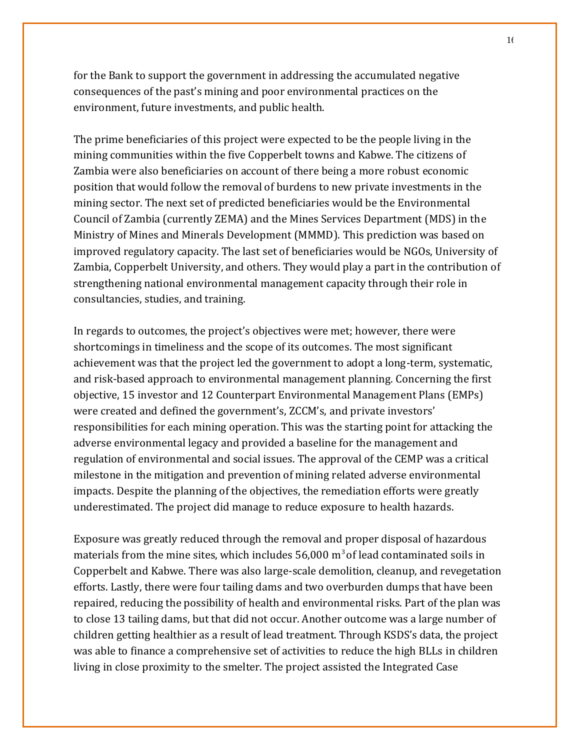for the Bank to support the government in addressing the accumulated negative consequences of the past's mining and poor environmental practices on the environment, future investments, and public health.

The prime beneficiaries of this project were expected to be the people living in the mining communities within the five Copperbelt towns and Kabwe. The citizens of Zambia were also beneficiaries on account of there being a more robust economic position that would follow the removal of burdens to new private investments in the mining sector. The next set of predicted beneficiaries would be the Environmental Council of Zambia (currently ZEMA) and the Mines Services Department (MDS) in the Ministry of Mines and Minerals Development (MMMD). This prediction was based on improved regulatory capacity. The last set of beneficiaries would be NGOs, University of Zambia, Copperbelt University, and others. They would play a part in the contribution of strengthening national environmental management capacity through their role in consultancies, studies, and training.

In regards to outcomes, the project's objectives were met; however, there were shortcomings in timeliness and the scope of its outcomes. The most significant achievement was that the project led the government to adopt a long-term, systematic, and risk-based approach to environmental management planning. Concerning the first objective, 15 investor and 12 Counterpart Environmental Management Plans (EMPs) were created and defined the government's, ZCCM's, and private investors' responsibilities for each mining operation. This was the starting point for attacking the adverse environmental legacy and provided a baseline for the management and regulation of environmental and social issues. The approval of the CEMP was a critical milestone in the mitigation and prevention of mining related adverse environmental impacts. Despite the planning of the objectives, the remediation efforts were greatly underestimated. The project did manage to reduce exposure to health hazards.

Exposure was greatly reduced through the removal and proper disposal of hazardous materials from the mine sites, which includes 56,000 $m^3$ of lead contaminated soils in Copperbelt and Kabwe. There was also large-scale demolition, cleanup, and revegetation efforts. Lastly, there were four tailing dams and two overburden dumps that have been repaired, reducing the possibility of health and environmental risks. Part of the plan was to close 13 tailing dams, but that did not occur. Another outcome was a large number of children getting healthier as a result of lead treatment. Through KSDS's data, the project was able to finance a comprehensive set of activities to reduce the high BLLs in children living in close proximity to the smelter. The project assisted the Integrated Case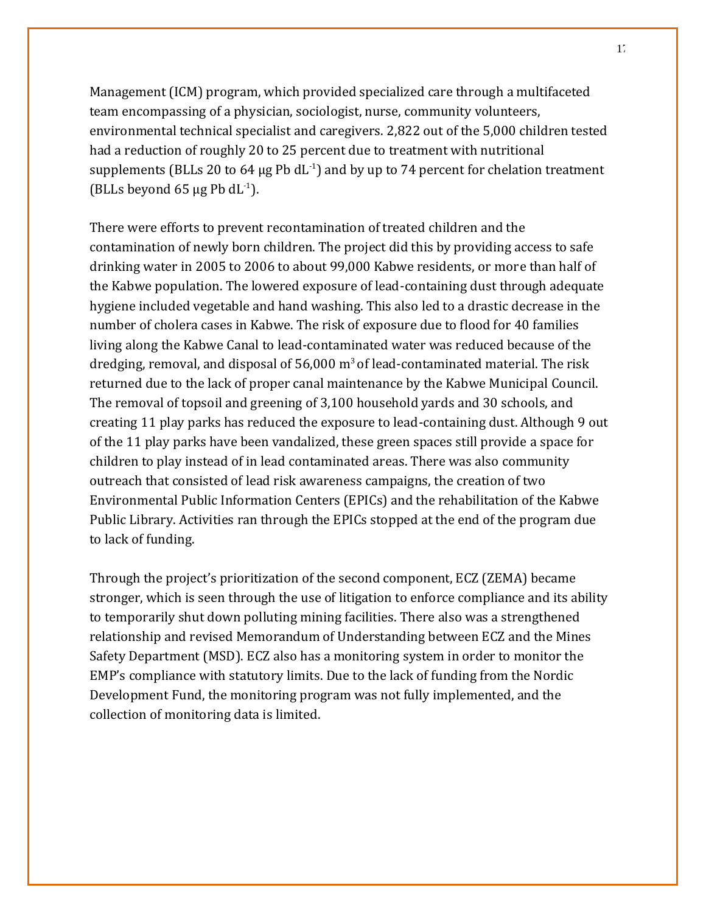Management (ICM) program, which provided specialized care through a multifaceted team encompassing of a physician, sociologist, nurse, community volunteers, environmental technical specialist and caregivers. 2,822 out of the 5,000 children tested had a reduction of roughly 20 to 25 percent due to treatment with nutritional supplements (BLLs 20 to 64 μg Pb $dL^{-1}$) and by up to 74 percent for chelation treatment (BLLs beyond 65 μg Pb $dL^{-1}$).

There were efforts to prevent recontamination of treated children and the contamination of newly born children. The project did this by providing access to safe drinking water in 2005 to 2006 to about 99,000 Kabwe residents, or more than half of the Kabwe population. The lowered exposure of lead-containing dust through adequate hygiene included vegetable and hand washing. This also led to a drastic decrease in the number of cholera cases in Kabwe. The risk of exposure due to flood for 40 families living along the Kabwe Canal to lead-contaminated water was reduced because of the dredging, removal, and disposal of 56,000 $m^3$ of lead-contaminated material. The risk returned due to the lack of proper canal maintenance by the Kabwe Municipal Council. The removal of topsoil and greening of 3,100 household yards and 30 schools, and creating 11 play parks has reduced the exposure to lead-containing dust. Although 9 out of the 11 play parks have been vandalized, these green spaces still provide a space for children to play instead of in lead contaminated areas. There was also community outreach that consisted of lead risk awareness campaigns, the creation of two Environmental Public Information Centers (EPICs) and the rehabilitation of the Kabwe Public Library. Activities ran through the EPICs stopped at the end of the program due to lack of funding.

Through the project's prioritization of the second component, ECZ (ZEMA) became stronger, which is seen through the use of litigation to enforce compliance and its ability to temporarily shut down polluting mining facilities. There also was a strengthened relationship and revised Memorandum of Understanding between ECZ and the Mines Safety Department (MSD). ECZ also has a monitoring system in order to monitor the EMP's compliance with statutory limits. Due to the lack of funding from the Nordic Development Fund, the monitoring program was not fully implemented, and the collection of monitoring data is limited.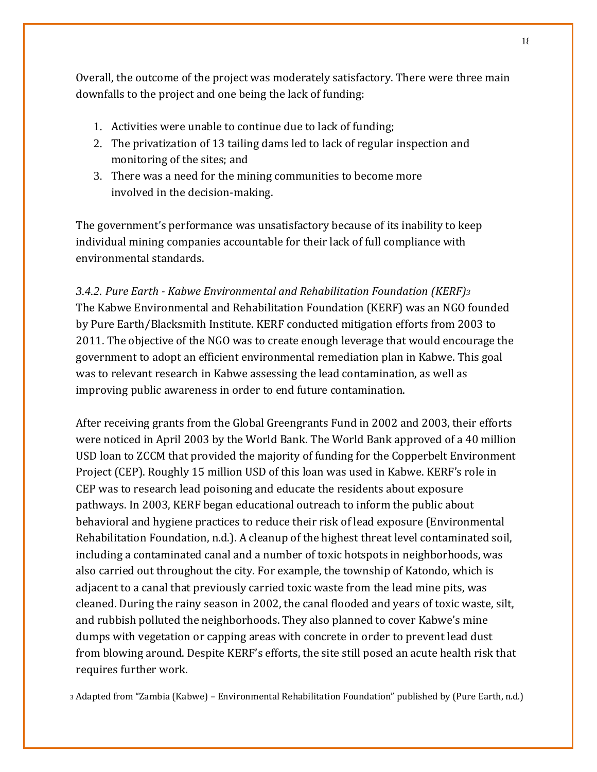Overall, the outcome of the project was moderately satisfactory. There were three main downfalls to the project and one being the lack of funding:

1. Activities were unable to continue due to lack of funding;
2. The privatization of 13 tailing dams led to lack of regular inspection and monitoring of the sites; and
3. There was a need for the mining communities to become more involved in the decision-making.

The government's performance was unsatisfactory because of its inability to keep individual mining companies accountable for their lack of full compliance with environmental standards.

*3.4.2. Pure Earth - Kabwe Environmental and Rehabilitation Foundation (KERF)*[3]

The Kabwe Environmental and Rehabilitation Foundation (KERF) was an NGO founded by Pure Earth/Blacksmith Institute. KERF conducted mitigation efforts from 2003 to 2011. The objective of the NGO was to create enough leverage that would encourage the government to adopt an efficient environmental remediation plan in Kabwe. This goal was to relevant research in Kabwe assessing the lead contamination, as well as improving public awareness in order to end future contamination.

After receiving grants from the Global Greengrants Fund in 2002 and 2003, their efforts were noticed in April 2003 by the World Bank. The World Bank approved of a 40 million USD loan to ZCCM that provided the majority of funding for the Copperbelt Environment Project (CEP). Roughly 15 million USD of this loan was used in Kabwe. KERF's role in CEP was to research lead poisoning and educate the residents about exposure pathways. In 2003, KERF began educational outreach to inform the public about behavioral and hygiene practices to reduce their risk of lead exposure (Environmental Rehabilitation Foundation, n.d.). A cleanup of the highest threat level contaminated soil, including a contaminated canal and a number of toxic hotspots in neighborhoods, was also carried out throughout the city. For example, the township of Katondo, which is adjacent to a canal that previously carried toxic waste from the lead mine pits, was cleaned. During the rainy season in 2002, the canal flooded and years of toxic waste, silt, and rubbish polluted the neighborhoods. They also planned to cover Kabwe's mine dumps with vegetation or capping areas with concrete in order to prevent lead dust from blowing around. Despite KERF's efforts, the site still posed an acute health risk that requires further work.

[3] Adapted from "Zambia (Kabwe) – Environmental Rehabilitation Foundation" published by (Pure Earth, n.d.)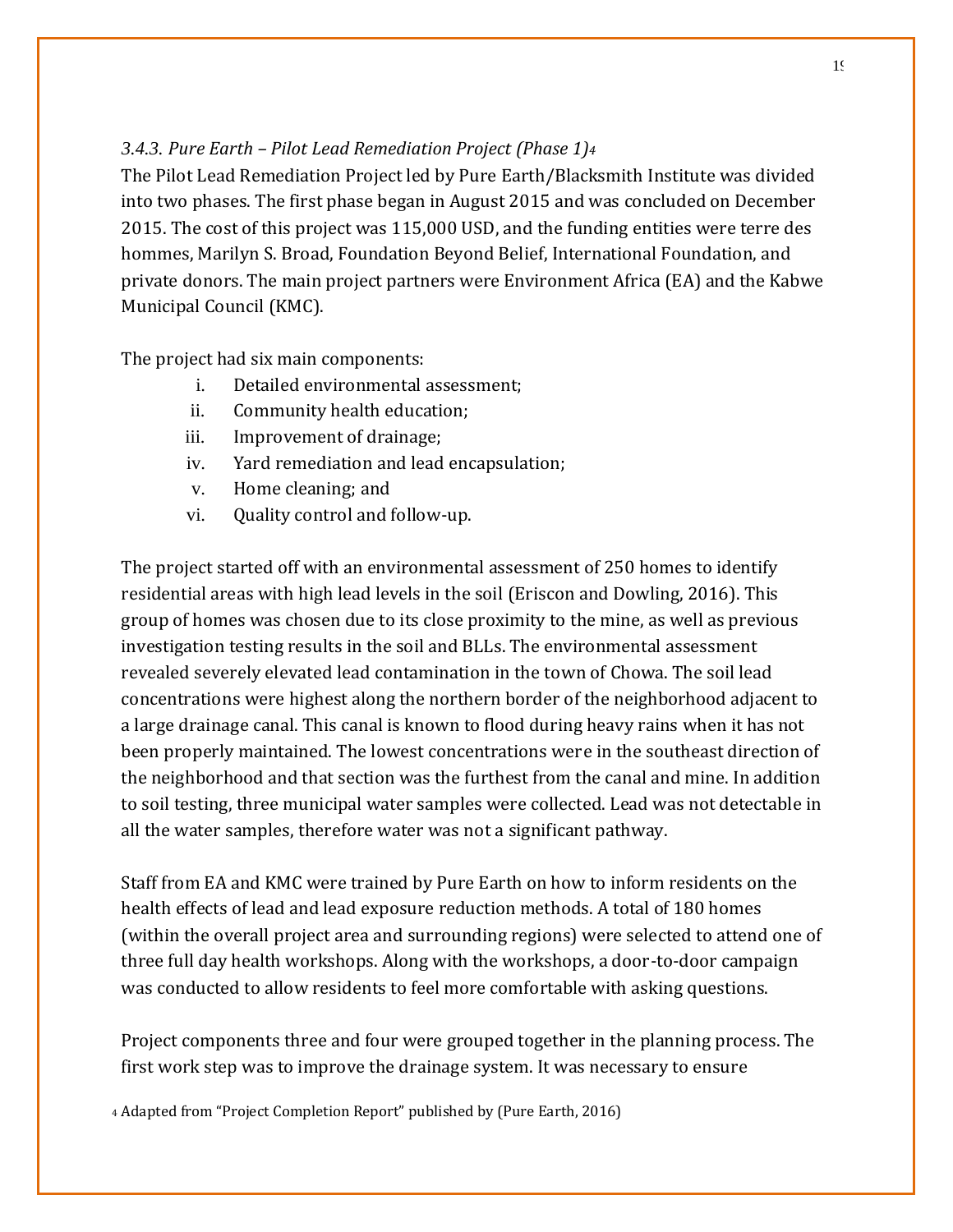### *3.4.3. Pure Earth – Pilot Lead Remediation Project (Phase 1)*[4]

The Pilot Lead Remediation Project led by Pure Earth/Blacksmith Institute was divided into two phases. The first phase began in August 2015 and was concluded on December 2015. The cost of this project was 115,000 USD, and the funding entities were terre des hommes, Marilyn S. Broad, Foundation Beyond Belief, International Foundation, and private donors. The main project partners were Environment Africa (EA) and the Kabwe Municipal Council (KMC).

The project had six main components:

i. Detailed environmental assessment;
ii. Community health education;
iii. Improvement of drainage;
iv. Yard remediation and lead encapsulation;
v. Home cleaning; and
vi. Quality control and follow-up.

The project started off with an environmental assessment of 250 homes to identify residential areas with high lead levels in the soil (Eriscon and Dowling, 2016). This group of homes was chosen due to its close proximity to the mine, as well as previous investigation testing results in the soil and BLLs. The environmental assessment revealed severely elevated lead contamination in the town of Chowa. The soil lead concentrations were highest along the northern border of the neighborhood adjacent to a large drainage canal. This canal is known to flood during heavy rains when it has not been properly maintained. The lowest concentrations were in the southeast direction of the neighborhood and that section was the furthest from the canal and mine. In addition to soil testing, three municipal water samples were collected. Lead was not detectable in all the water samples, therefore water was not a significant pathway.

Staff from EA and KMC were trained by Pure Earth on how to inform residents on the health effects of lead and lead exposure reduction methods. A total of 180 homes (within the overall project area and surrounding regions) were selected to attend one of three full day health workshops. Along with the workshops, a door-to-door campaign was conducted to allow residents to feel more comfortable with asking questions.

Project components three and four were grouped together in the planning process. The first work step was to improve the drainage system. It was necessary to ensure

[4] Adapted from "Project Completion Report" published by (Pure Earth, 2016)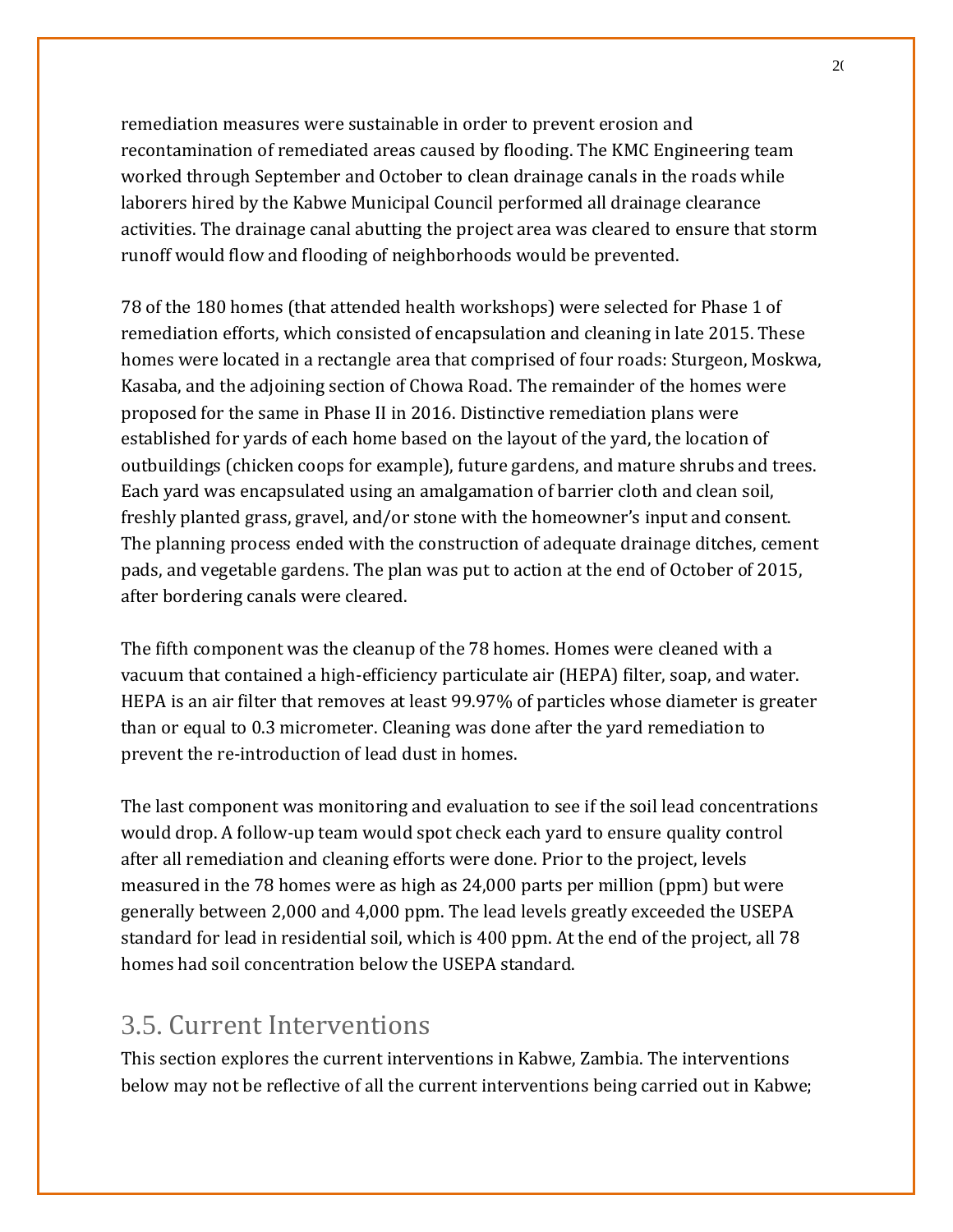remediation measures were sustainable in order to prevent erosion and recontamination of remediated areas caused by flooding. The KMC Engineering team worked through September and October to clean drainage canals in the roads while laborers hired by the Kabwe Municipal Council performed all drainage clearance activities. The drainage canal abutting the project area was cleared to ensure that storm runoff would flow and flooding of neighborhoods would be prevented.

78 of the 180 homes (that attended health workshops) were selected for Phase 1 of remediation efforts, which consisted of encapsulation and cleaning in late 2015. These homes were located in a rectangle area that comprised of four roads: Sturgeon, Moskwa, Kasaba, and the adjoining section of Chowa Road. The remainder of the homes were proposed for the same in Phase II in 2016. Distinctive remediation plans were established for yards of each home based on the layout of the yard, the location of outbuildings (chicken coops for example), future gardens, and mature shrubs and trees. Each yard was encapsulated using an amalgamation of barrier cloth and clean soil, freshly planted grass, gravel, and/or stone with the homeowner's input and consent. The planning process ended with the construction of adequate drainage ditches, cement pads, and vegetable gardens. The plan was put to action at the end of October of 2015, after bordering canals were cleared.

The fifth component was the cleanup of the 78 homes. Homes were cleaned with a vacuum that contained a high-efficiency particulate air (HEPA) filter, soap, and water. HEPA is an air filter that removes at least 99.97% of particles whose diameter is greater than or equal to 0.3 micrometer. Cleaning was done after the yard remediation to prevent the re-introduction of lead dust in homes.

The last component was monitoring and evaluation to see if the soil lead concentrations would drop. A follow-up team would spot check each yard to ensure quality control after all remediation and cleaning efforts were done. Prior to the project, levels measured in the 78 homes were as high as 24,000 parts per million (ppm) but were generally between 2,000 and 4,000 ppm. The lead levels greatly exceeded the USEPA standard for lead in residential soil, which is 400 ppm. At the end of the project, all 78 homes had soil concentration below the USEPA standard.

## 3.5. Current Interventions

This section explores the current interventions in Kabwe, Zambia. The interventions below may not be reflective of all the current interventions being carried out in Kabwe;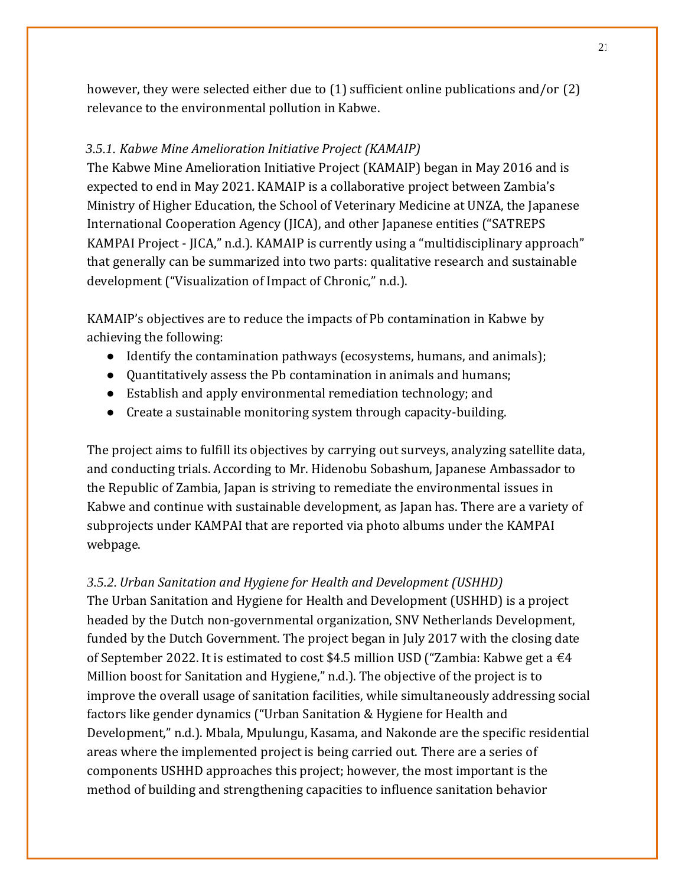however, they were selected either due to (1) sufficient online publications and/or (2) relevance to the environmental pollution in Kabwe.

### *3.5.1. Kabwe Mine Amelioration Initiative Project (KAMAIP)*

The Kabwe Mine Amelioration Initiative Project (KAMAIP) began in May 2016 and is expected to end in May 2021. KAMAIP is a collaborative project between Zambia's Ministry of Higher Education, the School of Veterinary Medicine at UNZA, the Japanese International Cooperation Agency (JICA), and other Japanese entities ("SATREPS KAMPAI Project - JICA," n.d.). KAMAIP is currently using a "multidisciplinary approach" that generally can be summarized into two parts: qualitative research and sustainable development ("Visualization of Impact of Chronic," n.d.).

KAMAIP's objectives are to reduce the impacts of Pb contamination in Kabwe by achieving the following:

- Identify the contamination pathways (ecosystems, humans, and animals);
- Quantitatively assess the Pb contamination in animals and humans;
- Establish and apply environmental remediation technology; and
- Create a sustainable monitoring system through capacity-building.

The project aims to fulfill its objectives by carrying out surveys, analyzing satellite data, and conducting trials. According to Mr. Hidenobu Sobashum, Japanese Ambassador to the Republic of Zambia, Japan is striving to remediate the environmental issues in Kabwe and continue with sustainable development, as Japan has. There are a variety of subprojects under KAMPAI that are reported via photo albums under the KAMPAI webpage.

### *3.5.2. Urban Sanitation and Hygiene for Health and Development (USHHD)*

The Urban Sanitation and Hygiene for Health and Development (USHHD) is a project headed by the Dutch non-governmental organization, SNV Netherlands Development, funded by the Dutch Government. The project began in July 2017 with the closing date of September 2022. It is estimated to cost $4.5 million USD ("Zambia: Kabwe get a €4 Million boost for Sanitation and Hygiene," n.d.). The objective of the project is to improve the overall usage of sanitation facilities, while simultaneously addressing social factors like gender dynamics ("Urban Sanitation & Hygiene for Health and Development," n.d.). Mbala, Mpulungu, Kasama, and Nakonde are the specific residential areas where the implemented project is being carried out. There are a series of components USHHD approaches this project; however, the most important is the method of building and strengthening capacities to influence sanitation behavior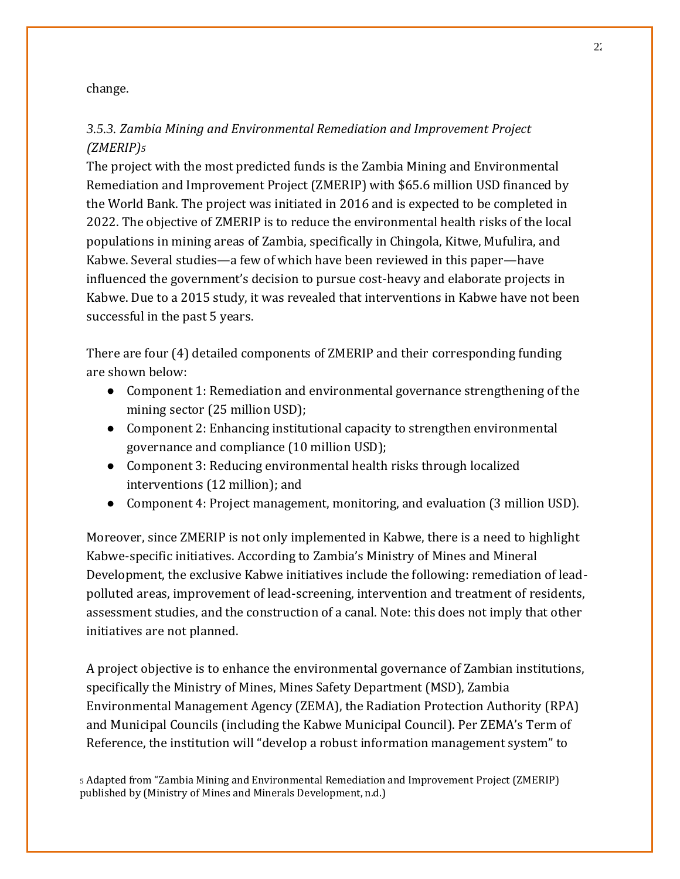change.

### *3.5.3. Zambia Mining and Environmental Remediation and Improvement Project (ZMERIP)*[5]

The project with the most predicted funds is the Zambia Mining and Environmental Remediation and Improvement Project (ZMERIP) with $65.6 million USD financed by the World Bank. The project was initiated in 2016 and is expected to be completed in 2022. The objective of ZMERIP is to reduce the environmental health risks of the local populations in mining areas of Zambia, specifically in Chingola, Kitwe, Mufulira, and Kabwe. Several studies—a few of which have been reviewed in this paper—have influenced the government's decision to pursue cost-heavy and elaborate projects in Kabwe. Due to a 2015 study, it was revealed that interventions in Kabwe have not been successful in the past 5 years.

There are four (4) detailed components of ZMERIP and their corresponding funding are shown below:

- Component 1: Remediation and environmental governance strengthening of the mining sector (25 million USD);
- Component 2: Enhancing institutional capacity to strengthen environmental governance and compliance (10 million USD);
- Component 3: Reducing environmental health risks through localized interventions (12 million); and
- Component 4: Project management, monitoring, and evaluation (3 million USD).

Moreover, since ZMERIP is not only implemented in Kabwe, there is a need to highlight Kabwe-specific initiatives. According to Zambia's Ministry of Mines and Mineral Development, the exclusive Kabwe initiatives include the following: remediation of lead-polluted areas, improvement of lead-screening, intervention and treatment of residents, assessment studies, and the construction of a canal. Note: this does not imply that other initiatives are not planned.

A project objective is to enhance the environmental governance of Zambian institutions, specifically the Ministry of Mines, Mines Safety Department (MSD), Zambia Environmental Management Agency (ZEMA), the Radiation Protection Authority (RPA) and Municipal Councils (including the Kabwe Municipal Council). Per ZEMA's Term of Reference, the institution will "develop a robust information management system" to

[5] Adapted from "Zambia Mining and Environmental Remediation and Improvement Project (ZMERIP) published by (Ministry of Mines and Minerals Development, n.d.)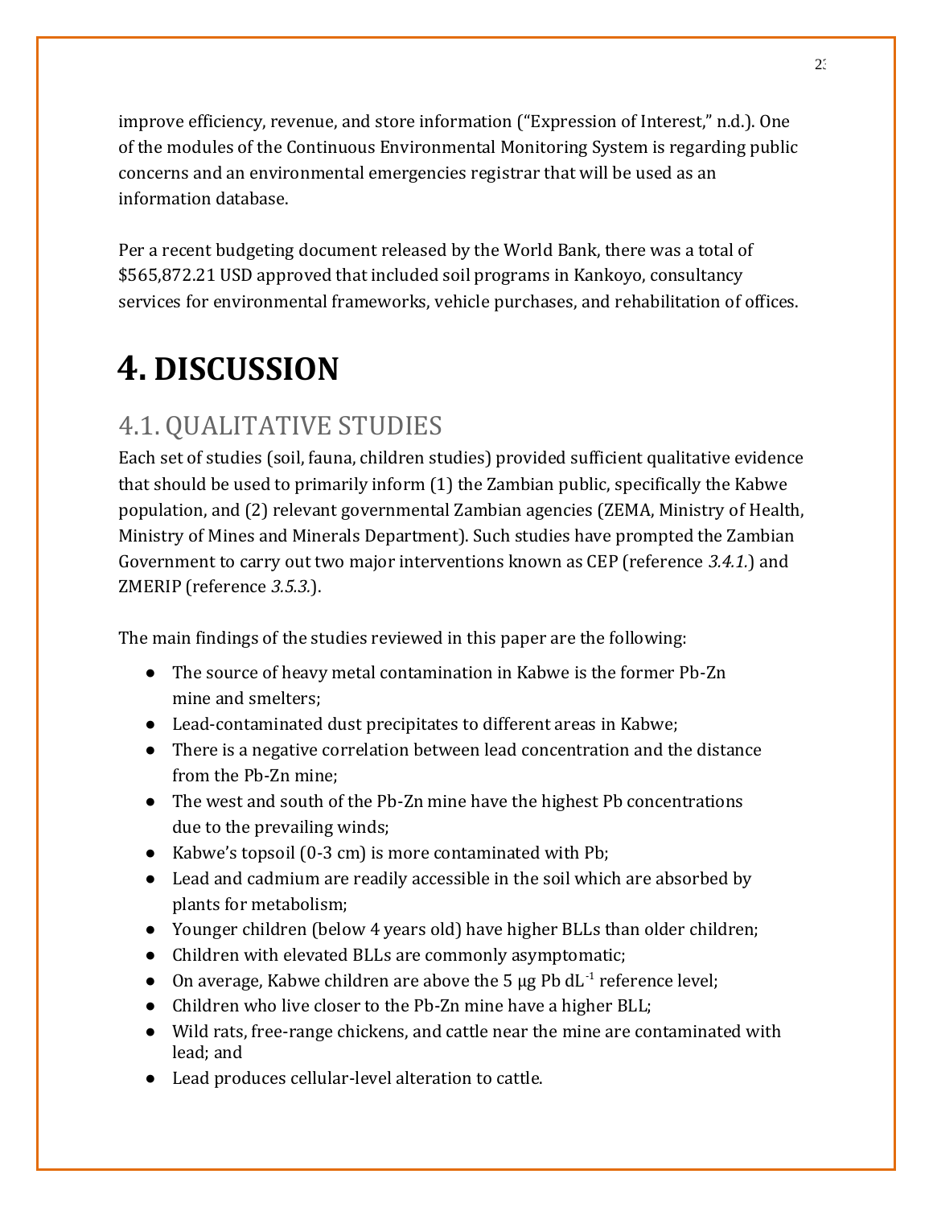improve efficiency, revenue, and store information ("Expression of Interest," n.d.). One of the modules of the Continuous Environmental Monitoring System is regarding public concerns and an environmental emergencies registrar that will be used as an information database.

Per a recent budgeting document released by the World Bank, there was a total of $565,872.21 USD approved that included soil programs in Kankoyo, consultancy services for environmental frameworks, vehicle purchases, and rehabilitation of offices.

# 4. DISCUSSION

## 4.1. QUALITATIVE STUDIES

Each set of studies (soil, fauna, children studies) provided sufficient qualitative evidence that should be used to primarily inform (1) the Zambian public, specifically the Kabwe population, and (2) relevant governmental Zambian agencies (ZEMA, Ministry of Health, Ministry of Mines and Minerals Department). Such studies have prompted the Zambian Government to carry out two major interventions known as CEP (reference *3.4.1.*) and ZMERIP (reference *3.5.3.*).

The main findings of the studies reviewed in this paper are the following:

- The source of heavy metal contamination in Kabwe is the former Pb-Zn mine and smelters;
- Lead-contaminated dust precipitates to different areas in Kabwe;
- There is a negative correlation between lead concentration and the distance from the Pb-Zn mine;
- The west and south of the Pb-Zn mine have the highest Pb concentrations due to the prevailing winds;
- Kabwe's topsoil (0-3 cm) is more contaminated with Pb;
- Lead and cadmium are readily accessible in the soil which are absorbed by plants for metabolism;
- Younger children (below 4 years old) have higher BLLs than older children;
- Children with elevated BLLs are commonly asymptomatic;
- On average, Kabwe children are above the 5 μg Pb $dL^{-1}$ reference level;
- Children who live closer to the Pb-Zn mine have a higher BLL;
- Wild rats, free-range chickens, and cattle near the mine are contaminated with lead; and
- Lead produces cellular-level alteration to cattle.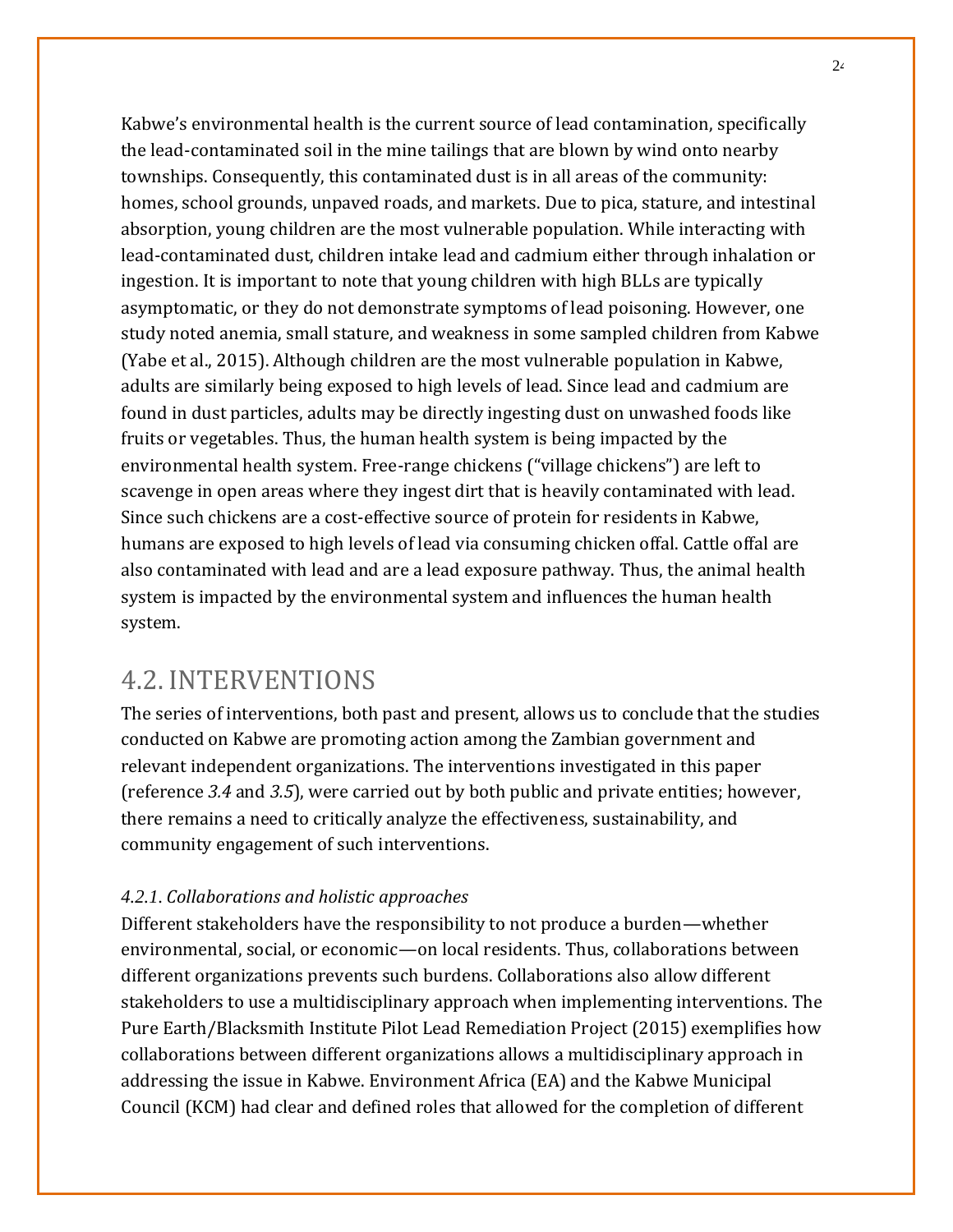Kabwe's environmental health is the current source of lead contamination, specifically the lead-contaminated soil in the mine tailings that are blown by wind onto nearby townships. Consequently, this contaminated dust is in all areas of the community: homes, school grounds, unpaved roads, and markets. Due to pica, stature, and intestinal absorption, young children are the most vulnerable population. While interacting with lead-contaminated dust, children intake lead and cadmium either through inhalation or ingestion. It is important to note that young children with high BLLs are typically asymptomatic, or they do not demonstrate symptoms of lead poisoning. However, one study noted anemia, small stature, and weakness in some sampled children from Kabwe (Yabe et al., 2015). Although children are the most vulnerable population in Kabwe, adults are similarly being exposed to high levels of lead. Since lead and cadmium are found in dust particles, adults may be directly ingesting dust on unwashed foods like fruits or vegetables. Thus, the human health system is being impacted by the environmental health system. Free-range chickens ("village chickens") are left to scavenge in open areas where they ingest dirt that is heavily contaminated with lead. Since such chickens are a cost-effective source of protein for residents in Kabwe, humans are exposed to high levels of lead via consuming chicken offal. Cattle offal are also contaminated with lead and are a lead exposure pathway. Thus, the animal health system is impacted by the environmental system and influences the human health system.

## 4.2. INTERVENTIONS

The series of interventions, both past and present, allows us to conclude that the studies conducted on Kabwe are promoting action among the Zambian government and relevant independent organizations. The interventions investigated in this paper (reference *3.4* and *3.5*), were carried out by both public and private entities; however, there remains a need to critically analyze the effectiveness, sustainability, and community engagement of such interventions.

### *4.2.1. Collaborations and holistic approaches*

Different stakeholders have the responsibility to not produce a burden—whether environmental, social, or economic—on local residents. Thus, collaborations between different organizations prevents such burdens. Collaborations also allow different stakeholders to use a multidisciplinary approach when implementing interventions. The Pure Earth/Blacksmith Institute Pilot Lead Remediation Project (2015) exemplifies how collaborations between different organizations allows a multidisciplinary approach in addressing the issue in Kabwe. Environment Africa (EA) and the Kabwe Municipal Council (KCM) had clear and defined roles that allowed for the completion of different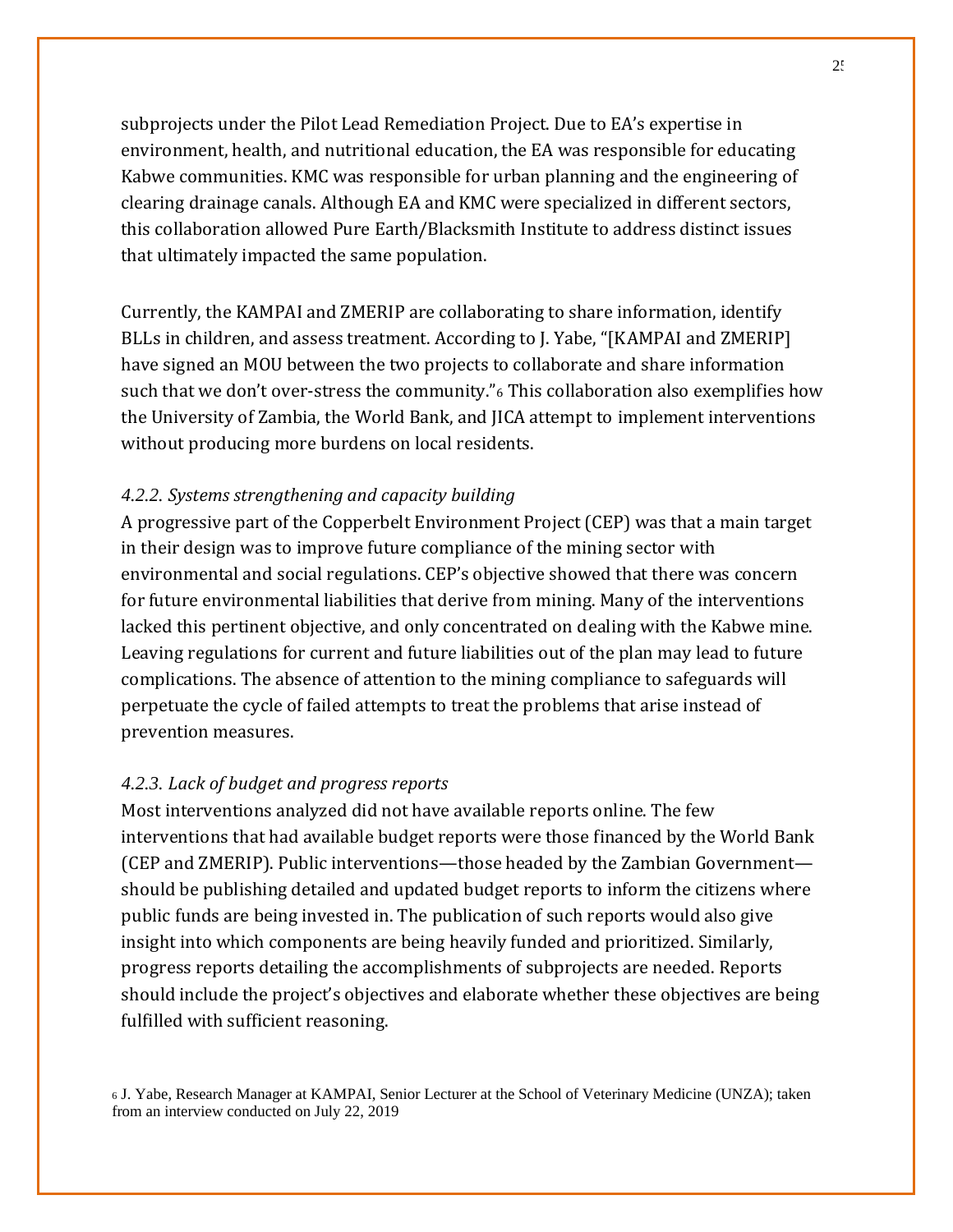subprojects under the Pilot Lead Remediation Project. Due to EA's expertise in environment, health, and nutritional education, the EA was responsible for educating Kabwe communities. KMC was responsible for urban planning and the engineering of clearing drainage canals. Although EA and KMC were specialized in different sectors, this collaboration allowed Pure Earth/Blacksmith Institute to address distinct issues that ultimately impacted the same population.

Currently, the KAMPAI and ZMERIP are collaborating to share information, identify BLLs in children, and assess treatment. According to J. Yabe, "[KAMPAI and ZMERIP] have signed an MOU between the two projects to collaborate and share information such that we don't over-stress the community."[6] This collaboration also exemplifies how the University of Zambia, the World Bank, and JICA attempt to implement interventions without producing more burdens on local residents.

*4.2.2. Systems strengthening and capacity building*

A progressive part of the Copperbelt Environment Project (CEP) was that a main target in their design was to improve future compliance of the mining sector with environmental and social regulations. CEP's objective showed that there was concern for future environmental liabilities that derive from mining. Many of the interventions lacked this pertinent objective, and only concentrated on dealing with the Kabwe mine. Leaving regulations for current and future liabilities out of the plan may lead to future complications. The absence of attention to the mining compliance to safeguards will perpetuate the cycle of failed attempts to treat the problems that arise instead of prevention measures.

*4.2.3. Lack of budget and progress reports*

Most interventions analyzed did not have available reports online. The few interventions that had available budget reports were those financed by the World Bank (CEP and ZMERIP). Public interventions—those headed by the Zambian Government—should be publishing detailed and updated budget reports to inform the citizens where public funds are being invested in. The publication of such reports would also give insight into which components are being heavily funded and prioritized. Similarly, progress reports detailing the accomplishments of subprojects are needed. Reports should include the project's objectives and elaborate whether these objectives are being fulfilled with sufficient reasoning.

[6] J. Yabe, Research Manager at KAMPAI, Senior Lecturer at the School of Veterinary Medicine (UNZA); taken from an interview conducted on July 22, 2019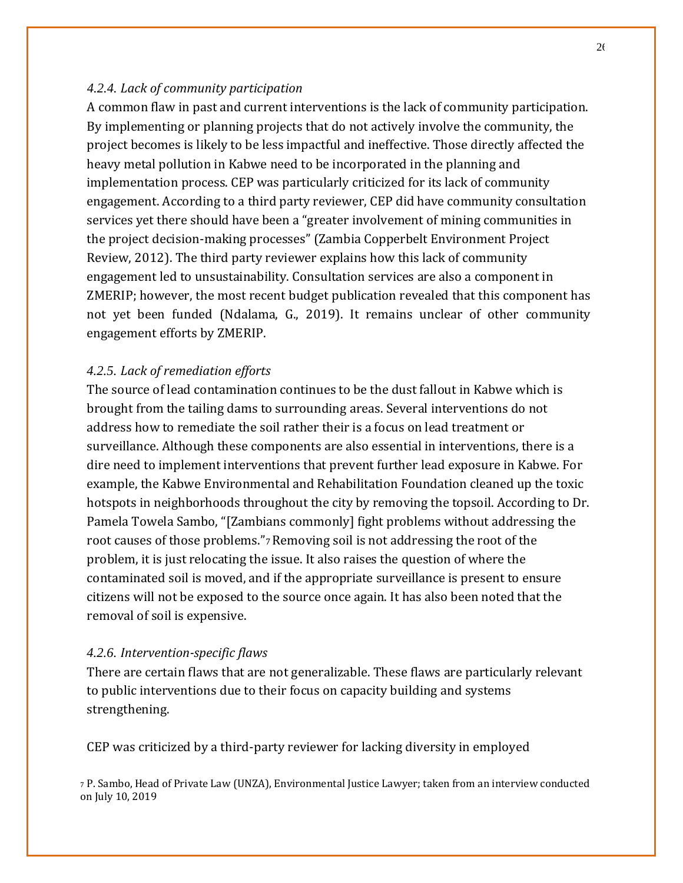#### *4.2.4. Lack of community participation*

A common flaw in past and current interventions is the lack of community participation. By implementing or planning projects that do not actively involve the community, the project becomes is likely to be less impactful and ineffective. Those directly affected the heavy metal pollution in Kabwe need to be incorporated in the planning and implementation process. CEP was particularly criticized for its lack of community engagement. According to a third party reviewer, CEP did have community consultation services yet there should have been a "greater involvement of mining communities in the project decision-making processes" (Zambia Copperbelt Environment Project Review, 2012). The third party reviewer explains how this lack of community engagement led to unsustainability. Consultation services are also a component in ZMERIP; however, the most recent budget publication revealed that this component has not yet been funded (Ndalama, G., 2019). It remains unclear of other community engagement efforts by ZMERIP.

#### *4.2.5. Lack of remediation efforts*

The source of lead contamination continues to be the dust fallout in Kabwe which is brought from the tailing dams to surrounding areas. Several interventions do not address how to remediate the soil rather their is a focus on lead treatment or surveillance. Although these components are also essential in interventions, there is a dire need to implement interventions that prevent further lead exposure in Kabwe. For example, the Kabwe Environmental and Rehabilitation Foundation cleaned up the toxic hotspots in neighborhoods throughout the city by removing the topsoil. According to Dr. Pamela Towela Sambo, "[Zambians commonly] fight problems without addressing the root causes of those problems."[7] Removing soil is not addressing the root of the problem, it is just relocating the issue. It also raises the question of where the contaminated soil is moved, and if the appropriate surveillance is present to ensure citizens will not be exposed to the source once again. It has also been noted that the removal of soil is expensive.

#### *4.2.6. Intervention-specific flaws*

There are certain flaws that are not generalizable. These flaws are particularly relevant to public interventions due to their focus on capacity building and systems strengthening.

CEP was criticized by a third-party reviewer for lacking diversity in employed

[7] P. Sambo, Head of Private Law (UNZA), Environmental Justice Lawyer; taken from an interview conducted on July 10, 2019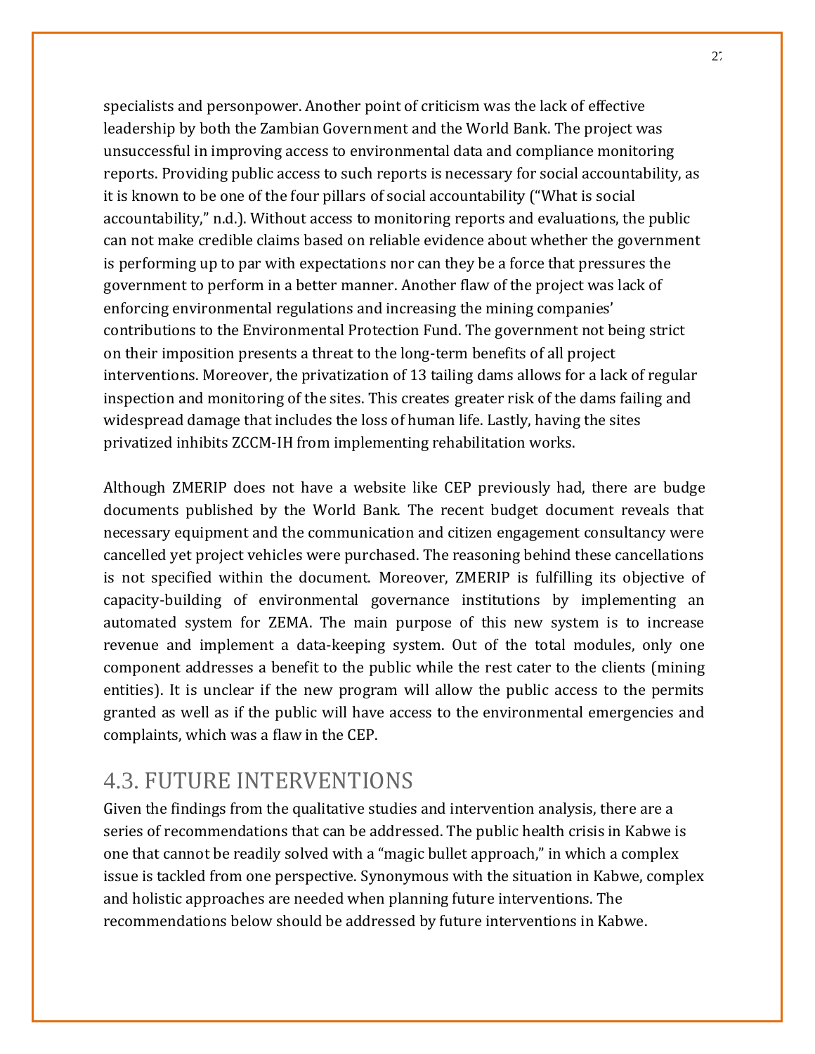specialists and personpower. Another point of criticism was the lack of effective leadership by both the Zambian Government and the World Bank. The project was unsuccessful in improving access to environmental data and compliance monitoring reports. Providing public access to such reports is necessary for social accountability, as it is known to be one of the four pillars of social accountability ("What is social accountability," n.d.). Without access to monitoring reports and evaluations, the public can not make credible claims based on reliable evidence about whether the government is performing up to par with expectations nor can they be a force that pressures the government to perform in a better manner. Another flaw of the project was lack of enforcing environmental regulations and increasing the mining companies' contributions to the Environmental Protection Fund. The government not being strict on their imposition presents a threat to the long-term benefits of all project interventions. Moreover, the privatization of 13 tailing dams allows for a lack of regular inspection and monitoring of the sites. This creates greater risk of the dams failing and widespread damage that includes the loss of human life. Lastly, having the sites privatized inhibits ZCCM-IH from implementing rehabilitation works.

Although ZMERIP does not have a website like CEP previously had, there are budge documents published by the World Bank. The recent budget document reveals that necessary equipment and the communication and citizen engagement consultancy were cancelled yet project vehicles were purchased. The reasoning behind these cancellations is not specified within the document. Moreover, ZMERIP is fulfilling its objective of capacity-building of environmental governance institutions by implementing an automated system for ZEMA. The main purpose of this new system is to increase revenue and implement a data-keeping system. Out of the total modules, only one component addresses a benefit to the public while the rest cater to the clients (mining entities). It is unclear if the new program will allow the public access to the permits granted as well as if the public will have access to the environmental emergencies and complaints, which was a flaw in the CEP.

## 4.3. FUTURE INTERVENTIONS

Given the findings from the qualitative studies and intervention analysis, there are a series of recommendations that can be addressed. The public health crisis in Kabwe is one that cannot be readily solved with a "magic bullet approach," in which a complex issue is tackled from one perspective. Synonymous with the situation in Kabwe, complex and holistic approaches are needed when planning future interventions. The recommendations below should be addressed by future interventions in Kabwe.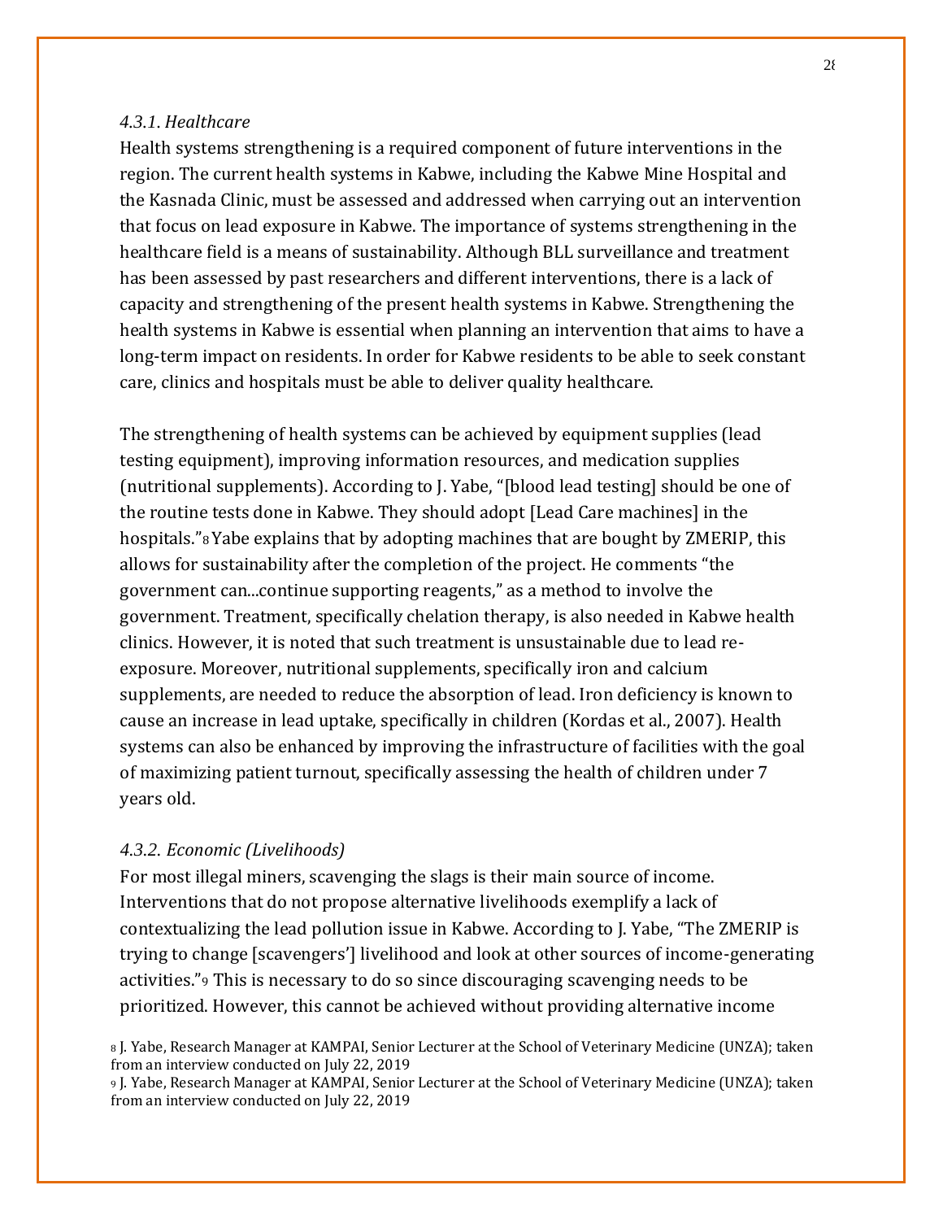#### *4.3.1. Healthcare*

Health systems strengthening is a required component of future interventions in the region. The current health systems in Kabwe, including the Kabwe Mine Hospital and the Kasnada Clinic, must be assessed and addressed when carrying out an intervention that focus on lead exposure in Kabwe. The importance of systems strengthening in the healthcare field is a means of sustainability. Although BLL surveillance and treatment has been assessed by past researchers and different interventions, there is a lack of capacity and strengthening of the present health systems in Kabwe. Strengthening the health systems in Kabwe is essential when planning an intervention that aims to have a long-term impact on residents. In order for Kabwe residents to be able to seek constant care, clinics and hospitals must be able to deliver quality healthcare.

The strengthening of health systems can be achieved by equipment supplies (lead testing equipment), improving information resources, and medication supplies (nutritional supplements). According to J. Yabe, "[blood lead testing] should be one of the routine tests done in Kabwe. They should adopt [Lead Care machines] in the hospitals."[8] Yabe explains that by adopting machines that are bought by ZMERIP, this allows for sustainability after the completion of the project. He comments "the government can...continue supporting reagents," as a method to involve the government. Treatment, specifically chelation therapy, is also needed in Kabwe health clinics. However, it is noted that such treatment is unsustainable due to lead re-exposure. Moreover, nutritional supplements, specifically iron and calcium supplements, are needed to reduce the absorption of lead. Iron deficiency is known to cause an increase in lead uptake, specifically in children (Kordas et al., 2007). Health systems can also be enhanced by improving the infrastructure of facilities with the goal of maximizing patient turnout, specifically assessing the health of children under 7 years old.

#### *4.3.2. Economic (Livelihoods)*

For most illegal miners, scavenging the slags is their main source of income. Interventions that do not propose alternative livelihoods exemplify a lack of contextualizing the lead pollution issue in Kabwe. According to J. Yabe, "The ZMERIP is trying to change [scavengers'] livelihood and look at other sources of income-generating activities."[9] This is necessary to do so since discouraging scavenging needs to be prioritized. However, this cannot be achieved without providing alternative income

[8] J. Yabe, Research Manager at KAMPAI, Senior Lecturer at the School of Veterinary Medicine (UNZA); taken from an interview conducted on July 22, 2019

[9] J. Yabe, Research Manager at KAMPAI, Senior Lecturer at the School of Veterinary Medicine (UNZA); taken from an interview conducted on July 22, 2019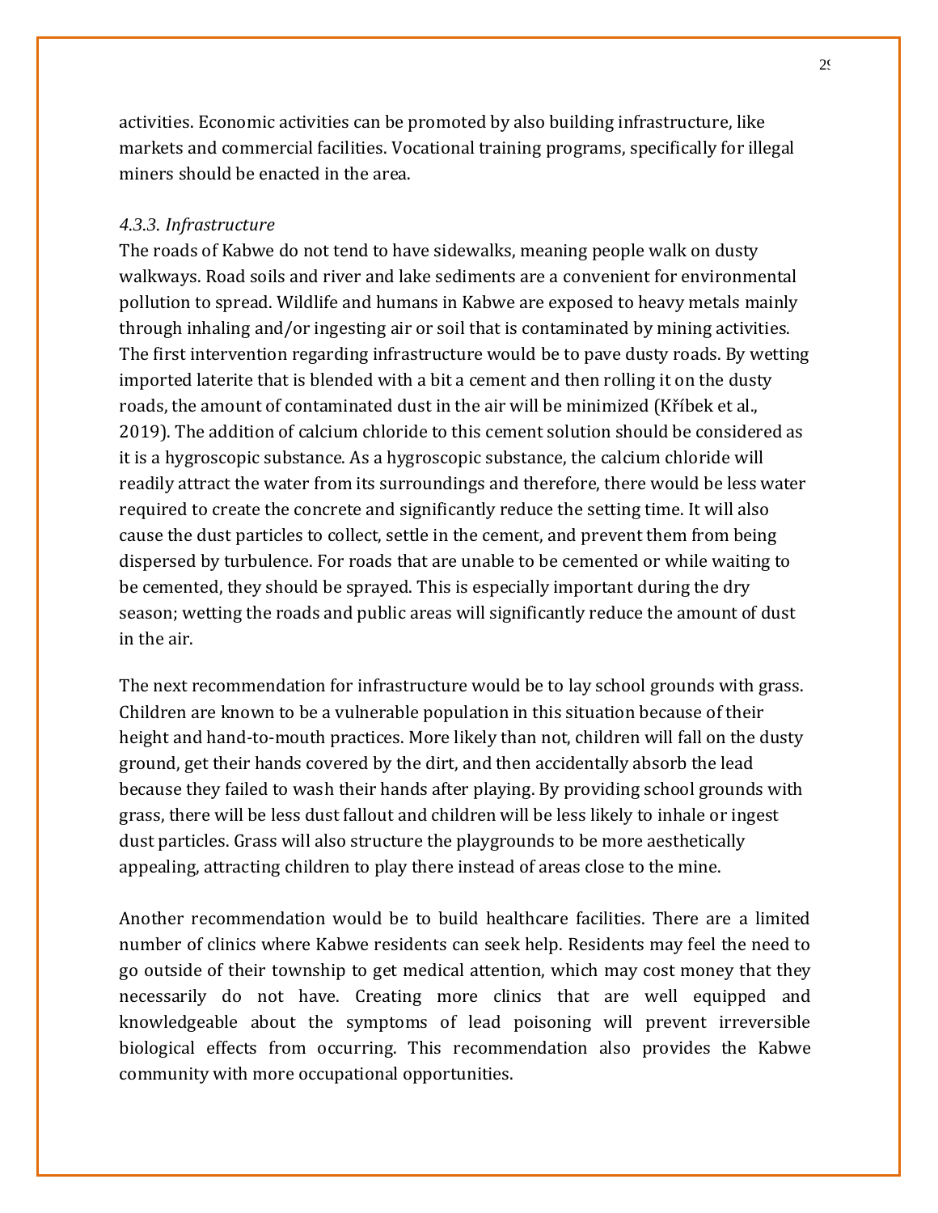activities. Economic activities can be promoted by also building infrastructure, like markets and commercial facilities. Vocational training programs, specifically for illegal miners should be enacted in the area.

#### *4.3.3. Infrastructure*

The roads of Kabwe do not tend to have sidewalks, meaning people walk on dusty walkways. Road soils and river and lake sediments are a convenient for environmental pollution to spread. Wildlife and humans in Kabwe are exposed to heavy metals mainly through inhaling and/or ingesting air or soil that is contaminated by mining activities. The first intervention regarding infrastructure would be to pave dusty roads. By wetting imported laterite that is blended with a bit a cement and then rolling it on the dusty roads, the amount of contaminated dust in the air will be minimized (Kříbek et al., 2019). The addition of calcium chloride to this cement solution should be considered as it is a hygroscopic substance. As a hygroscopic substance, the calcium chloride will readily attract the water from its surroundings and therefore, there would be less water required to create the concrete and significantly reduce the setting time. It will also cause the dust particles to collect, settle in the cement, and prevent them from being dispersed by turbulence. For roads that are unable to be cemented or while waiting to be cemented, they should be sprayed. This is especially important during the dry season; wetting the roads and public areas will significantly reduce the amount of dust in the air.

The next recommendation for infrastructure would be to lay school grounds with grass. Children are known to be a vulnerable population in this situation because of their height and hand-to-mouth practices. More likely than not, children will fall on the dusty ground, get their hands covered by the dirt, and then accidentally absorb the lead because they failed to wash their hands after playing. By providing school grounds with grass, there will be less dust fallout and children will be less likely to inhale or ingest dust particles. Grass will also structure the playgrounds to be more aesthetically appealing, attracting children to play there instead of areas close to the mine.

Another recommendation would be to build healthcare facilities. There are a limited number of clinics where Kabwe residents can seek help. Residents may feel the need to go outside of their township to get medical attention, which may cost money that they necessarily do not have. Creating more clinics that are well equipped and knowledgeable about the symptoms of lead poisoning will prevent irreversible biological effects from occurring. This recommendation also provides the Kabwe community with more occupational opportunities.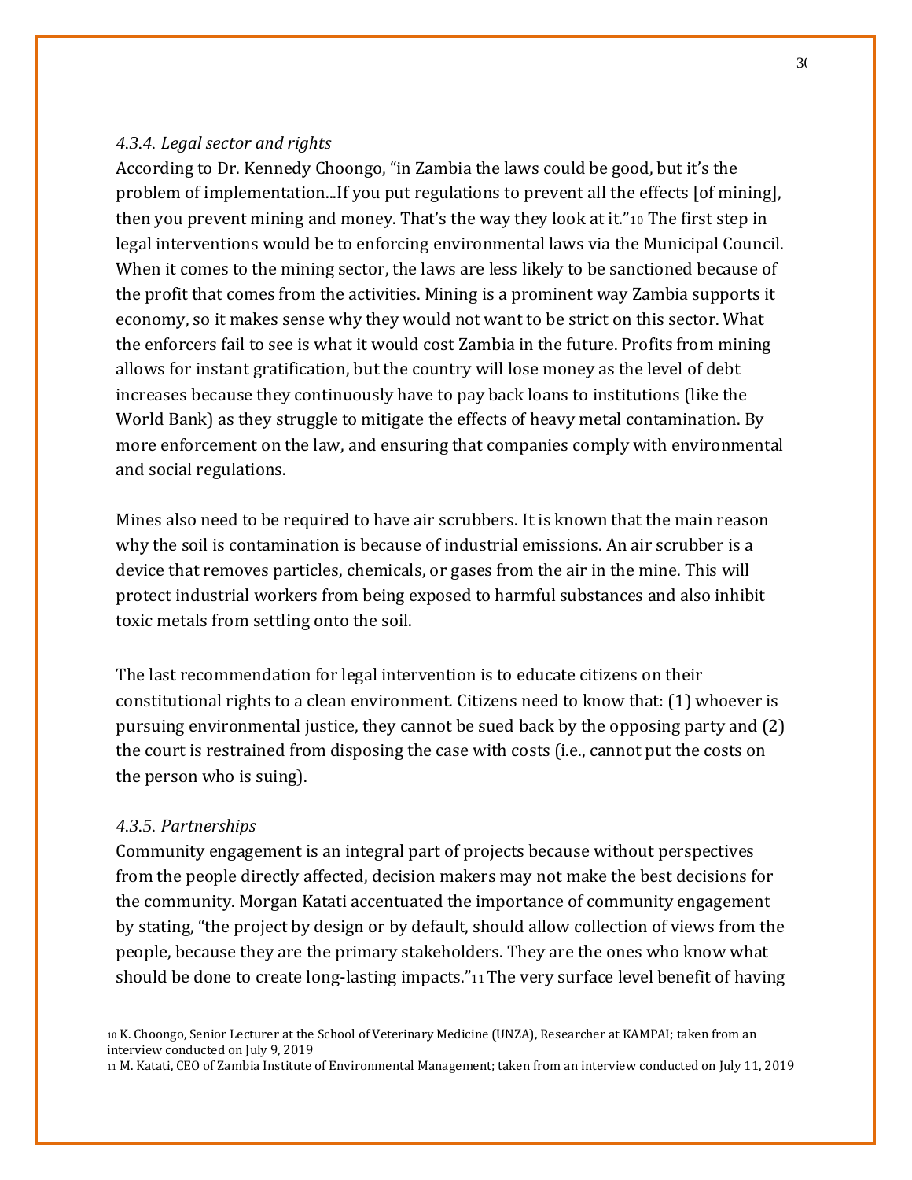#### *4.3.4. Legal sector and rights*

According to Dr. Kennedy Choongo, "in Zambia the laws could be good, but it's the problem of implementation...If you put regulations to prevent all the effects [of mining], then you prevent mining and money. That's the way they look at it."[10] The first step in legal interventions would be to enforcing environmental laws via the Municipal Council. When it comes to the mining sector, the laws are less likely to be sanctioned because of the profit that comes from the activities. Mining is a prominent way Zambia supports it economy, so it makes sense why they would not want to be strict on this sector. What the enforcers fail to see is what it would cost Zambia in the future. Profits from mining allows for instant gratification, but the country will lose money as the level of debt increases because they continuously have to pay back loans to institutions (like the World Bank) as they struggle to mitigate the effects of heavy metal contamination. By more enforcement on the law, and ensuring that companies comply with environmental and social regulations.

Mines also need to be required to have air scrubbers. It is known that the main reason why the soil is contamination is because of industrial emissions. An air scrubber is a device that removes particles, chemicals, or gases from the air in the mine. This will protect industrial workers from being exposed to harmful substances and also inhibit toxic metals from settling onto the soil.

The last recommendation for legal intervention is to educate citizens on their constitutional rights to a clean environment. Citizens need to know that: (1) whoever is pursuing environmental justice, they cannot be sued back by the opposing party and (2) the court is restrained from disposing the case with costs (i.e., cannot put the costs on the person who is suing).

#### *4.3.5. Partnerships*

Community engagement is an integral part of projects because without perspectives from the people directly affected, decision makers may not make the best decisions for the community. Morgan Katati accentuated the importance of community engagement by stating, "the project by design or by default, should allow collection of views from the people, because they are the primary stakeholders. They are the ones who know what should be done to create long-lasting impacts."[11] The very surface level benefit of having

[10] K. Choongo, Senior Lecturer at the School of Veterinary Medicine (UNZA), Researcher at KAMPAI; taken from an interview conducted on July 9, 2019

[11] M. Katati, CEO of Zambia Institute of Environmental Management; taken from an interview conducted on July 11, 2019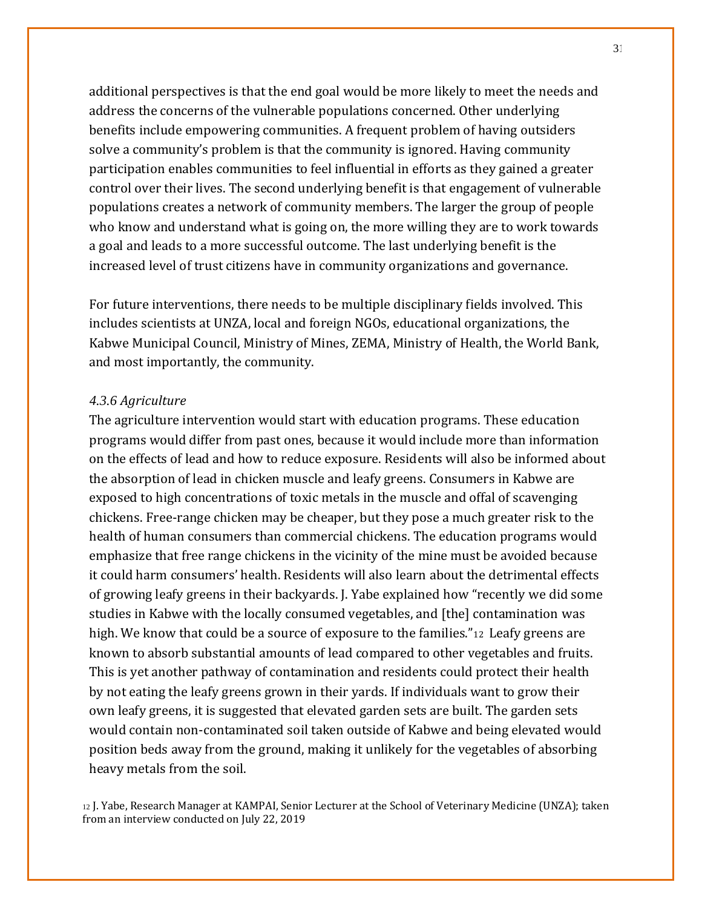additional perspectives is that the end goal would be more likely to meet the needs and address the concerns of the vulnerable populations concerned. Other underlying benefits include empowering communities. A frequent problem of having outsiders solve a community's problem is that the community is ignored. Having community participation enables communities to feel influential in efforts as they gained a greater control over their lives. The second underlying benefit is that engagement of vulnerable populations creates a network of community members. The larger the group of people who know and understand what is going on, the more willing they are to work towards a goal and leads to a more successful outcome. The last underlying benefit is the increased level of trust citizens have in community organizations and governance.

For future interventions, there needs to be multiple disciplinary fields involved. This includes scientists at UNZA, local and foreign NGOs, educational organizations, the Kabwe Municipal Council, Ministry of Mines, ZEMA, Ministry of Health, the World Bank, and most importantly, the community.

#### *4.3.6 Agriculture*

The agriculture intervention would start with education programs. These education programs would differ from past ones, because it would include more than information on the effects of lead and how to reduce exposure. Residents will also be informed about the absorption of lead in chicken muscle and leafy greens. Consumers in Kabwe are exposed to high concentrations of toxic metals in the muscle and offal of scavenging chickens. Free-range chicken may be cheaper, but they pose a much greater risk to the health of human consumers than commercial chickens. The education programs would emphasize that free range chickens in the vicinity of the mine must be avoided because it could harm consumers' health. Residents will also learn about the detrimental effects of growing leafy greens in their backyards. J. Yabe explained how "recently we did some studies in Kabwe with the locally consumed vegetables, and [the] contamination was high. We know that could be a source of exposure to the families."[12] Leafy greens are known to absorb substantial amounts of lead compared to other vegetables and fruits. This is yet another pathway of contamination and residents could protect their health by not eating the leafy greens grown in their yards. If individuals want to grow their own leafy greens, it is suggested that elevated garden sets are built. The garden sets would contain non-contaminated soil taken outside of Kabwe and being elevated would position beds away from the ground, making it unlikely for the vegetables of absorbing heavy metals from the soil.

[12] J. Yabe, Research Manager at KAMPAI, Senior Lecturer at the School of Veterinary Medicine (UNZA); taken from an interview conducted on July 22, 2019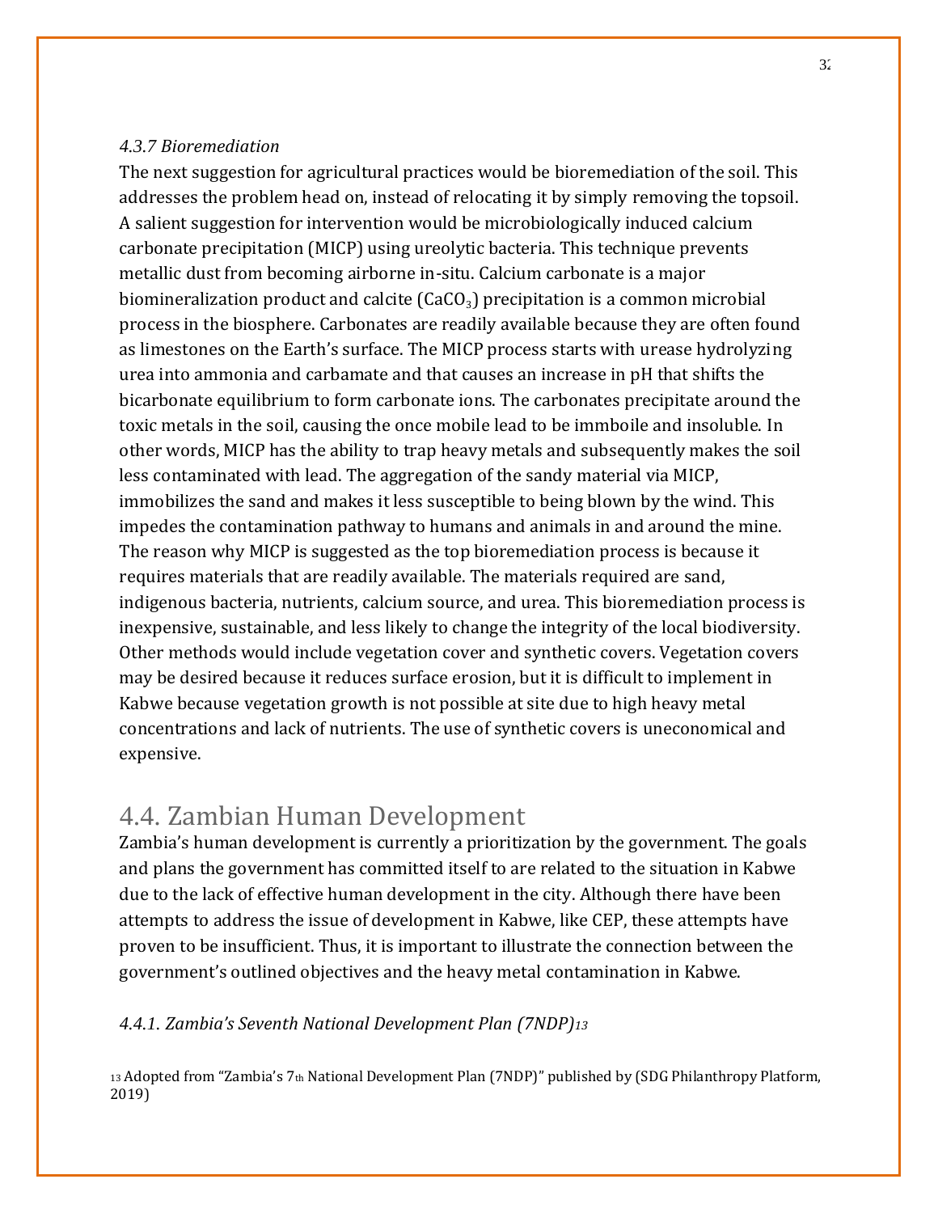*4.3.7 Bioremediation*

The next suggestion for agricultural practices would be bioremediation of the soil. This addresses the problem head on, instead of relocating it by simply removing the topsoil. A salient suggestion for intervention would be microbiologically induced calcium carbonate precipitation (MICP) using ureolytic bacteria. This technique prevents metallic dust from becoming airborne in-situ. Calcium carbonate is a major biomineralization product and calcite ($CaCO_3$) precipitation is a common microbial process in the biosphere. Carbonates are readily available because they are often found as limestones on the Earth's surface. The MICP process starts with urease hydrolyzing urea into ammonia and carbamate and that causes an increase in pH that shifts the bicarbonate equilibrium to form carbonate ions. The carbonates precipitate around the toxic metals in the soil, causing the once mobile lead to be immboile and insoluble. In other words, MICP has the ability to trap heavy metals and subsequently makes the soil less contaminated with lead. The aggregation of the sandy material via MICP, immobilizes the sand and makes it less susceptible to being blown by the wind. This impedes the contamination pathway to humans and animals in and around the mine. The reason why MICP is suggested as the top bioremediation process is because it requires materials that are readily available. The materials required are sand, indigenous bacteria, nutrients, calcium source, and urea. This bioremediation process is inexpensive, sustainable, and less likely to change the integrity of the local biodiversity. Other methods would include vegetation cover and synthetic covers. Vegetation covers may be desired because it reduces surface erosion, but it is difficult to implement in Kabwe because vegetation growth is not possible at site due to high heavy metal concentrations and lack of nutrients. The use of synthetic covers is uneconomical and expensive.

## 4.4. Zambian Human Development

Zambia's human development is currently a prioritization by the government. The goals and plans the government has committed itself to are related to the situation in Kabwe due to the lack of effective human development in the city. Although there have been attempts to address the issue of development in Kabwe, like CEP, these attempts have proven to be insufficient. Thus, it is important to illustrate the connection between the government's outlined objectives and the heavy metal contamination in Kabwe.

*4.4.1. Zambia's Seventh National Development Plan (7NDP)[13]*

[13] Adopted from "Zambia's 7th National Development Plan (7NDP)" published by (SDG Philanthropy Platform, 2019)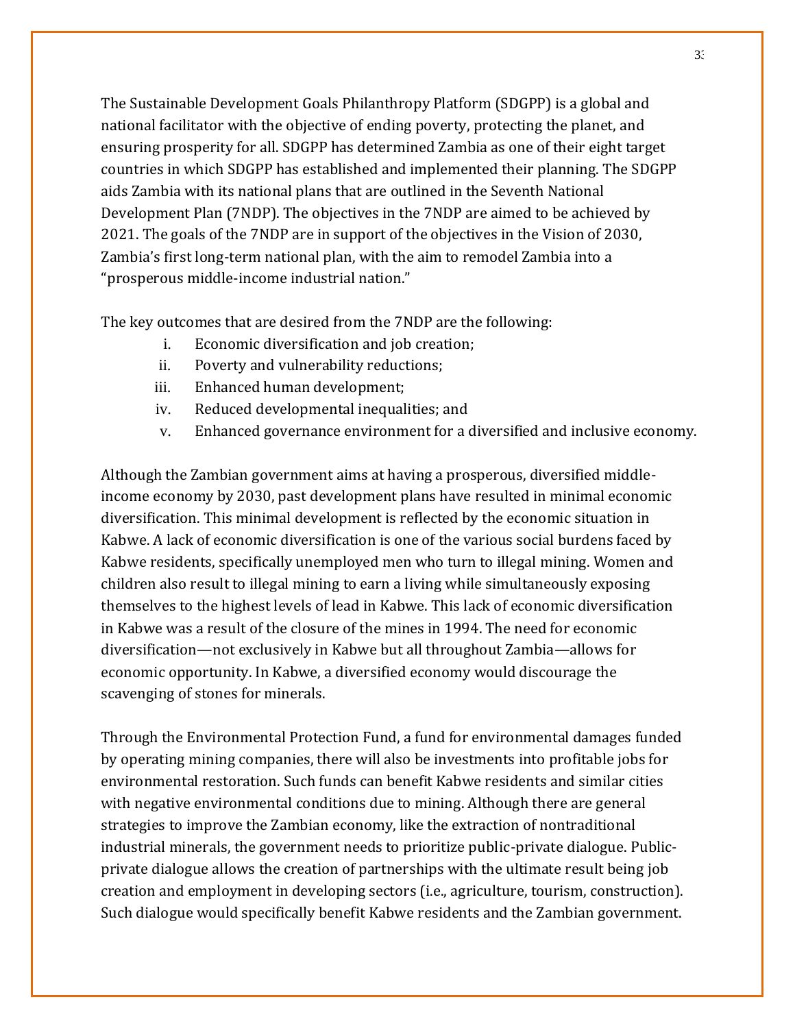The Sustainable Development Goals Philanthropy Platform (SDGPP) is a global and national facilitator with the objective of ending poverty, protecting the planet, and ensuring prosperity for all. SDGPP has determined Zambia as one of their eight target countries in which SDGPP has established and implemented their planning. The SDGPP aids Zambia with its national plans that are outlined in the Seventh National Development Plan (7NDP). The objectives in the 7NDP are aimed to be achieved by 2021. The goals of the 7NDP are in support of the objectives in the Vision of 2030, Zambia's first long-term national plan, with the aim to remodel Zambia into a "prosperous middle-income industrial nation."

The key outcomes that are desired from the 7NDP are the following:

i. Economic diversification and job creation;
ii. Poverty and vulnerability reductions;
iii. Enhanced human development;
iv. Reduced developmental inequalities; and
v. Enhanced governance environment for a diversified and inclusive economy.

Although the Zambian government aims at having a prosperous, diversified middle-income economy by 2030, past development plans have resulted in minimal economic diversification. This minimal development is reflected by the economic situation in Kabwe. A lack of economic diversification is one of the various social burdens faced by Kabwe residents, specifically unemployed men who turn to illegal mining. Women and children also result to illegal mining to earn a living while simultaneously exposing themselves to the highest levels of lead in Kabwe. This lack of economic diversification in Kabwe was a result of the closure of the mines in 1994. The need for economic diversification—not exclusively in Kabwe but all throughout Zambia—allows for economic opportunity. In Kabwe, a diversified economy would discourage the scavenging of stones for minerals.

Through the Environmental Protection Fund, a fund for environmental damages funded by operating mining companies, there will also be investments into profitable jobs for environmental restoration. Such funds can benefit Kabwe residents and similar cities with negative environmental conditions due to mining. Although there are general strategies to improve the Zambian economy, like the extraction of nontraditional industrial minerals, the government needs to prioritize public-private dialogue. Public-private dialogue allows the creation of partnerships with the ultimate result being job creation and employment in developing sectors (i.e., agriculture, tourism, construction). Such dialogue would specifically benefit Kabwe residents and the Zambian government.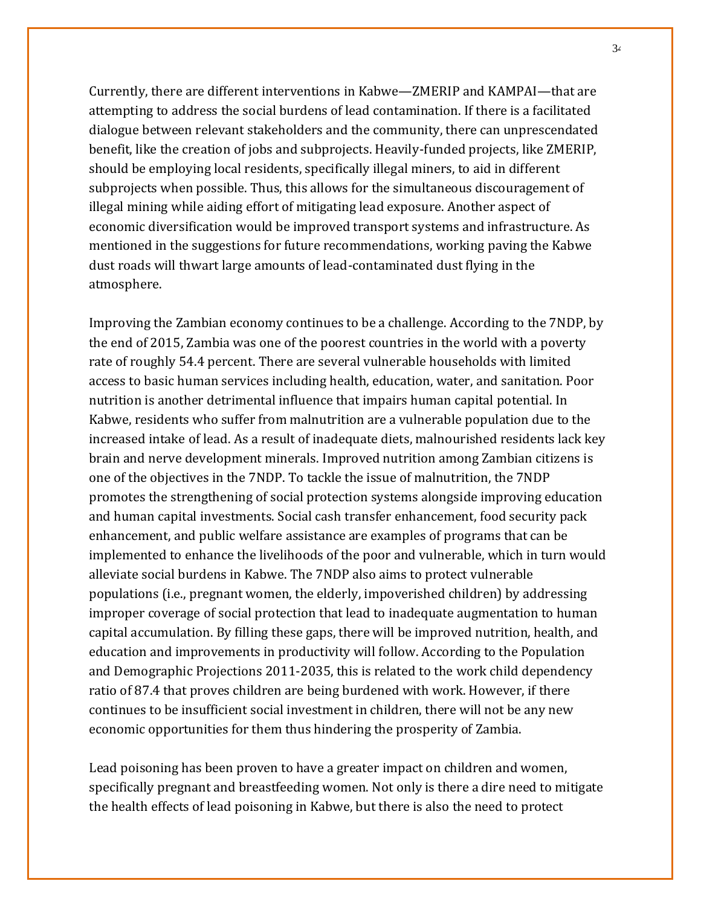Currently, there are different interventions in Kabwe—ZMERIP and KAMPAI—that are attempting to address the social burdens of lead contamination. If there is a facilitated dialogue between relevant stakeholders and the community, there can unprescendated benefit, like the creation of jobs and subprojects. Heavily-funded projects, like ZMERIP, should be employing local residents, specifically illegal miners, to aid in different subprojects when possible. Thus, this allows for the simultaneous discouragement of illegal mining while aiding effort of mitigating lead exposure. Another aspect of economic diversification would be improved transport systems and infrastructure. As mentioned in the suggestions for future recommendations, working paving the Kabwe dust roads will thwart large amounts of lead-contaminated dust flying in the atmosphere.

Improving the Zambian economy continues to be a challenge. According to the 7NDP, by the end of 2015, Zambia was one of the poorest countries in the world with a poverty rate of roughly 54.4 percent. There are several vulnerable households with limited access to basic human services including health, education, water, and sanitation. Poor nutrition is another detrimental influence that impairs human capital potential. In Kabwe, residents who suffer from malnutrition are a vulnerable population due to the increased intake of lead. As a result of inadequate diets, malnourished residents lack key brain and nerve development minerals. Improved nutrition among Zambian citizens is one of the objectives in the 7NDP. To tackle the issue of malnutrition, the 7NDP promotes the strengthening of social protection systems alongside improving education and human capital investments. Social cash transfer enhancement, food security pack enhancement, and public welfare assistance are examples of programs that can be implemented to enhance the livelihoods of the poor and vulnerable, which in turn would alleviate social burdens in Kabwe. The 7NDP also aims to protect vulnerable populations (i.e., pregnant women, the elderly, impoverished children) by addressing improper coverage of social protection that lead to inadequate augmentation to human capital accumulation. By filling these gaps, there will be improved nutrition, health, and education and improvements in productivity will follow. According to the Population and Demographic Projections 2011-2035, this is related to the work child dependency ratio of 87.4 that proves children are being burdened with work. However, if there continues to be insufficient social investment in children, there will not be any new economic opportunities for them thus hindering the prosperity of Zambia.

Lead poisoning has been proven to have a greater impact on children and women, specifically pregnant and breastfeeding women. Not only is there a dire need to mitigate the health effects of lead poisoning in Kabwe, but there is also the need to protect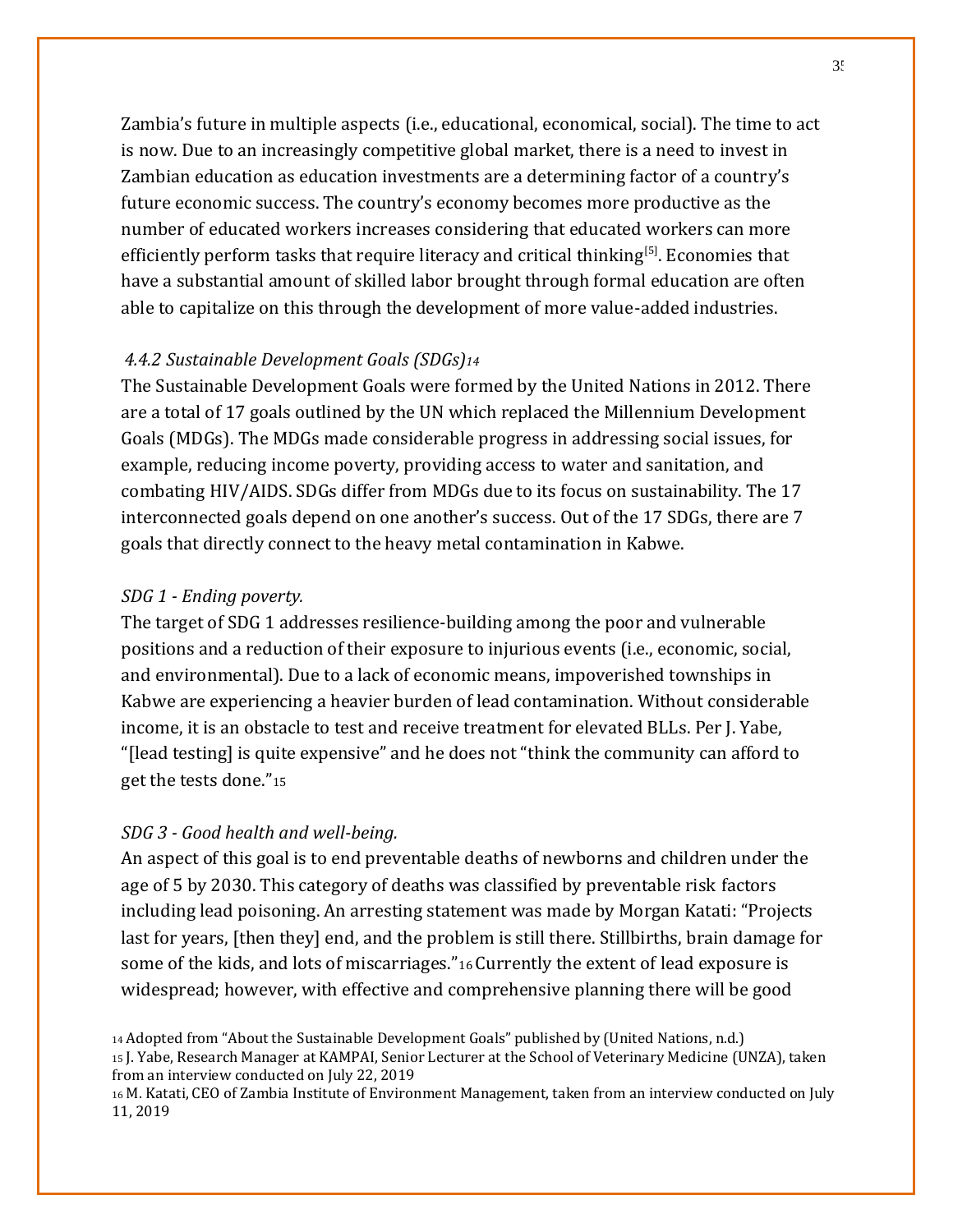Zambia's future in multiple aspects (i.e., educational, economical, social). The time to act is now. Due to an increasingly competitive global market, there is a need to invest in Zambian education as education investments are a determining factor of a country's future economic success. The country's economy becomes more productive as the number of educated workers increases considering that educated workers can more efficiently perform tasks that require literacy and critical thinking[5]. Economies that have a substantial amount of skilled labor brought through formal education are often able to capitalize on this through the development of more value-added industries.

### *4.4.2 Sustainable Development Goals (SDGs)*[14]

The Sustainable Development Goals were formed by the United Nations in 2012. There are a total of 17 goals outlined by the UN which replaced the Millennium Development Goals (MDGs). The MDGs made considerable progress in addressing social issues, for example, reducing income poverty, providing access to water and sanitation, and combating HIV/AIDS. SDGs differ from MDGs due to its focus on sustainability. The 17 interconnected goals depend on one another's success. Out of the 17 SDGs, there are 7 goals that directly connect to the heavy metal contamination in Kabwe.

*SDG 1 - Ending poverty.*

The target of SDG 1 addresses resilience-building among the poor and vulnerable positions and a reduction of their exposure to injurious events (i.e., economic, social, and environmental). Due to a lack of economic means, impoverished townships in Kabwe are experiencing a heavier burden of lead contamination. Without considerable income, it is an obstacle to test and receive treatment for elevated BLLs. Per J. Yabe, "[lead testing] is quite expensive" and he does not "think the community can afford to get the tests done."[15]

*SDG 3 - Good health and well-being.*

An aspect of this goal is to end preventable deaths of newborns and children under the age of 5 by 2030. This category of deaths was classified by preventable risk factors including lead poisoning. An arresting statement was made by Morgan Katati: "Projects last for years, [then they] end, and the problem is still there. Stillbirths, brain damage for some of the kids, and lots of miscarriages."[16] Currently the extent of lead exposure is widespread; however, with effective and comprehensive planning there will be good

14 Adopted from "About the Sustainable Development Goals" published by (United Nations, n.d.)

15 J. Yabe, Research Manager at KAMPAI, Senior Lecturer at the School of Veterinary Medicine (UNZA), taken from an interview conducted on July 22, 2019

16 M. Katati, CEO of Zambia Institute of Environment Management, taken from an interview conducted on July 11, 2019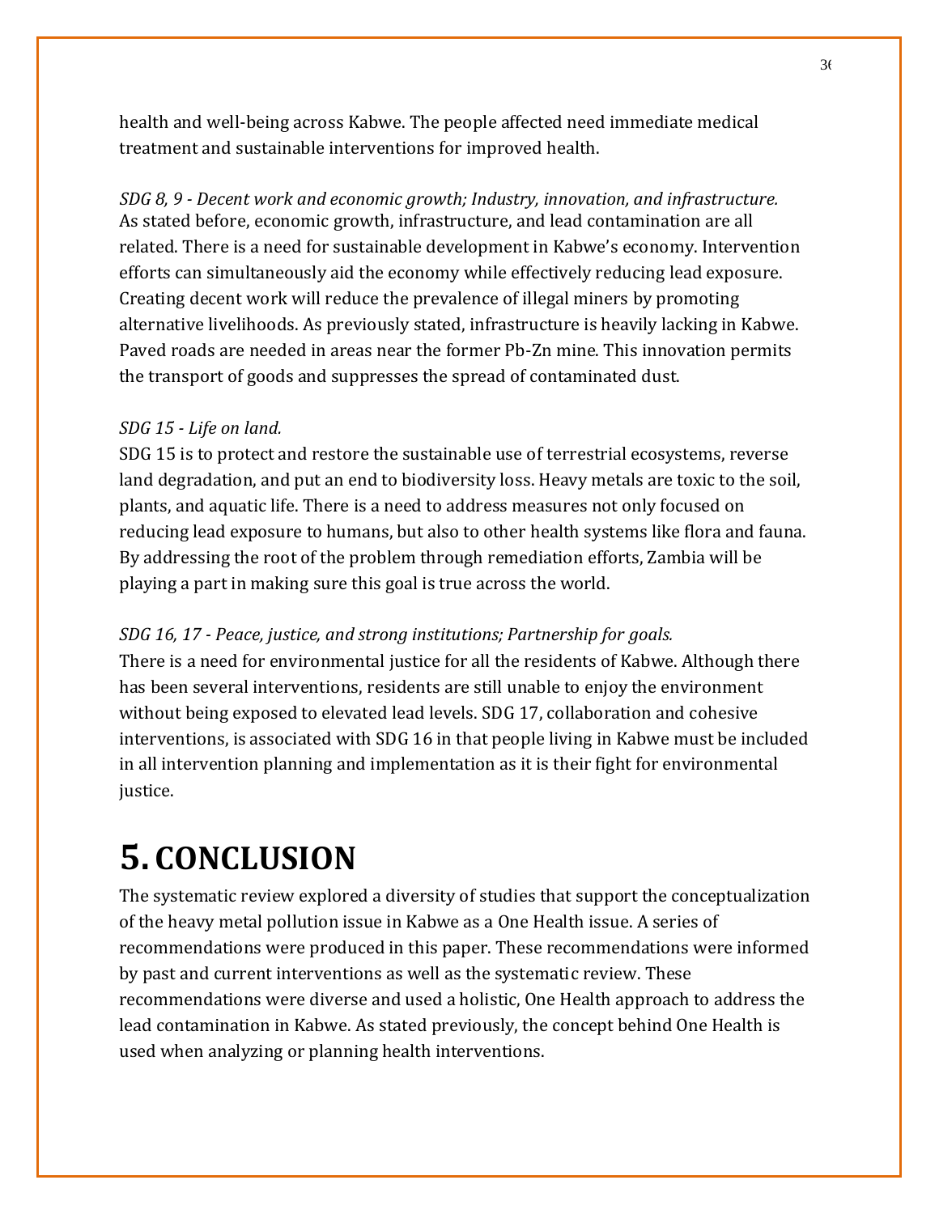health and well-being across Kabwe. The people affected need immediate medical treatment and sustainable interventions for improved health.

*SDG 8, 9 - Decent work and economic growth; Industry, innovation, and infrastructure.*
As stated before, economic growth, infrastructure, and lead contamination are all related. There is a need for sustainable development in Kabwe's economy. Intervention efforts can simultaneously aid the economy while effectively reducing lead exposure. Creating decent work will reduce the prevalence of illegal miners by promoting alternative livelihoods. As previously stated, infrastructure is heavily lacking in Kabwe. Paved roads are needed in areas near the former Pb-Zn mine. This innovation permits the transport of goods and suppresses the spread of contaminated dust.

*SDG 15 - Life on land.*
SDG 15 is to protect and restore the sustainable use of terrestrial ecosystems, reverse land degradation, and put an end to biodiversity loss. Heavy metals are toxic to the soil, plants, and aquatic life. There is a need to address measures not only focused on reducing lead exposure to humans, but also to other health systems like flora and fauna. By addressing the root of the problem through remediation efforts, Zambia will be playing a part in making sure this goal is true across the world.

*SDG 16, 17 - Peace, justice, and strong institutions; Partnership for goals.*
There is a need for environmental justice for all the residents of Kabwe. Although there has been several interventions, residents are still unable to enjoy the environment without being exposed to elevated lead levels. SDG 17, collaboration and cohesive interventions, is associated with SDG 16 in that people living in Kabwe must be included in all intervention planning and implementation as it is their fight for environmental justice.

# 5. CONCLUSION

The systematic review explored a diversity of studies that support the conceptualization of the heavy metal pollution issue in Kabwe as a One Health issue. A series of recommendations were produced in this paper. These recommendations were informed by past and current interventions as well as the systematic review. These recommendations were diverse and used a holistic, One Health approach to address the lead contamination in Kabwe. As stated previously, the concept behind One Health is used when analyzing or planning health interventions.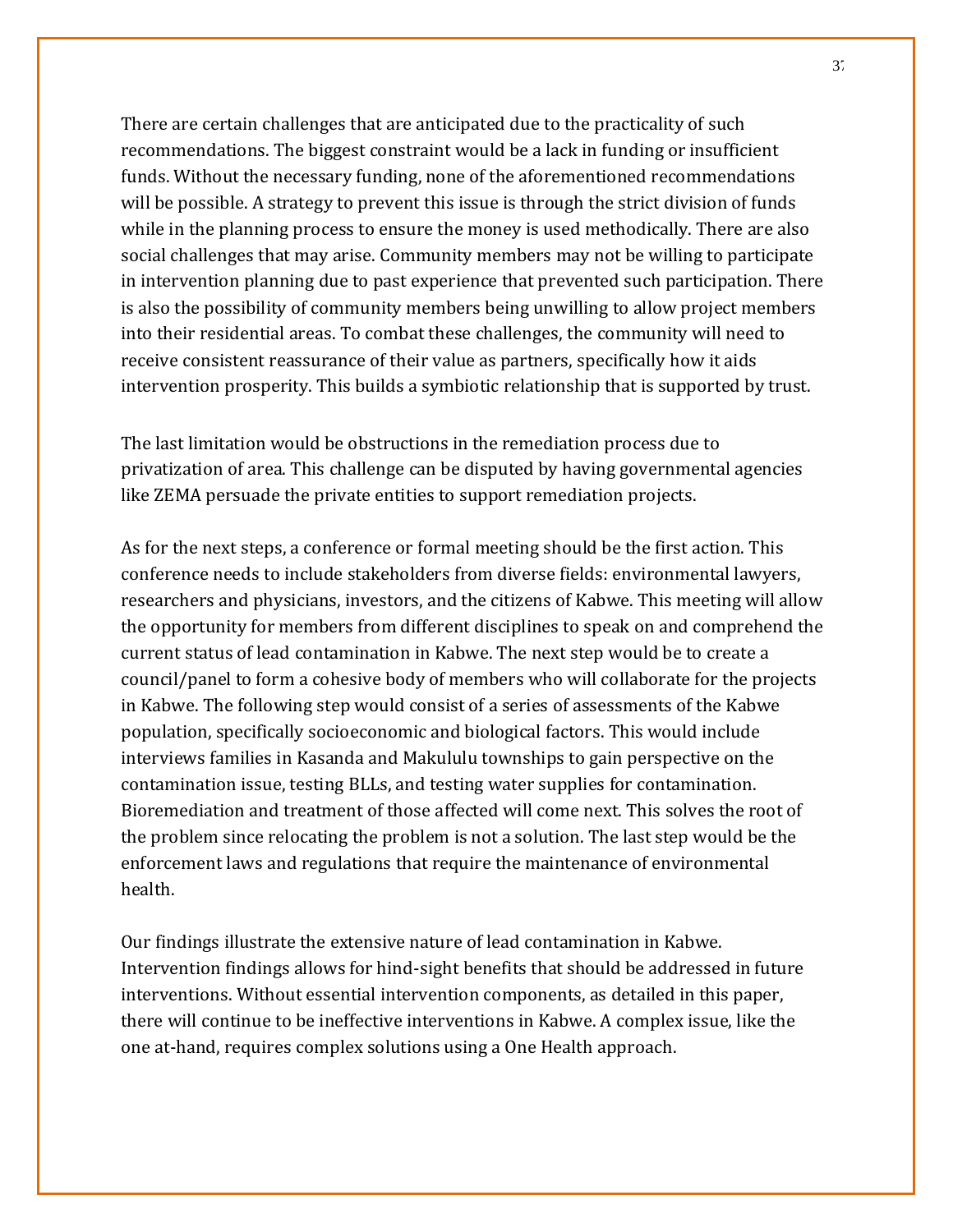There are certain challenges that are anticipated due to the practicality of such recommendations. The biggest constraint would be a lack in funding or insufficient funds. Without the necessary funding, none of the aforementioned recommendations will be possible. A strategy to prevent this issue is through the strict division of funds while in the planning process to ensure the money is used methodically. There are also social challenges that may arise. Community members may not be willing to participate in intervention planning due to past experience that prevented such participation. There is also the possibility of community members being unwilling to allow project members into their residential areas. To combat these challenges, the community will need to receive consistent reassurance of their value as partners, specifically how it aids intervention prosperity. This builds a symbiotic relationship that is supported by trust.

The last limitation would be obstructions in the remediation process due to privatization of area. This challenge can be disputed by having governmental agencies like ZEMA persuade the private entities to support remediation projects.

As for the next steps, a conference or formal meeting should be the first action. This conference needs to include stakeholders from diverse fields: environmental lawyers, researchers and physicians, investors, and the citizens of Kabwe. This meeting will allow the opportunity for members from different disciplines to speak on and comprehend the current status of lead contamination in Kabwe. The next step would be to create a council/panel to form a cohesive body of members who will collaborate for the projects in Kabwe. The following step would consist of a series of assessments of the Kabwe population, specifically socioeconomic and biological factors. This would include interviews families in Kasanda and Makululu townships to gain perspective on the contamination issue, testing BLLs, and testing water supplies for contamination. Bioremediation and treatment of those affected will come next. This solves the root of the problem since relocating the problem is not a solution. The last step would be the enforcement laws and regulations that require the maintenance of environmental health.

Our findings illustrate the extensive nature of lead contamination in Kabwe. Intervention findings allows for hind-sight benefits that should be addressed in future interventions. Without essential intervention components, as detailed in this paper, there will continue to be ineffective interventions in Kabwe. A complex issue, like the one at-hand, requires complex solutions using a One Health approach.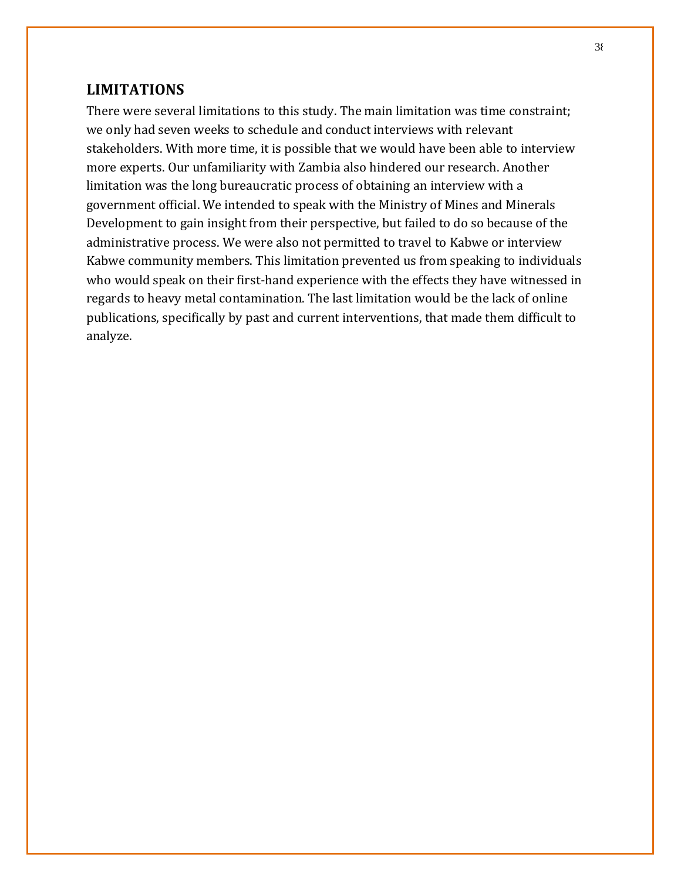## LIMITATIONS

There were several limitations to this study. The main limitation was time constraint; we only had seven weeks to schedule and conduct interviews with relevant stakeholders. With more time, it is possible that we would have been able to interview more experts. Our unfamiliarity with Zambia also hindered our research. Another limitation was the long bureaucratic process of obtaining an interview with a government official. We intended to speak with the Ministry of Mines and Minerals Development to gain insight from their perspective, but failed to do so because of the administrative process. We were also not permitted to travel to Kabwe or interview Kabwe community members. This limitation prevented us from speaking to individuals who would speak on their first-hand experience with the effects they have witnessed in regards to heavy metal contamination. The last limitation would be the lack of online publications, specifically by past and current interventions, that made them difficult to analyze.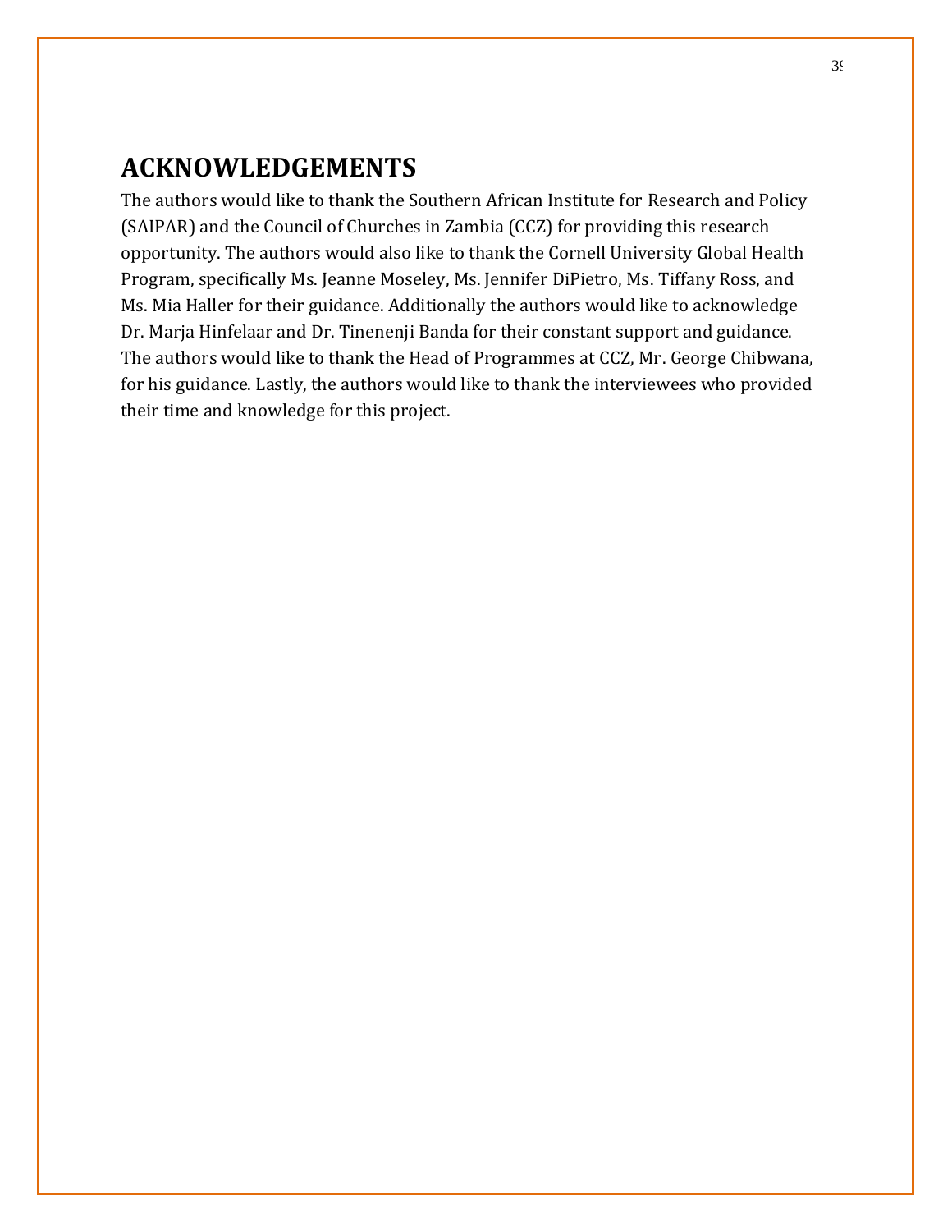## ACKNOWLEDGEMENTS

The authors would like to thank the Southern African Institute for Research and Policy (SAIPAR) and the Council of Churches in Zambia (CCZ) for providing this research opportunity. The authors would also like to thank the Cornell University Global Health Program, specifically Ms. Jeanne Moseley, Ms. Jennifer DiPietro, Ms. Tiffany Ross, and Ms. Mia Haller for their guidance. Additionally the authors would like to acknowledge Dr. Marja Hinfelaar and Dr. Tinenenji Banda for their constant support and guidance. The authors would like to thank the Head of Programmes at CCZ, Mr. George Chibwana, for his guidance. Lastly, the authors would like to thank the interviewees who provided their time and knowledge for this project.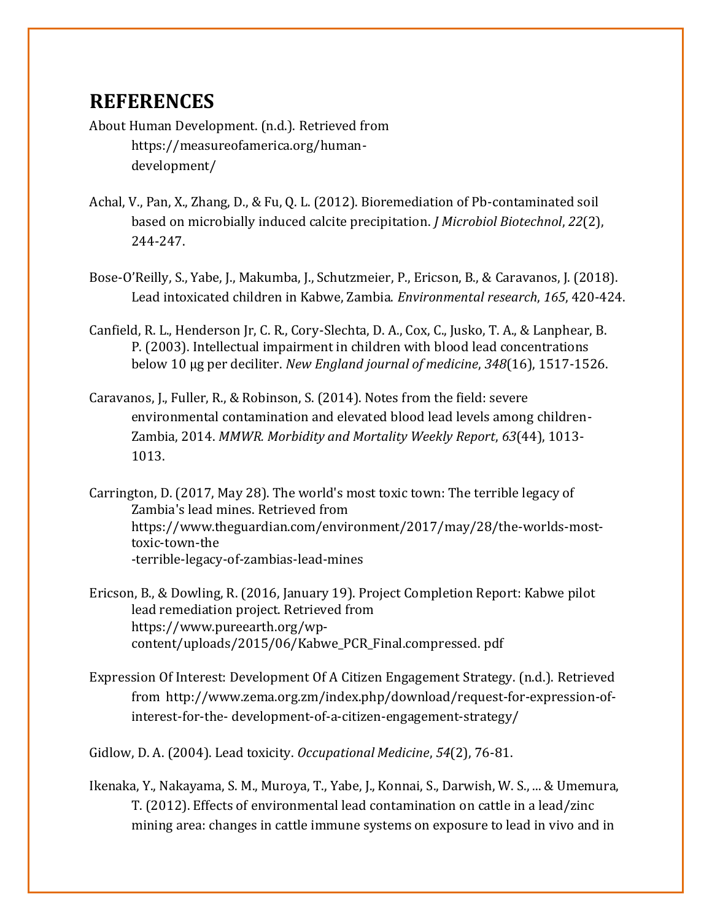# REFERENCES

About Human Development. (n.d.). Retrieved from https://measureofamerica.org/human-development/

Achal, V., Pan, X., Zhang, D., & Fu, Q. L. (2012). Bioremediation of Pb-contaminated soil based on microbially induced calcite precipitation. *J Microbiol Biotechnol*, *22*(2), 244-247.

Bose-O'Reilly, S., Yabe, J., Makumba, J., Schutzmeier, P., Ericson, B., & Caravanos, J. (2018). Lead intoxicated children in Kabwe, Zambia. *Environmental research*, *165*, 420-424.

Canfield, R. L., Henderson Jr, C. R., Cory-Slechta, D. A., Cox, C., Jusko, T. A., & Lanphear, B. P. (2003). Intellectual impairment in children with blood lead concentrations below 10 µg per deciliter. *New England journal of medicine*, *348*(16), 1517-1526.

Caravanos, J., Fuller, R., & Robinson, S. (2014). Notes from the field: severe environmental contamination and elevated blood lead levels among children-Zambia, 2014. *MMWR. Morbidity and Mortality Weekly Report*, *63*(44), 1013-1013.

Carrington, D. (2017, May 28). The world's most toxic town: The terrible legacy of Zambia's lead mines. Retrieved from https://www.theguardian.com/environment/2017/may/28/the-worlds-most-toxic-town-the-terrible-legacy-of-zambias-lead-mines

Ericson, B., & Dowling, R. (2016, January 19). Project Completion Report: Kabwe pilot lead remediation project. Retrieved from https://www.pureearth.org/wp-content/uploads/2015/06/Kabwe_PCR_Final.compressed. pdf

Expression Of Interest: Development Of A Citizen Engagement Strategy. (n.d.). Retrieved from http://www.zema.org.zm/index.php/download/request-for-expression-of-interest-for-the- development-of-a-citizen-engagement-strategy/

Gidlow, D. A. (2004). Lead toxicity. *Occupational Medicine*, *54*(2), 76-81.

Ikenaka, Y., Nakayama, S. M., Muroya, T., Yabe, J., Konnai, S., Darwish, W. S., ... & Umemura, T. (2012). Effects of environmental lead contamination on cattle in a lead/zinc mining area: changes in cattle immune systems on exposure to lead in vivo and in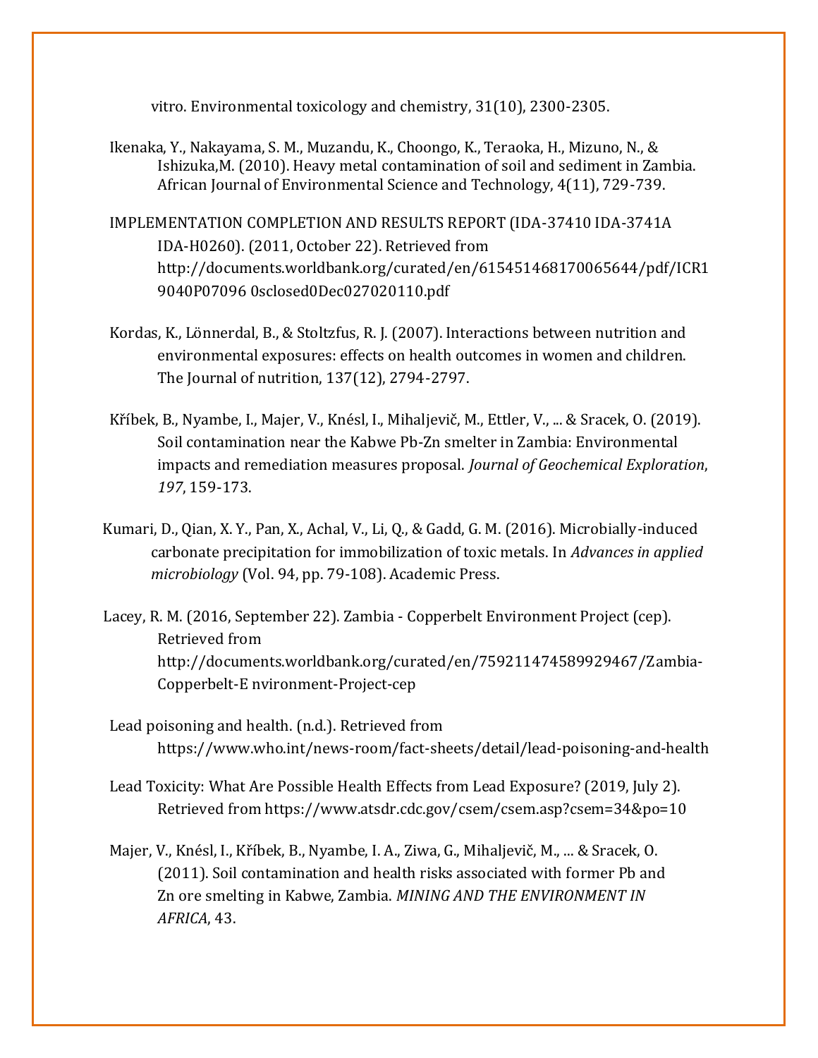vitro. Environmental toxicology and chemistry, 31(10), 2300-2305.

Ikenaka, Y., Nakayama, S. M., Muzandu, K., Choongo, K., Teraoka, H., Mizuno, N., & Ishizuka,M. (2010). Heavy metal contamination of soil and sediment in Zambia. African Journal of Environmental Science and Technology, 4(11), 729-739.

IMPLEMENTATION COMPLETION AND RESULTS REPORT (IDA-37410 IDA-3741A IDA-H0260). (2011, October 22). Retrieved from http://documents.worldbank.org/curated/en/615451468170065644/pdf/ICR19040P07096 0sclosed0Dec027020110.pdf

Kordas, K., Lönnerdal, B., & Stoltzfus, R. J. (2007). Interactions between nutrition and environmental exposures: effects on health outcomes in women and children. The Journal of nutrition, 137(12), 2794-2797.

Kříbek, B., Nyambe, I., Majer, V., Knésl, I., Mihaljevič, M., Ettler, V., ... & Sracek, O. (2019). Soil contamination near the Kabwe Pb-Zn smelter in Zambia: Environmental impacts and remediation measures proposal. *Journal of Geochemical Exploration*, *197*, 159-173.

Kumari, D., Qian, X. Y., Pan, X., Achal, V., Li, Q., & Gadd, G. M. (2016). Microbially-induced carbonate precipitation for immobilization of toxic metals. In *Advances in applied microbiology* (Vol. 94, pp. 79-108). Academic Press.

Lacey, R. M. (2016, September 22). Zambia - Copperbelt Environment Project (cep). Retrieved from http://documents.worldbank.org/curated/en/759211474589929467/Zambia-Copperbelt-E nvironment-Project-cep

Lead poisoning and health. (n.d.). Retrieved from https://www.who.int/news-room/fact-sheets/detail/lead-poisoning-and-health

Lead Toxicity: What Are Possible Health Effects from Lead Exposure? (2019, July 2). Retrieved from https://www.atsdr.cdc.gov/csem/csem.asp?csem=34&po=10

Majer, V., Knésl, I., Kříbek, B., Nyambe, I. A., Ziwa, G., Mihaljevič, M., ... & Sracek, O. (2011). Soil contamination and health risks associated with former Pb and Zn ore smelting in Kabwe, Zambia. *MINING AND THE ENVIRONMENT IN AFRICA*, 43.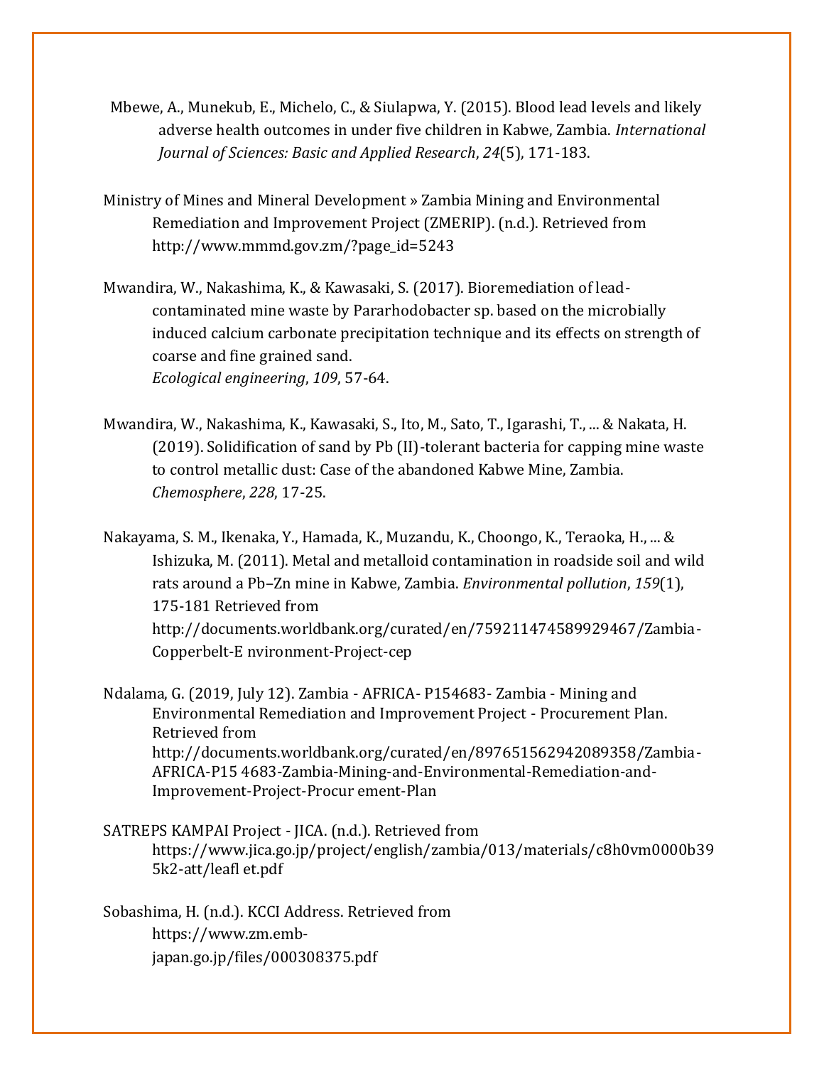Mbewe, A., Munekub, E., Michelo, C., & Siulapwa, Y. (2015). Blood lead levels and likely adverse health outcomes in under five children in Kabwe, Zambia. *International Journal of Sciences: Basic and Applied Research*, *24*(5), 171-183.

Ministry of Mines and Mineral Development » Zambia Mining and Environmental Remediation and Improvement Project (ZMERIP). (n.d.). Retrieved from http://www.mmmd.gov.zm/?page_id=5243

Mwandira, W., Nakashima, K., & Kawasaki, S. (2017). Bioremediation of lead-contaminated mine waste by Pararhodobacter sp. based on the microbially induced calcium carbonate precipitation technique and its effects on strength of coarse and fine grained sand. *Ecological engineering*, *109*, 57-64.

Mwandira, W., Nakashima, K., Kawasaki, S., Ito, M., Sato, T., Igarashi, T., ... & Nakata, H. (2019). Solidification of sand by Pb (II)-tolerant bacteria for capping mine waste to control metallic dust: Case of the abandoned Kabwe Mine, Zambia. *Chemosphere*, *228*, 17-25.

Nakayama, S. M., Ikenaka, Y., Hamada, K., Muzandu, K., Choongo, K., Teraoka, H., ... & Ishizuka, M. (2011). Metal and metalloid contamination in roadside soil and wild rats around a Pb–Zn mine in Kabwe, Zambia. *Environmental pollution*, *159*(1), 175-181 Retrieved from http://documents.worldbank.org/curated/en/759211474589929467/Zambia-Copperbelt-E nvironment-Project-cep

Ndalama, G. (2019, July 12). Zambia - AFRICA- P154683- Zambia - Mining and Environmental Remediation and Improvement Project - Procurement Plan. Retrieved from http://documents.worldbank.org/curated/en/897651562942089358/Zambia-AFRICA-P15 4683-Zambia-Mining-and-Environmental-Remediation-and-Improvement-Project-Procur ement-Plan

SATREPS KAMPAI Project - JICA. (n.d.). Retrieved from https://www.jica.go.jp/project/english/zambia/013/materials/c8h0vm0000b395k2-att/leafl et.pdf

Sobashima, H. (n.d.). KCCI Address. Retrieved from https://www.zm.emb-japan.go.jp/files/000308375.pdf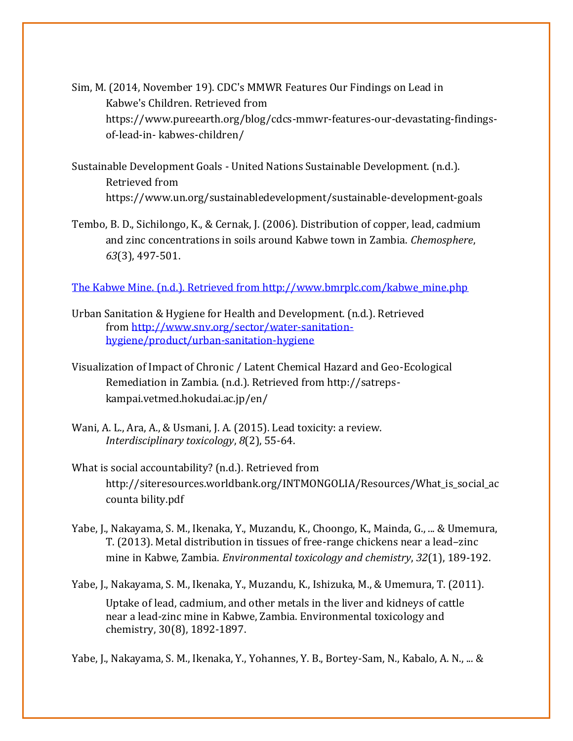Sim, M. (2014, November 19). CDC's MMWR Features Our Findings on Lead in Kabwe's Children. Retrieved from https://www.pureearth.org/blog/cdcs-mmwr-features-our-devastating-findings-of-lead-in- kabwes-children/

Sustainable Development Goals - United Nations Sustainable Development. (n.d.). Retrieved from https://www.un.org/sustainabledevelopment/sustainable-development-goals

Tembo, B. D., Sichilongo, K., & Cernak, J. (2006). Distribution of copper, lead, cadmium and zinc concentrations in soils around Kabwe town in Zambia. *Chemosphere*, *63*(3), 497-501.

The Kabwe Mine. (n.d.). Retrieved from http://www.bmrplc.com/kabwe_mine.php

Urban Sanitation & Hygiene for Health and Development. (n.d.). Retrieved from http://www.snv.org/sector/water-sanitation-hygiene/product/urban-sanitation-hygiene

Visualization of Impact of Chronic / Latent Chemical Hazard and Geo-Ecological Remediation in Zambia. (n.d.). Retrieved from http://satreps-kampai.vetmed.hokudai.ac.jp/en/

Wani, A. L., Ara, A., & Usmani, J. A. (2015). Lead toxicity: a review. *Interdisciplinary toxicology*, *8*(2), 55-64.

What is social accountability? (n.d.). Retrieved from http://siteresources.worldbank.org/INTMONGOLIA/Resources/What_is_social_accounta bility.pdf

Yabe, J., Nakayama, S. M., Ikenaka, Y., Muzandu, K., Choongo, K., Mainda, G., ... & Umemura, T. (2013). Metal distribution in tissues of free-range chickens near a lead–zinc mine in Kabwe, Zambia. *Environmental toxicology and chemistry*, *32*(1), 189-192.

Yabe, J., Nakayama, S. M., Ikenaka, Y., Muzandu, K., Ishizuka, M., & Umemura, T. (2011). Uptake of lead, cadmium, and other metals in the liver and kidneys of cattle near a lead-zinc mine in Kabwe, Zambia. Environmental toxicology and chemistry, 30(8), 1892-1897.

Yabe, J., Nakayama, S. M., Ikenaka, Y., Yohannes, Y. B., Bortey-Sam, N., Kabalo, A. N., ... &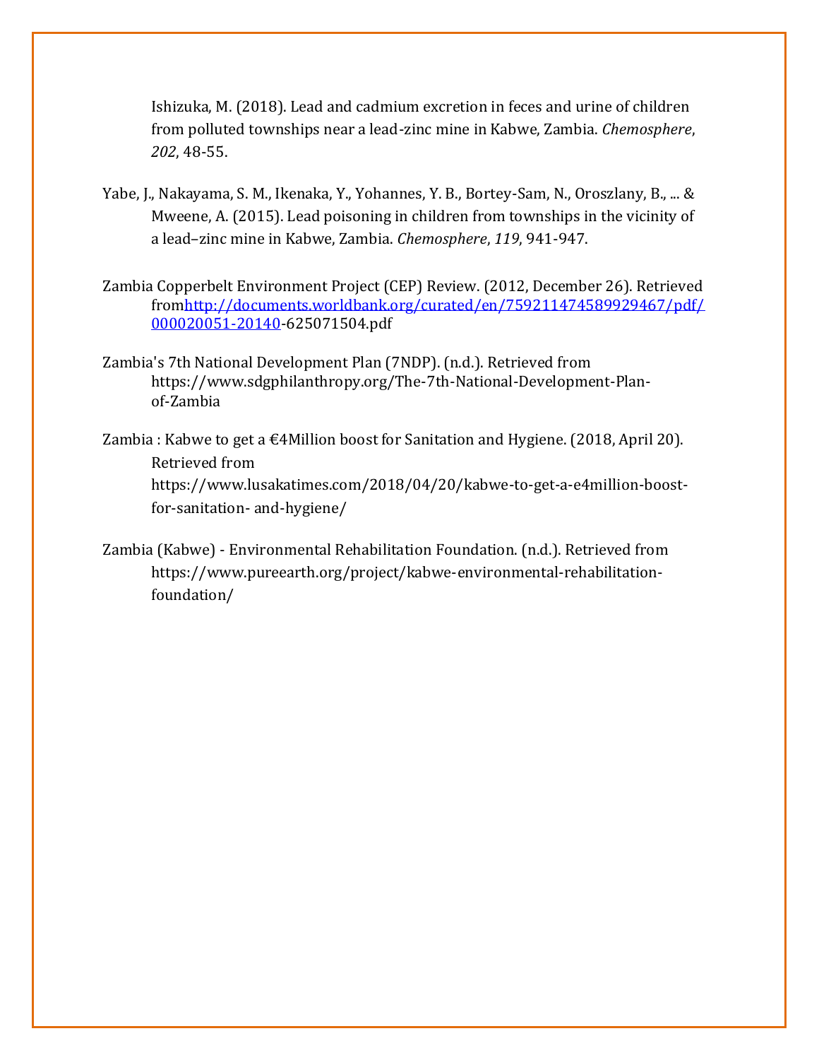Ishizuka, M. (2018). Lead and cadmium excretion in feces and urine of children from polluted townships near a lead-zinc mine in Kabwe, Zambia. *Chemosphere*, *202*, 48-55.

Yabe, J., Nakayama, S. M., Ikenaka, Y., Yohannes, Y. B., Bortey-Sam, N., Oroszlany, B., ... & Mweene, A. (2015). Lead poisoning in children from townships in the vicinity of a lead–zinc mine in Kabwe, Zambia. *Chemosphere*, *119*, 941-947.

Zambia Copperbelt Environment Project (CEP) Review. (2012, December 26). Retrieved from[http://documents.worldbank.org/curated/en/759211474589929467/pdf/000020051-20140](http://documents.worldbank.org/curated/en/759211474589929467/pdf/000020051-20140)-625071504.pdf

Zambia's 7th National Development Plan (7NDP). (n.d.). Retrieved from https://www.sdgphilanthropy.org/The-7th-National-Development-Plan-of-Zambia

Zambia : Kabwe to get a €4Million boost for Sanitation and Hygiene. (2018, April 20). Retrieved from https://www.lusakatimes.com/2018/04/20/kabwe-to-get-a-e4million-boost-for-sanitation- and-hygiene/

Zambia (Kabwe) - Environmental Rehabilitation Foundation. (n.d.). Retrieved from https://www.pureearth.org/project/kabwe-environmental-rehabilitation-foundation/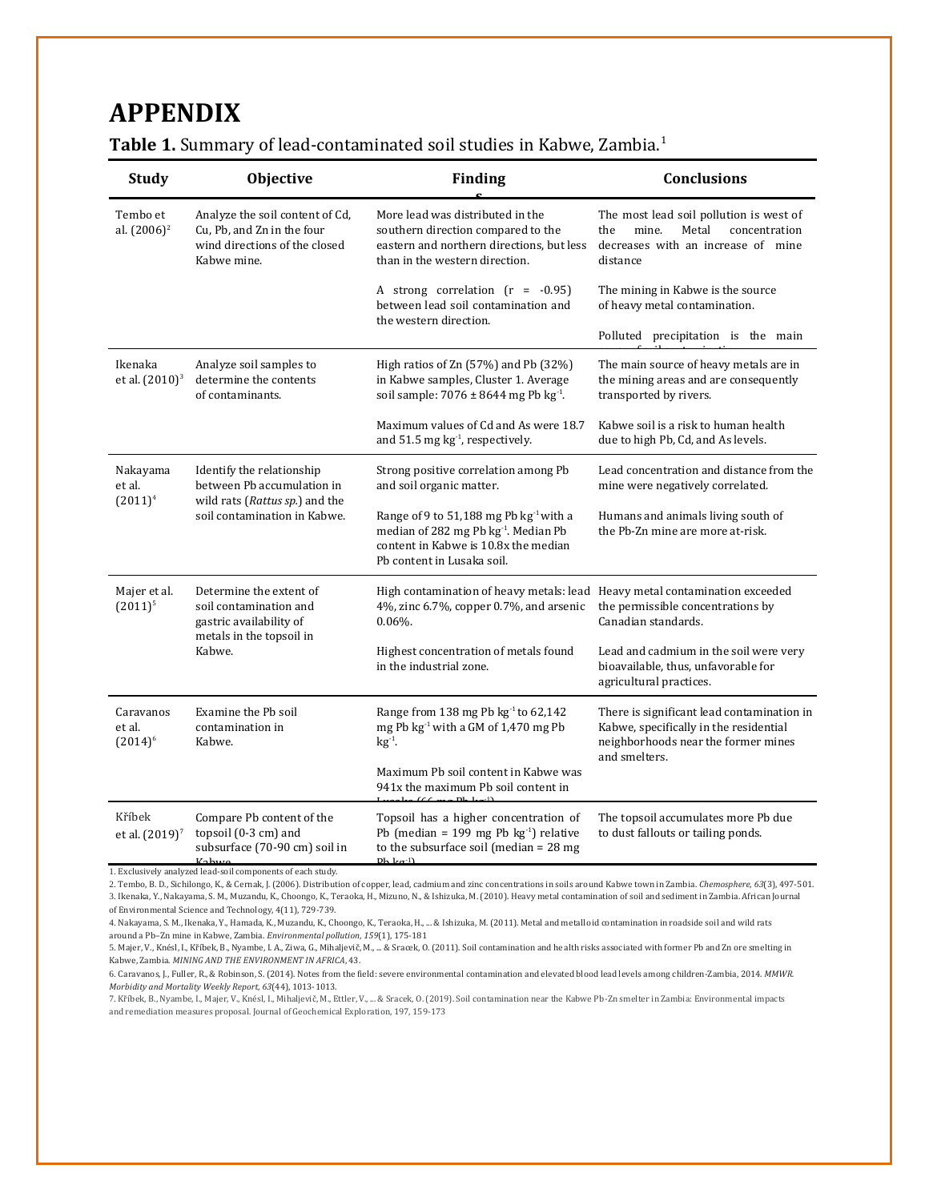# APPENDIX

**Table 1.** Summary of lead-contaminated soil studies in Kabwe, Zambia.[1]

| Study | Objective | Findings | Conclusions |
|---|---|---|---|
| Tembo et al. (2006)[2] | Analyze the soil content of Cd, Cu, Pb, and Zn in the four wind directions of the closed Kabwe mine. | More lead was distributed in the southern direction compared to the eastern and northern directions, but less than in the western direction. | The most lead soil pollution is west of the mine. Metal concentration decreases with an increase of mine distance |
| | | A strong correlation (r = -0.95) between lead soil contamination and the western direction. | The mining in Kabwe is the source of heavy metal contamination. |
| | | | Polluted precipitation is the main source of soil contamination. |
| Ikenaka et al. (2010)[3] | Analyze soil samples to determine the contents of contaminants. | High ratios of Zn (57%) and Pb (32%) in Kabwe samples, Cluster 1. Average soil sample: 7076 ± 8644 mg Pb $kg^{-1}$. | The main source of heavy metals are in the mining areas and are consequently transported by rivers. |
| | | Maximum values of Cd and As were 18.7 and 51.5 mg $kg^{-1}$, respectively. | Kabwe soil is a risk to human health due to high Pb, Cd, and As levels. |
| Nakayama et al. (2011)[4] | Identify the relationship between Pb accumulation in wild rats (*Rattus sp.*) and the soil contamination in Kabwe. | Strong positive correlation among Pb and soil organic matter. | Lead concentration and distance from the mine were negatively correlated. |
| | | Range of 9 to 51,188 mg Pb $kg^{-1}$ with a median of 282 mg Pb $kg^{-1}$. Median Pb content in Kabwe is 10.8x the median Pb content in Lusaka soil. | Humans and animals living south of the Pb-Zn mine are more at-risk. |
| Majer et al. (2011)[5] | Determine the extent of soil contamination and gastric availability of metals in the topsoil in Kabwe. | High contamination of heavy metals: lead 4%, zinc 6.7%, copper 0.7%, and arsenic 0.06%. | Heavy metal contamination exceeded the permissible concentrations by Canadian standards. |
| | | Highest concentration of metals found in the industrial zone. | Lead and cadmium in the soil were very bioavailable, thus, unfavorable for agricultural practices. |
| Caravanos et al. (2014)[6] | Examine the Pb soil contamination in Kabwe. | Range from 138 mg Pb $kg^{-1}$ to 62,142 mg Pb $kg^{-1}$ with a GM of 1,470 mg Pb $kg^{-1}$. | There is significant lead contamination in Kabwe, specifically in the residential neighborhoods near the former mines and smelters. |
| | | Maximum Pb soil content in Kabwe was 941x the maximum Pb soil content in Lusaka (66 mg Pb $kg^{-1}$). | |
| Kříbek et al. (2019)[7] | Compare Pb content of the topsoil (0-3 cm) and subsurface (70-90 cm) soil in Kabwe. | Topsoil has a higher concentration of Pb (median = 199 mg Pb $kg^{-1}$) relative to the subsurface soil (median = 28 mg Pb $kg^{-1}$). | The topsoil accumulates more Pb due to dust fallouts or tailing ponds. |

1. Exclusively analyzed lead-soil components of each study.
2. Tembo, B. D., Sichilongo, K., & Cernak, J. (2006). Distribution of copper, lead, cadmium and zinc concentrations in soils around Kabwe town in Zambia. *Chemosphere*, *63*(3), 497-501.
3. Ikenaka, Y., Nakayama, S. M., Muzandu, K., Choongo, K., Teraoka, H., Mizuno, N., & Ishizuka, M. (2010). Heavy metal contamination of soil and sediment in Zambia. African Journal of Environmental Science and Technology, 4(11), 729-739.
4. Nakayama, S. M., Ikenaka, Y., Hamada, K., Muzandu, K., Choongo, K., Teraoka, H., ... & Ishizuka, M. (2011). Metal and metalloid contamination in roadside soil and wild rats around a Pb–Zn mine in Kabwe, Zambia. *Environmental pollution*, *159*(1), 175-181
5. Majer, V., Knésl, I., Kříbek, B., Nyambe, I. A., Ziwa, G., Mihaljevič, M., ... & Sracek, O. (2011). Soil contamination and health risks associated with former Pb and Zn ore smelting in Kabwe, Zambia. *MINING AND THE ENVIRONMENT IN AFRICA*, 43.
6. Caravanos, J., Fuller, R., & Robinson, S. (2014). Notes from the field: severe environmental contamination and elevated blood lead levels among children-Zambia, 2014. *MMWR. Morbidity and Mortality Weekly Report*, *63*(44), 1013-1013.
7. Kříbek, B., Nyambe, I., Majer, V., Knésl, I., Mihaljevič, M., Ettler, V., ... & Sracek, O. (2019). Soil contamination near the Kabwe Pb-Zn smelter in Zambia: Environmental impacts and remediation measures proposal. Journal of Geochemical Exploration, 197, 159-173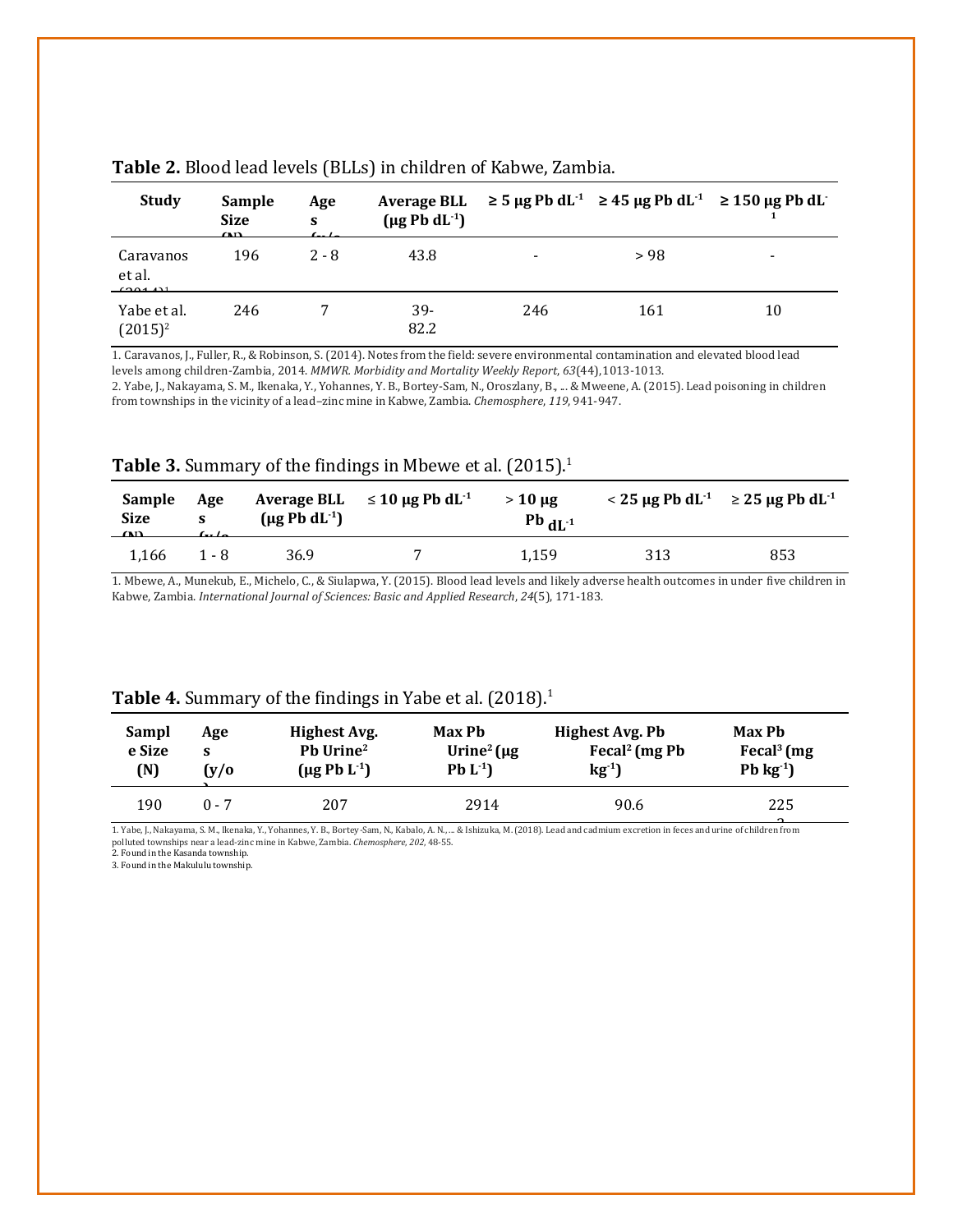**Table 2.** Blood lead levels (BLLs) in children of Kabwe, Zambia.

| Study | Sample Size (N) | Ages (y/o) | Average BLL (μg Pb $dL^{-1}$) | ≥ 5 μg Pb $dL^{-1}$ | ≥ 45 μg Pb $dL^{-1}$ | ≥ 150 μg Pb $dL^{-1}$ |
|---|---|---|---|---|---|---|
| Caravanos et al. (2014)[1] | 196 | 2 - 8 | 43.8 | - | > 98 | - |
| Yabe et al. (2015)[2] | 246 | 7 | 39-82.2 | 246 | 161 | 10 |

1. Caravanos, J., Fuller, R., & Robinson, S. (2014). Notes from the field: severe environmental contamination and elevated blood lead levels among children-Zambia, 2014. *MMWR. Morbidity and Mortality Weekly Report*, *63*(44),1013-1013.
2. Yabe, J., Nakayama, S. M., Ikenaka, Y., Yohannes, Y. B., Bortey-Sam, N., Oroszlany, B., ... & Mweene, A. (2015). Lead poisoning in children from townships in the vicinity of a lead–zinc mine in Kabwe, Zambia. *Chemosphere*, *119*, 941-947.

**Table 3.** Summary of the findings in Mbewe et al. (2015).[1]

| Sample Size (N) | Ages (y/o) | Average BLL (μg Pb $dL^{-1}$) | ≤ 10 μg Pb $dL^{-1}$ | > 10 μg Pb $dL^{-1}$ | < 25 μg Pb $dL^{-1}$ | ≥ 25 μg Pb $dL^{-1}$ |
|---|---|---|---|---|---|---|
| 1,166 | 1 - 8 | 36.9 | 7 | 1,159 | 313 | 853 |

1. Mbewe, A., Munekub, E., Michelo, C., & Siulapwa, Y. (2015). Blood lead levels and likely adverse health outcomes in under five children in Kabwe, Zambia. *International Journal of Sciences: Basic and Applied Research*, *24*(5), 171-183.

**Table 4.** Summary of the findings in Yabe et al. (2018).[1]

| Sample Size (N) | Ages (y/o) | Highest Avg. Pb Urine[2] (μg Pb $L^{-1}$) | Max Pb Urine[2] (μg Pb $L^{-1}$) | Highest Avg. Pb Fecal[2] (mg Pb $kg^{-1}$) | Max Pb Fecal[3] (mg Pb $kg^{-1}$) |
|---|---|---|---|---|---|
| 190 | 0 - 7 | 207 | 2914 | 90.6 | 2253 |

1. Yabe, J., Nakayama, S. M., Ikenaka, Y., Yohannes, Y. B., Bortey-Sam, N., Kabalo, A. N., ... & Ishizuka, M. (2018). Lead and cadmium excretion in feces and urine of children from polluted townships near a lead-zinc mine in Kabwe, Zambia. *Chemosphere*, *202*, 48-55.
2. Found in the Kasanda township.
3. Found in the Makululu township.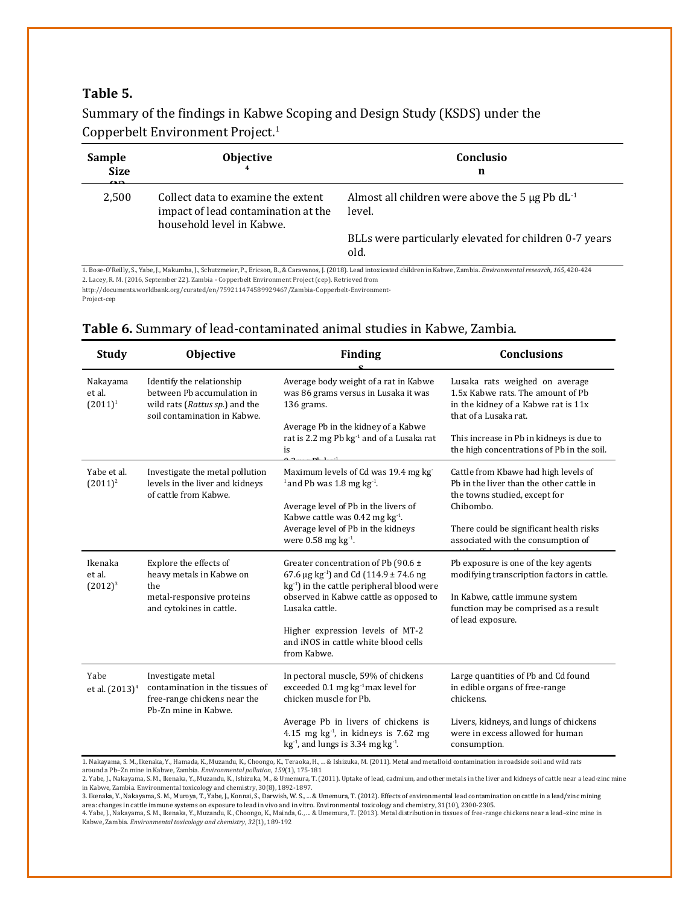**Table 5.**

Summary of the findings in Kabwe Scoping and Design Study (KSDS) under the Copperbelt Environment Project.[1]

| Sample Size (N) | Objective[4] | Conclusion |
|---|---|---|
| 2,500 | Collect data to examine the extent impact of lead contamination at the household level in Kabwe. | Almost all children were above the 5 μg Pb $dL^{-1}$ level.<br><br>BLLs were particularly elevated for children 0-7 years old. |

1. Bose-O'Reilly, S., Yabe, J., Makumba, J., Schutzmeier, P., Ericson, B., & Caravanos, J. (2018). Lead intoxicated children in Kabwe, Zambia. *Environmental research*, *165*, 420-424
2. Lacey, R. M. (2016, September 22). Zambia - Copperbelt Environment Project (cep). Retrieved from http://documents.worldbank.org/curated/en/759211474589929467/Zambia-Copperbelt-Environment-Project-cep

**Table 6.** Summary of lead-contaminated animal studies in Kabwe, Zambia.

| Study | Objective | Findings | Conclusions |
|---|---|---|---|
| Nakayama et al. (2011)[1] | Identify the relationship between Pb accumulation in wild rats (*Rattus sp.*) and the soil contamination in Kabwe. | Average body weight of a rat in Kabwe was 86 grams versus in Lusaka it was 136 grams.<br><br>Average Pb in the kidney of a Kabwe rat is 2.2 mg Pb $kg^{-1}$ and of a Lusaka rat is 0.2 mg Pb $kg^{-1}$ | Lusaka rats weighed on average 1.5x Kabwe rats. The amount of Pb in the kidney of a Kabwe rat is 11x that of a Lusaka rat.<br><br>This increase in Pb in kidneys is due to the high concentrations of Pb in the soil. |
| Yabe et al. (2011)[2] | Investigate the metal pollution levels in the liver and kidneys of cattle from Kabwe. | Maximum levels of Cd was 19.4 mg $kg^{-1}$ and Pb was 1.8 mg $kg^{-1}$.<br><br>Average level of Pb in the livers of Kabwe cattle was 0.42 mg $kg^{-1}$.<br>Average level of Pb in the kidneys were 0.58 mg $kg^{-1}$. | Cattle from Kbawe had high levels of Pb in the liver than the other cattle in the towns studied, except for Chibombo.<br><br>There could be significant health risks associated with the consumption of cattle offal near the mine. |
| Ikenaka et al. (2012)[3] | Explore the effects of heavy metals in Kabwe on the metal-responsive proteins and cytokines in cattle. | Greater concentration of Pb (90.6 ± 67.6 μg $kg^{-1}$) and Cd (114.9 ± 74.6 ng $kg^{-1}$) in the cattle peripheral blood were observed in Kabwe cattle as opposed to Lusaka cattle.<br><br>Higher expression levels of MT-2 and iNOS in cattle white blood cells from Kabwe. | Pb exposure is one of the key agents modifying transcription factors in cattle.<br><br>In Kabwe, cattle immune system function may be comprised as a result of lead exposure. |
| Yabe et al. (2013)[4] | Investigate metal contamination in the tissues of free-range chickens near the Pb-Zn mine in Kabwe. | In pectoral muscle, 59% of chickens exceeded 0.1 mg $kg^{-1}$ max level for chicken muscle for Pb.<br><br>Average Pb in livers of chickens is 4.15 mg $kg^{-1}$, in kidneys is 7.62 mg $kg^{-1}$, and lungs is 3.34 mg $kg^{-1}$. | Large quantities of Pb and Cd found in edible organs of free-range chickens.<br><br>Livers, kidneys, and lungs of chickens were in excess allowed for human consumption. |

1. Nakayama, S. M., Ikenaka, Y., Hamada, K., Muzandu, K., Choongo, K., Teraoka, H., ... & Ishizuka, M. (2011). Metal and metalloid contamination in roadside soil and wild rats around a Pb–Zn mine in Kabwe, Zambia. *Environmental pollution*, *159*(1), 175-181
2. Yabe, J., Nakayama, S. M., Ikenaka, Y., Muzandu, K., Ishizuka, M., & Umemura, T. (2011). Uptake of lead, cadmium, and other metals in the liver and kidneys of cattle near a lead-zinc mine in Kabwe, Zambia. Environmental toxicology and chemistry, 30(8), 1892-1897.
3. Ikenaka, Y., Nakayama, S. M., Muroya, T., Yabe, J., Konnai, S., Darwish, W. S., ... & Umemura, T. (2012). Effects of environmental lead contamination on cattle in a lead/zinc mining area: changes in cattle immune systems on exposure to lead in vivo and in vitro. Environmental toxicology and chemistry, 31(10), 2300-2305.
4. Yabe, J., Nakayama, S. M., Ikenaka, Y., Muzandu, K., Choongo, K., Mainda, G., ... & Umemura, T. (2013). Metal distribution in tissues of free-range chickens near a lead–zinc mine in Kabwe, Zambia. *Environmental toxicology and chemistry*, *32*(1), 189-192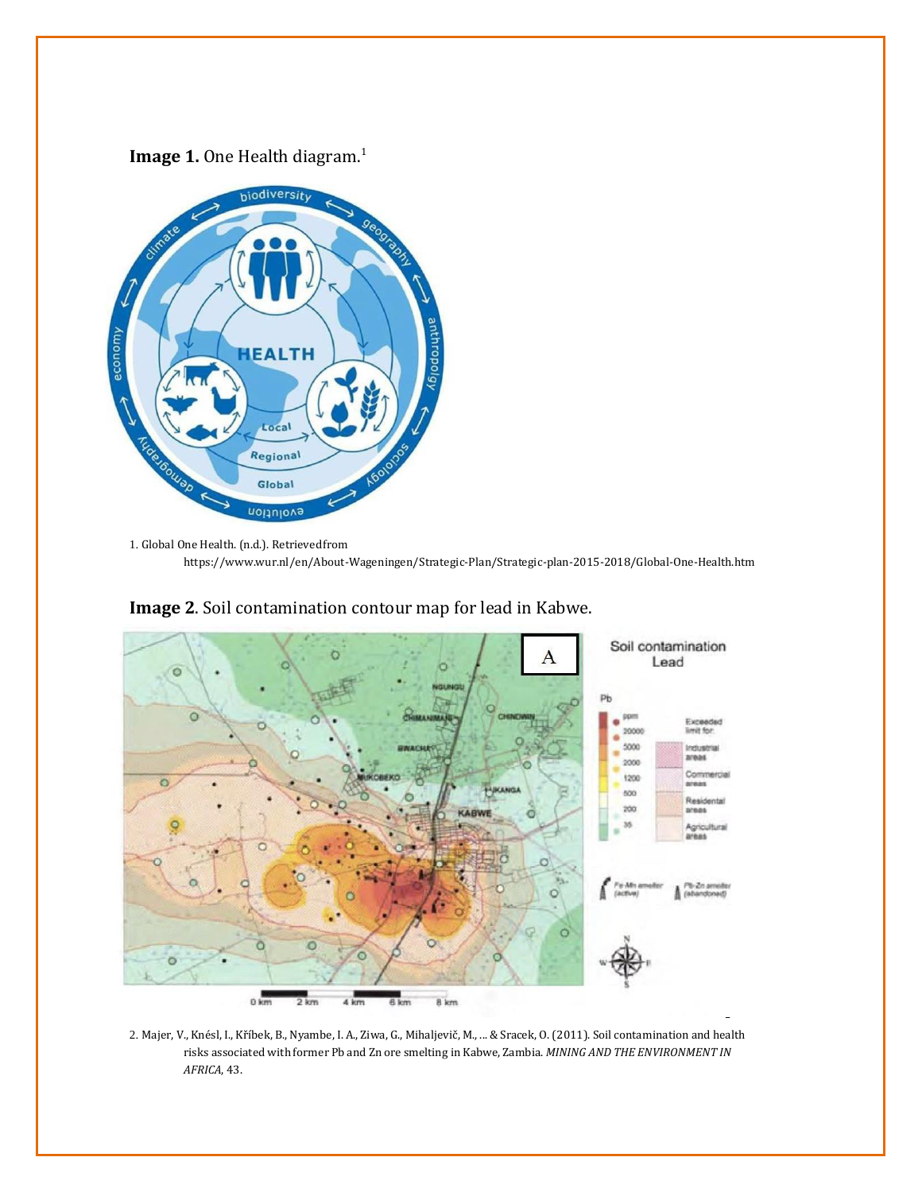**Image 1.** One Health diagram.[1]

biodiversity
geography
anthropology
sociology
evolution
demography
economy
climate
HEALTH
Local
Regional
Global

1. Global One Health. (n.d.). Retrieved from https://www.wur.nl/en/About-Wageningen/Strategic-Plan/Strategic-plan-2015-2018/Global-One-Health.htm

**Image 2**. Soil contamination contour map for lead in Kabwe.

A

Soil contamination
Lead

Pb
ppm
20000
5000
2000
1200
500
200
35

Exceeded limit for:
Industrial areas
Commercial areas
Residential areas
Agricultural areas

Fe-Mn smelter (active)
Pb-Zn smelter (abandoned)

NGUNGU
CHIMANIMANI
CHINDWIN
BWACHA
MAKOBEKO
KAMKANGA
KABWE

0 km
2 km
4 km
6 km
8 km

2. Majer, V., Knésl, I., Křĺbek, B., Nyambe, I. A., Ziwa, G., Mihaljevič, M., ... & Sracek, O. (2011). Soil contamination and health risks associated with former Pb and Zn ore smelting in Kabwe, Zambia. *MINING AND THE ENVIRONMENT IN AFRICA*, 43.